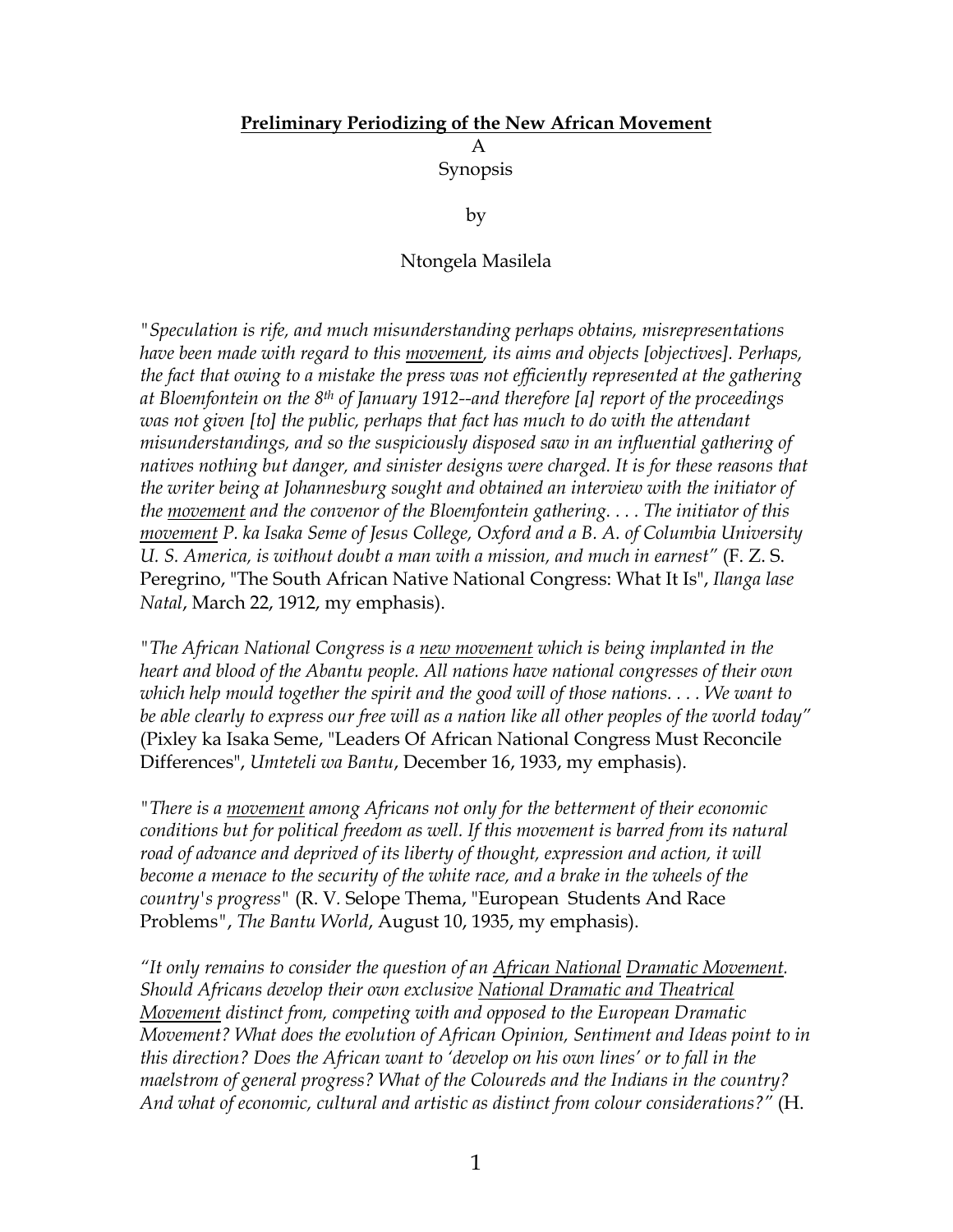**Preliminary Periodizing of the New African Movement**

A

Synopsis

by

Ntongela Masilela

*"Speculation is rife, and much misunderstanding perhaps obtains, misrepresentations have been made with regard to this* *<u>movement</u>**, its aims and objects [objectives]. Perhaps, the fact that owing to a mistake the press was not efficiently represented at the gathering at Bloemfontein on the 8th of January 1912--and therefore [a] report of the proceedings was not given [to] the public, perhaps that fact has much to do with the attendant misunderstandings, and so the suspiciously disposed saw in an influential gathering of natives nothing but danger, and sinister designs were charged. It is for these reasons that the writer being at Johannesburg sought and obtained an interview with the initiator of the* *<u>movement</u>* *and the convenor of the Bloemfontein gathering. . . . The initiator of this* *<u>movement</u>* *P. ka Isaka Seme of Jesus College, Oxford and a B. A. of Columbia University U. S. America, is without doubt a man with a mission, and much in earnest"* (F. Z. S. Peregrino, "The South African Native National Congress: What It Is", *Ilanga lase Natal*, March 22, 1912, my emphasis).

*"The African National Congress is a* *<u>new movement</u>* *which is being implanted in the heart and blood of the Abantu people. All nations have national congresses of their own which help mould together the spirit and the good will of those nations. . . . We want to be able clearly to express our free will as a nation like all other peoples of the world today"* (Pixley ka Isaka Seme, "Leaders Of African National Congress Must Reconcile Differences", *Umteteli wa Bantu*, December 16, 1933, my emphasis).

*"There is a* *<u>movement</u>* *among Africans not only for the betterment of their economic conditions but for political freedom as well. If this movement is barred from its natural road of advance and deprived of its liberty of thought, expression and action, it will become a menace to the security of the white race, and a brake in the wheels of the country's progress"* (R. V. Selope Thema, "European Students And Race Problems", *The Bantu World*, August 10, 1935, my emphasis).

*"It only remains to consider the question of an* *<u>African National</u>* *<u>Dramatic Movement</u>**. Should Africans develop their own exclusive* *<u>National Dramatic and Theatrical Movement</u>* *distinct from, competing with and opposed to the European Dramatic Movement? What does the evolution of African Opinion, Sentiment and Ideas point to in this direction? Does the African want to 'develop on his own lines' or to fall in the maelstrom of general progress? What of the Coloureds and the Indians in the country? And what of economic, cultural and artistic as distinct from colour considerations?"* (H.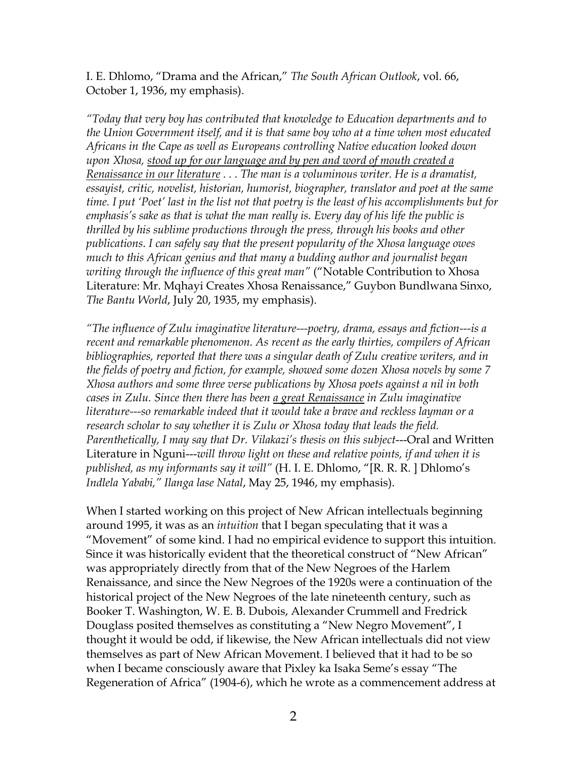I. E. Dhlomo, "Drama and the African," *The South African Outlook*, vol. 66, October 1, 1936, my emphasis).

*"Today that very boy has contributed that knowledge to Education departments and to the Union Government itself, and it is that same boy who at a time when most educated Africans in the Cape as well as Europeans controlling Native education looked down upon Xhosa, <u>stood up for our language and by pen and word of mouth created a Renaissance in our literature</u> . . . The man is a voluminous writer. He is a dramatist, essayist, critic, novelist, historian, humorist, biographer, translator and poet at the same time. I put 'Poet' last in the list not that poetry is the least of his accomplishments but for emphasis's sake as that is what the man really is. Every day of his life the public is thrilled by his sublime productions through the press, through his books and other publications. I can safely say that the present popularity of the Xhosa language owes much to this African genius and that many a budding author and journalist began writing through the influence of this great man"* ("Notable Contribution to Xhosa Literature: Mr. Mqhayi Creates Xhosa Renaissance," Guybon Bundlwana Sinxo, *The Bantu World*, July 20, 1935, my emphasis).

*"The influence of Zulu imaginative literature---poetry, drama, essays and fiction---is a recent and remarkable phenomenon. As recent as the early thirties, compilers of African bibliographies, reported that there was a singular death of Zulu creative writers, and in the fields of poetry and fiction, for example, showed some dozen Xhosa novels by some 7 Xhosa authors and some three verse publications by Xhosa poets against a nil in both cases in Zulu. Since then there has been <u>a great Renaissance</u> in Zulu imaginative literature---so remarkable indeed that it would take a brave and reckless layman or a research scholar to say whether it is Zulu or Xhosa today that leads the field. Parenthetically, I may say that Dr. Vilakazi's thesis on this subject*---Oral and Written Literature in Nguni---*will throw light on these and relative points, if and when it is published, as my informants say it will"* (H. I. E. Dhlomo, "[R. R. R. ] Dhlomo's *Indlela Yababi," Ilanga lase Natal*, May 25, 1946, my emphasis).

When I started working on this project of New African intellectuals beginning around 1995, it was as an *intuition* that I began speculating that it was a "Movement" of some kind. I had no empirical evidence to support this intuition. Since it was historically evident that the theoretical construct of "New African" was appropriately directly from that of the New Negroes of the Harlem Renaissance, and since the New Negroes of the 1920s were a continuation of the historical project of the New Negroes of the late nineteenth century, such as Booker T. Washington, W. E. B. Dubois, Alexander Crummell and Fredrick Douglass posited themselves as constituting a "New Negro Movement", I thought it would be odd, if likewise, the New African intellectuals did not view themselves as part of New African Movement. I believed that it had to be so when I became consciously aware that Pixley ka Isaka Seme's essay "The Regeneration of Africa" (1904-6), which he wrote as a commencement address at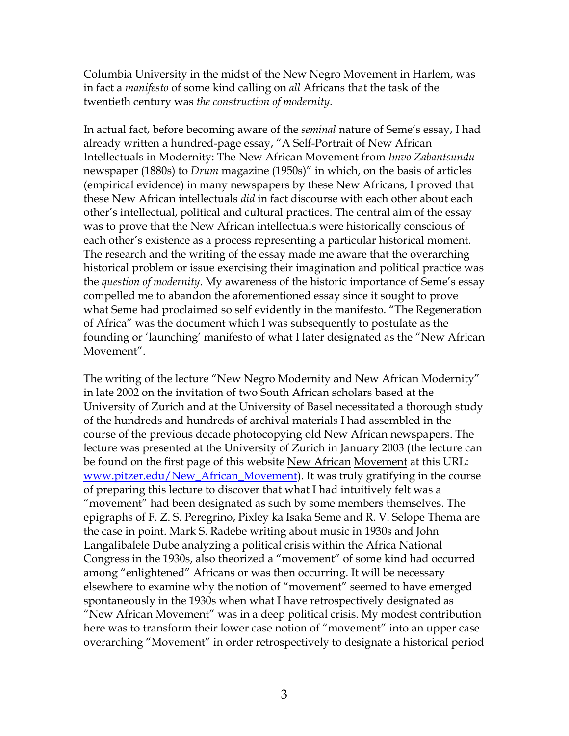Columbia University in the midst of the New Negro Movement in Harlem, was in fact a *manifesto* of some kind calling on *all* Africans that the task of the twentieth century was *the construction of modernity*.

In actual fact, before becoming aware of the *seminal* nature of Seme's essay, I had already written a hundred-page essay, "A Self-Portrait of New African Intellectuals in Modernity: The New African Movement from *Imvo Zabantsundu* newspaper (1880s) to *Drum* magazine (1950s)" in which, on the basis of articles (empirical evidence) in many newspapers by these New Africans, I proved that these New African intellectuals *did* in fact discourse with each other about each other's intellectual, political and cultural practices. The central aim of the essay was to prove that the New African intellectuals were historically conscious of each other's existence as a process representing a particular historical moment. The research and the writing of the essay made me aware that the overarching historical problem or issue exercising their imagination and political practice was the *question of modernity*. My awareness of the historic importance of Seme's essay compelled me to abandon the aforementioned essay since it sought to prove what Seme had proclaimed so self evidently in the manifesto. "The Regeneration of Africa" was the document which I was subsequently to postulate as the founding or 'launching' manifesto of what I later designated as the "New African Movement".

The writing of the lecture "New Negro Modernity and New African Modernity" in late 2002 on the invitation of two South African scholars based at the University of Zurich and at the University of Basel necessitated a thorough study of the hundreds and hundreds of archival materials I had assembled in the course of the previous decade photocopying old New African newspapers. The lecture was presented at the University of Zurich in January 2003 (the lecture can be found on the first page of this website New African Movement at this URL: [www.pitzer.edu/New_African_Movement](www.pitzer.edu/New_African_Movement)). It was truly gratifying in the course of preparing this lecture to discover that what I had intuitively felt was a "movement" had been designated as such by some members themselves. The epigraphs of F. Z. S. Peregrino, Pixley ka Isaka Seme and R. V. Selope Thema are the case in point. Mark S. Radebe writing about music in 1930s and John Langalibalele Dube analyzing a political crisis within the Africa National Congress in the 1930s, also theorized a "movement" of some kind had occurred among "enlightened" Africans or was then occurring. It will be necessary elsewhere to examine why the notion of "movement" seemed to have emerged spontaneously in the 1930s when what I have retrospectively designated as "New African Movement" was in a deep political crisis. My modest contribution here was to transform their lower case notion of "movement" into an upper case overarching "Movement" in order retrospectively to designate a historical period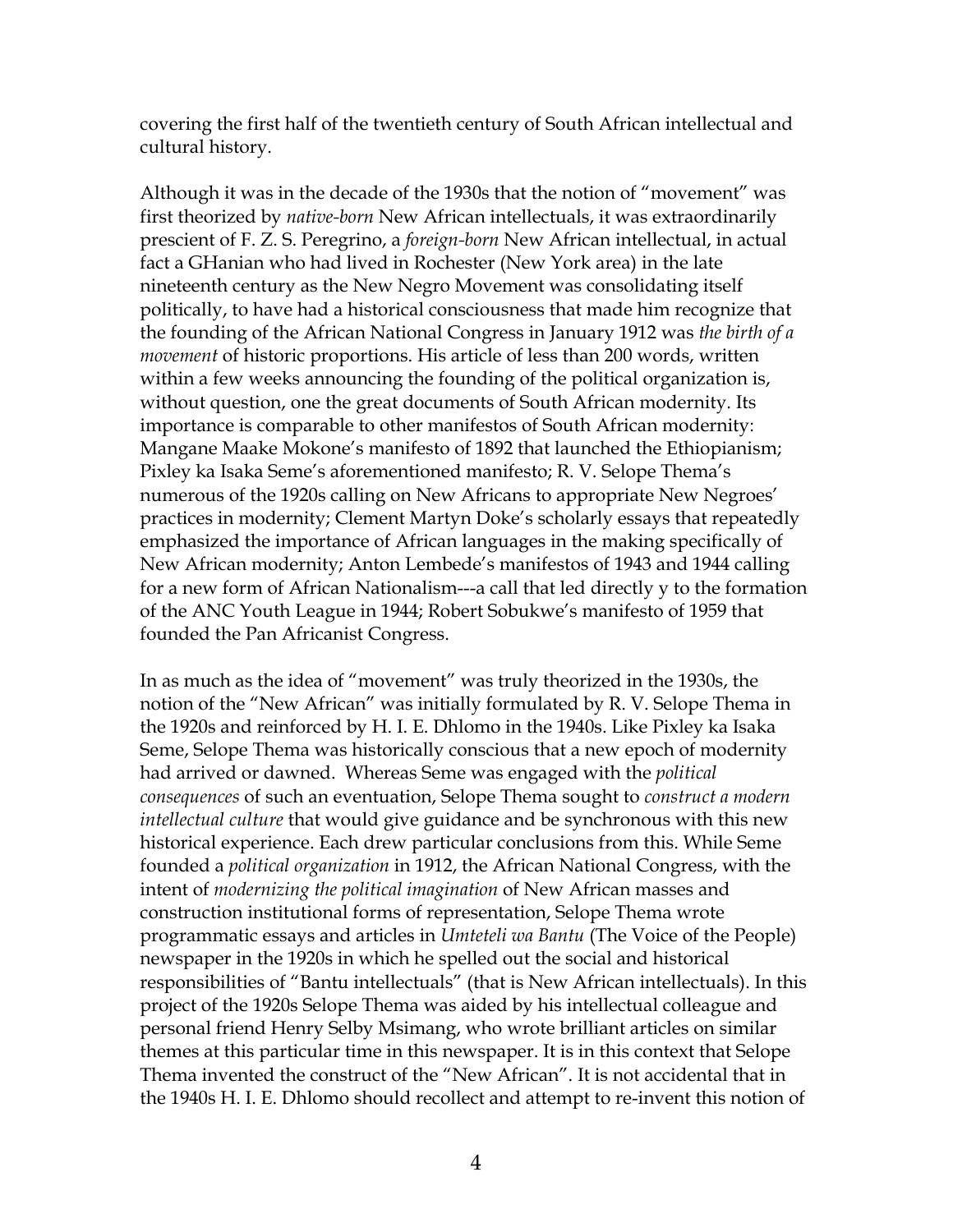covering the first half of the twentieth century of South African intellectual and cultural history.

Although it was in the decade of the 1930s that the notion of "movement" was first theorized by *native-born* New African intellectuals, it was extraordinarily prescient of F. Z. S. Peregrino, a *foreign-born* New African intellectual, in actual fact a GHanian who had lived in Rochester (New York area) in the late nineteenth century as the New Negro Movement was consolidating itself politically, to have had a historical consciousness that made him recognize that the founding of the African National Congress in January 1912 was *the birth of a movement* of historic proportions. His article of less than 200 words, written within a few weeks announcing the founding of the political organization is, without question, one the great documents of South African modernity. Its importance is comparable to other manifestos of South African modernity: Mangane Maake Mokone's manifesto of 1892 that launched the Ethiopianism; Pixley ka Isaka Seme's aforementioned manifesto; R. V. Selope Thema's numerous of the 1920s calling on New Africans to appropriate New Negroes' practices in modernity; Clement Martyn Doke's scholarly essays that repeatedly emphasized the importance of African languages in the making specifically of New African modernity; Anton Lembede's manifestos of 1943 and 1944 calling for a new form of African Nationalism---a call that led directly y to the formation of the ANC Youth League in 1944; Robert Sobukwe's manifesto of 1959 that founded the Pan Africanist Congress.

In as much as the idea of "movement" was truly theorized in the 1930s, the notion of the "New African" was initially formulated by R. V. Selope Thema in the 1920s and reinforced by H. I. E. Dhlomo in the 1940s. Like Pixley ka Isaka Seme, Selope Thema was historically conscious that a new epoch of modernity had arrived or dawned. Whereas Seme was engaged with the *political consequences* of such an eventuation, Selope Thema sought to *construct a modern intellectual culture* that would give guidance and be synchronous with this new historical experience. Each drew particular conclusions from this. While Seme founded a *political organization* in 1912, the African National Congress, with the intent of *modernizing the political imagination* of New African masses and construction institutional forms of representation, Selope Thema wrote programmatic essays and articles in *Umteteli wa Bantu* (The Voice of the People) newspaper in the 1920s in which he spelled out the social and historical responsibilities of "Bantu intellectuals" (that is New African intellectuals). In this project of the 1920s Selope Thema was aided by his intellectual colleague and personal friend Henry Selby Msimang, who wrote brilliant articles on similar themes at this particular time in this newspaper. It is in this context that Selope Thema invented the construct of the "New African". It is not accidental that in the 1940s H. I. E. Dhlomo should recollect and attempt to re-invent this notion of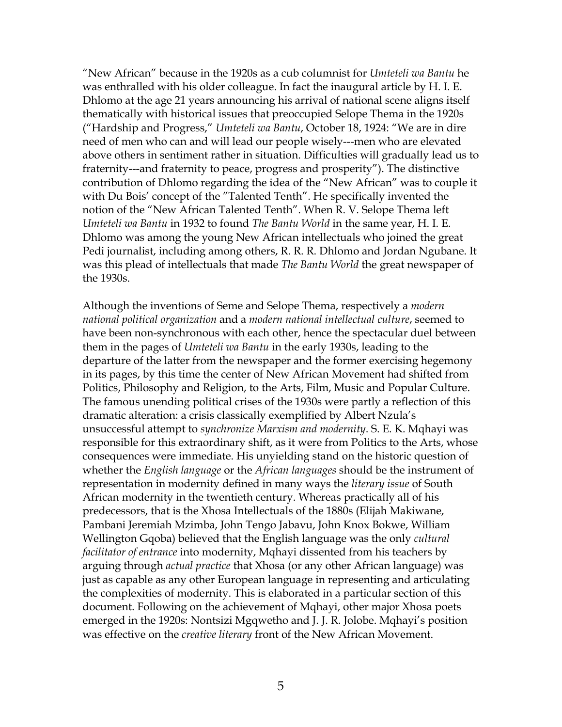"New African" because in the 1920s as a cub columnist for *Umteteli wa Bantu* he was enthralled with his older colleague. In fact the inaugural article by H. I. E. Dhlomo at the age 21 years announcing his arrival of national scene aligns itself thematically with historical issues that preoccupied Selope Thema in the 1920s ("Hardship and Progress," *Umteteli wa Bantu*, October 18, 1924: "We are in dire need of men who can and will lead our people wisely---men who are elevated above others in sentiment rather in situation. Difficulties will gradually lead us to fraternity---and fraternity to peace, progress and prosperity"). The distinctive contribution of Dhlomo regarding the idea of the "New African" was to couple it with Du Bois' concept of the "Talented Tenth". He specifically invented the notion of the "New African Talented Tenth". When R. V. Selope Thema left *Umteteli wa Bantu* in 1932 to found *The Bantu World* in the same year, H. I. E. Dhlomo was among the young New African intellectuals who joined the great Pedi journalist, including among others, R. R. R. Dhlomo and Jordan Ngubane. It was this plead of intellectuals that made *The Bantu World* the great newspaper of the 1930s.

Although the inventions of Seme and Selope Thema, respectively a *modern national political organization* and a *modern national intellectual culture*, seemed to have been non-synchronous with each other, hence the spectacular duel between them in the pages of *Umteteli wa Bantu* in the early 1930s, leading to the departure of the latter from the newspaper and the former exercising hegemony in its pages, by this time the center of New African Movement had shifted from Politics, Philosophy and Religion, to the Arts, Film, Music and Popular Culture. The famous unending political crises of the 1930s were partly a reflection of this dramatic alteration: a crisis classically exemplified by Albert Nzula's unsuccessful attempt to *synchronize Marxism and modernity*. S. E. K. Mqhayi was responsible for this extraordinary shift, as it were from Politics to the Arts, whose consequences were immediate. His unyielding stand on the historic question of whether the *English language* or the *African languages* should be the instrument of representation in modernity defined in many ways the *literary issue* of South African modernity in the twentieth century. Whereas practically all of his predecessors, that is the Xhosa Intellectuals of the 1880s (Elijah Makiwane, Pambani Jeremiah Mzimba, John Tengo Jabavu, John Knox Bokwe, William Wellington Gqoba) believed that the English language was the only *cultural facilitator of entrance* into modernity, Mqhayi dissented from his teachers by arguing through *actual practice* that Xhosa (or any other African language) was just as capable as any other European language in representing and articulating the complexities of modernity. This is elaborated in a particular section of this document. Following on the achievement of Mqhayi, other major Xhosa poets emerged in the 1920s: Nontsizi Mgqwetho and J. J. R. Jolobe. Mqhayi's position was effective on the *creative literary* front of the New African Movement.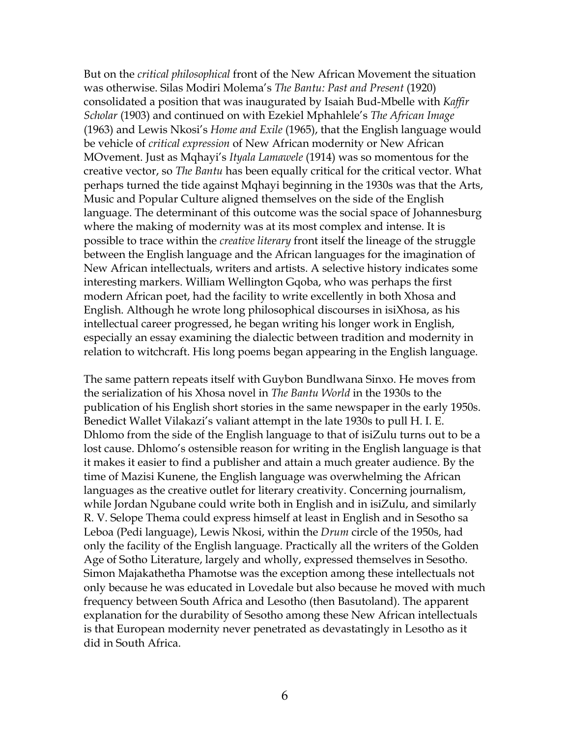But on the *critical philosophical* front of the New African Movement the situation was otherwise. Silas Modiri Molema's *The Bantu: Past and Present* (1920) consolidated a position that was inaugurated by Isaiah Bud-Mbelle with *Kaffir Scholar* (1903) and continued on with Ezekiel Mphahlele's *The African Image* (1963) and Lewis Nkosi's *Home and Exile* (1965), that the English language would be vehicle of *critical expression* of New African modernity or New African MOvement. Just as Mqhayi's *Ityala Lamawele* (1914) was so momentous for the creative vector, so *The Bantu* has been equally critical for the critical vector. What perhaps turned the tide against Mqhayi beginning in the 1930s was that the Arts, Music and Popular Culture aligned themselves on the side of the English language. The determinant of this outcome was the social space of Johannesburg where the making of modernity was at its most complex and intense. It is possible to trace within the *creative literary* front itself the lineage of the struggle between the English language and the African languages for the imagination of New African intellectuals, writers and artists. A selective history indicates some interesting markers. William Wellington Gqoba, who was perhaps the first modern African poet, had the facility to write excellently in both Xhosa and English. Although he wrote long philosophical discourses in isiXhosa, as his intellectual career progressed, he began writing his longer work in English, especially an essay examining the dialectic between tradition and modernity in relation to witchcraft. His long poems began appearing in the English language.

The same pattern repeats itself with Guybon Bundlwana Sinxo. He moves from the serialization of his Xhosa novel in *The Bantu World* in the 1930s to the publication of his English short stories in the same newspaper in the early 1950s. Benedict Wallet Vilakazi's valiant attempt in the late 1930s to pull H. I. E. Dhlomo from the side of the English language to that of isiZulu turns out to be a lost cause. Dhlomo's ostensible reason for writing in the English language is that it makes it easier to find a publisher and attain a much greater audience. By the time of Mazisi Kunene, the English language was overwhelming the African languages as the creative outlet for literary creativity. Concerning journalism, while Jordan Ngubane could write both in English and in isiZulu, and similarly R. V. Selope Thema could express himself at least in English and in Sesotho sa Leboa (Pedi language), Lewis Nkosi, within the *Drum* circle of the 1950s, had only the facility of the English language. Practically all the writers of the Golden Age of Sotho Literature, largely and wholly, expressed themselves in Sesotho. Simon Majakathetha Phamotse was the exception among these intellectuals not only because he was educated in Lovedale but also because he moved with much frequency between South Africa and Lesotho (then Basutoland). The apparent explanation for the durability of Sesotho among these New African intellectuals is that European modernity never penetrated as devastatingly in Lesotho as it did in South Africa.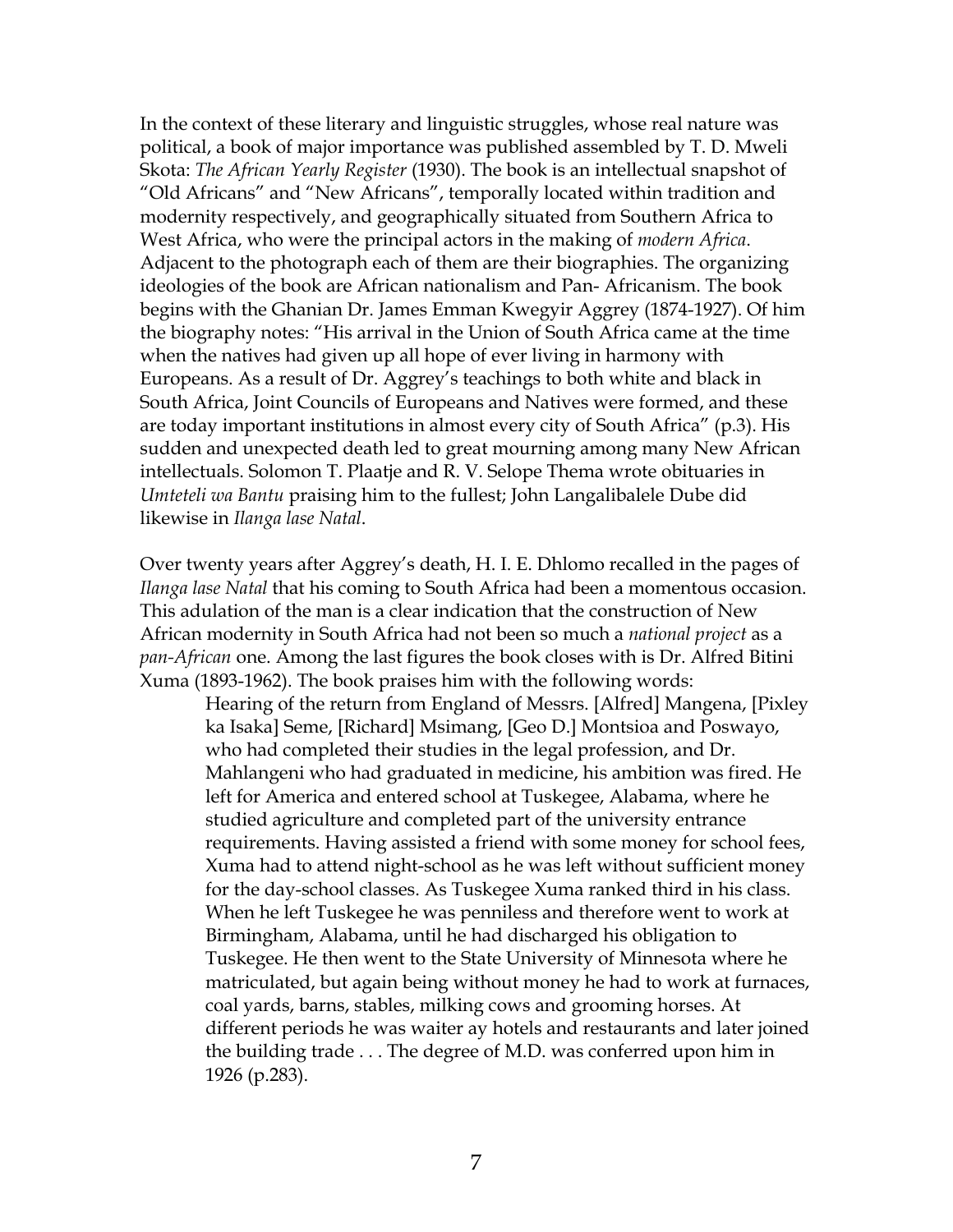In the context of these literary and linguistic struggles, whose real nature was political, a book of major importance was published assembled by T. D. Mweli Skota: *The African Yearly Register* (1930). The book is an intellectual snapshot of "Old Africans" and "New Africans", temporally located within tradition and modernity respectively, and geographically situated from Southern Africa to West Africa, who were the principal actors in the making of *modern Africa*. Adjacent to the photograph each of them are their biographies. The organizing ideologies of the book are African nationalism and Pan- Africanism. The book begins with the Ghanian Dr. James Emman Kwegyir Aggrey (1874-1927). Of him the biography notes: "His arrival in the Union of South Africa came at the time when the natives had given up all hope of ever living in harmony with Europeans. As a result of Dr. Aggrey's teachings to both white and black in South Africa, Joint Councils of Europeans and Natives were formed, and these are today important institutions in almost every city of South Africa" (p.3). His sudden and unexpected death led to great mourning among many New African intellectuals. Solomon T. Plaatje and R. V. Selope Thema wrote obituaries in *Umteteli wa Bantu* praising him to the fullest; John Langalibalele Dube did likewise in *Ilanga lase Natal*.

Over twenty years after Aggrey's death, H. I. E. Dhlomo recalled in the pages of *Ilanga lase Natal* that his coming to South Africa had been a momentous occasion. This adulation of the man is a clear indication that the construction of New African modernity in South Africa had not been so much a *national project* as a *pan-African* one. Among the last figures the book closes with is Dr. Alfred Bitini Xuma (1893-1962). The book praises him with the following words:

> Hearing of the return from England of Messrs. [Alfred] Mangena, [Pixley ka Isaka] Seme, [Richard] Msimang, [Geo D.] Montsioa and Poswayo, who had completed their studies in the legal profession, and Dr. Mahlangeni who had graduated in medicine, his ambition was fired. He left for America and entered school at Tuskegee, Alabama, where he studied agriculture and completed part of the university entrance requirements. Having assisted a friend with some money for school fees, Xuma had to attend night-school as he was left without sufficient money for the day-school classes. As Tuskegee Xuma ranked third in his class. When he left Tuskegee he was penniless and therefore went to work at Birmingham, Alabama, until he had discharged his obligation to Tuskegee. He then went to the State University of Minnesota where he matriculated, but again being without money he had to work at furnaces, coal yards, barns, stables, milking cows and grooming horses. At different periods he was waiter ay hotels and restaurants and later joined the building trade . . . The degree of M.D. was conferred upon him in 1926 (p.283).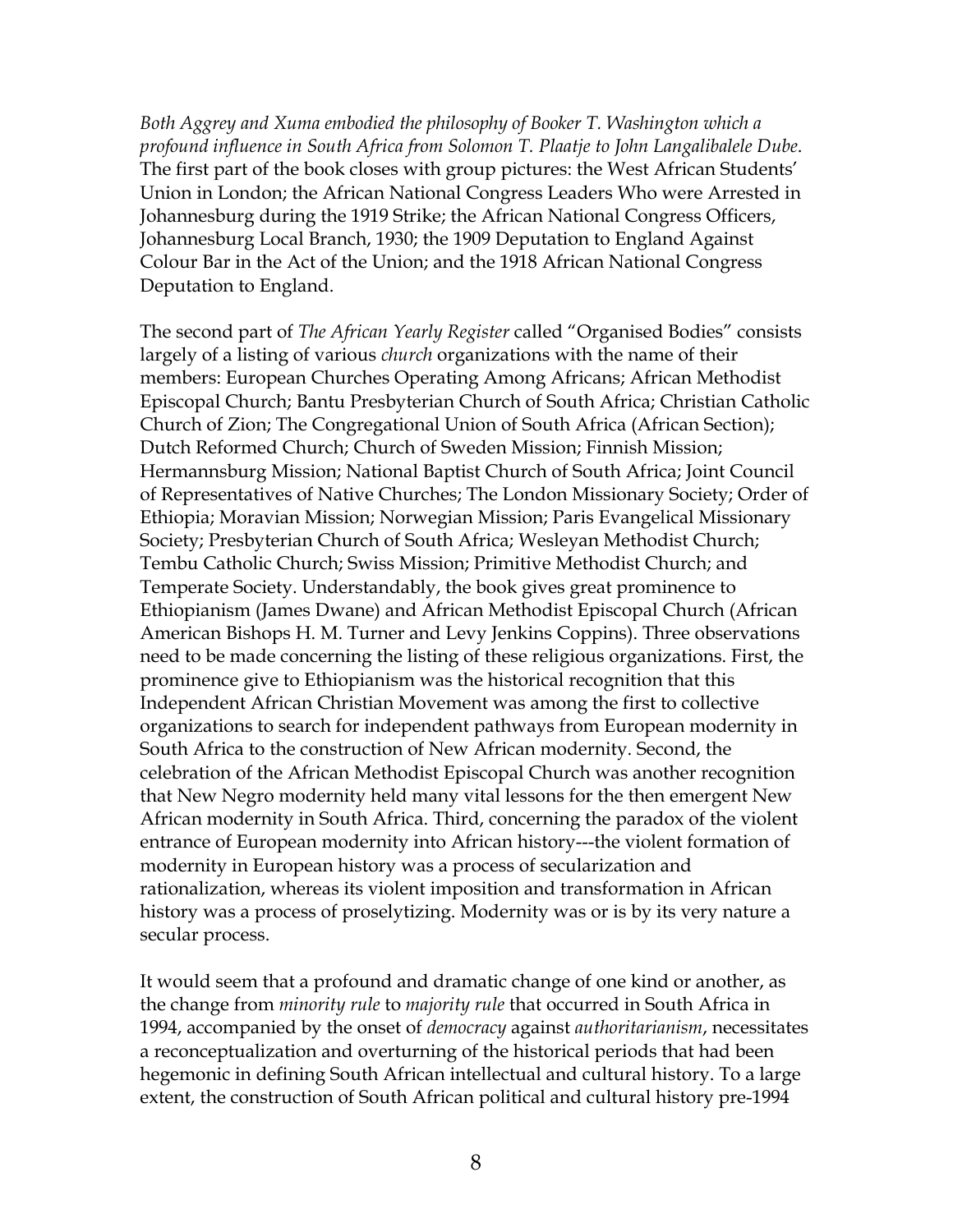*Both Aggrey and Xuma embodied the philosophy of Booker T. Washington which a profound influence in South Africa from Solomon T. Plaatje to John Langalibalele Dube.* The first part of the book closes with group pictures: the West African Students' Union in London; the African National Congress Leaders Who were Arrested in Johannesburg during the 1919 Strike; the African National Congress Officers, Johannesburg Local Branch, 1930; the 1909 Deputation to England Against Colour Bar in the Act of the Union; and the 1918 African National Congress Deputation to England.

The second part of *The African Yearly Register* called "Organised Bodies" consists largely of a listing of various *church* organizations with the name of their members: European Churches Operating Among Africans; African Methodist Episcopal Church; Bantu Presbyterian Church of South Africa; Christian Catholic Church of Zion; The Congregational Union of South Africa (African Section); Dutch Reformed Church; Church of Sweden Mission; Finnish Mission; Hermannsburg Mission; National Baptist Church of South Africa; Joint Council of Representatives of Native Churches; The London Missionary Society; Order of Ethiopia; Moravian Mission; Norwegian Mission; Paris Evangelical Missionary Society; Presbyterian Church of South Africa; Wesleyan Methodist Church; Tembu Catholic Church; Swiss Mission; Primitive Methodist Church; and Temperate Society. Understandably, the book gives great prominence to Ethiopianism (James Dwane) and African Methodist Episcopal Church (African American Bishops H. M. Turner and Levy Jenkins Coppins). Three observations need to be made concerning the listing of these religious organizations. First, the prominence give to Ethiopianism was the historical recognition that this Independent African Christian Movement was among the first to collective organizations to search for independent pathways from European modernity in South Africa to the construction of New African modernity. Second, the celebration of the African Methodist Episcopal Church was another recognition that New Negro modernity held many vital lessons for the then emergent New African modernity in South Africa. Third, concerning the paradox of the violent entrance of European modernity into African history---the violent formation of modernity in European history was a process of secularization and rationalization, whereas its violent imposition and transformation in African history was a process of proselytizing. Modernity was or is by its very nature a secular process.

It would seem that a profound and dramatic change of one kind or another, as the change from *minority rule* to *majority rule* that occurred in South Africa in 1994, accompanied by the onset of *democracy* against *authoritarianism*, necessitates a reconceptualization and overturning of the historical periods that had been hegemonic in defining South African intellectual and cultural history. To a large extent, the construction of South African political and cultural history pre-1994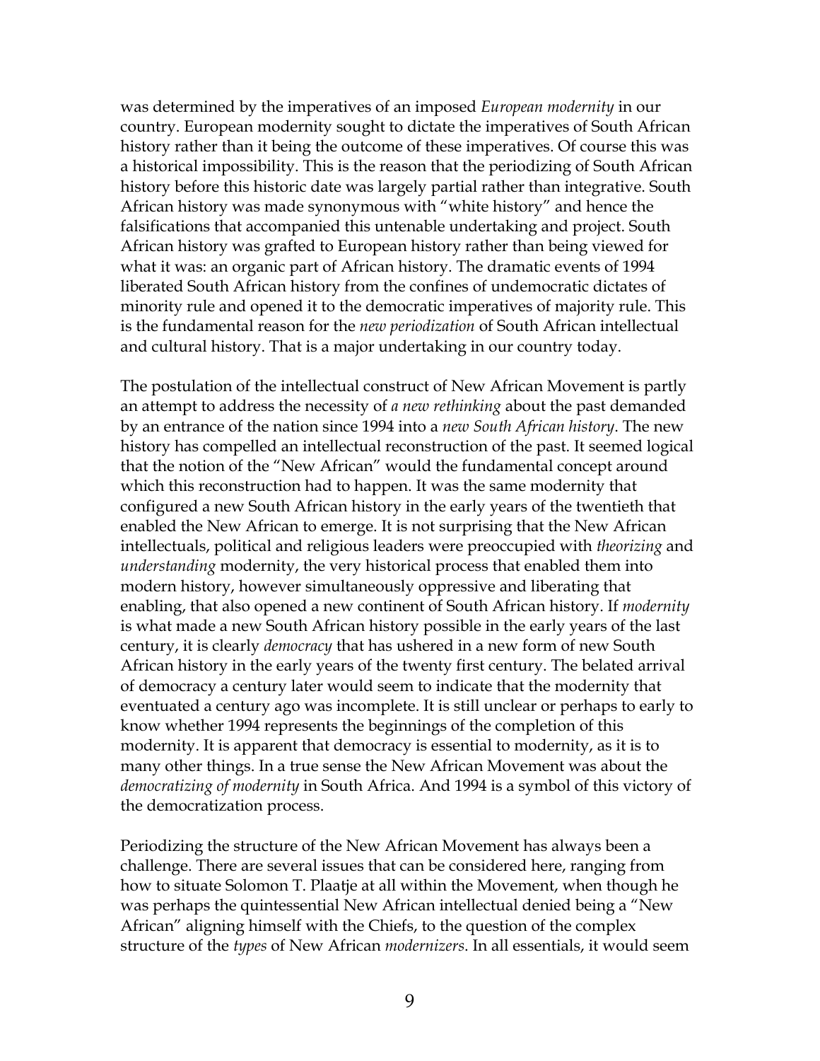was determined by the imperatives of an imposed *European modernity* in our country. European modernity sought to dictate the imperatives of South African history rather than it being the outcome of these imperatives. Of course this was a historical impossibility. This is the reason that the periodizing of South African history before this historic date was largely partial rather than integrative. South African history was made synonymous with "white history" and hence the falsifications that accompanied this untenable undertaking and project. South African history was grafted to European history rather than being viewed for what it was: an organic part of African history. The dramatic events of 1994 liberated South African history from the confines of undemocratic dictates of minority rule and opened it to the democratic imperatives of majority rule. This is the fundamental reason for the *new periodization* of South African intellectual and cultural history. That is a major undertaking in our country today.

The postulation of the intellectual construct of New African Movement is partly an attempt to address the necessity of *a new rethinking* about the past demanded by an entrance of the nation since 1994 into a *new South African history*. The new history has compelled an intellectual reconstruction of the past. It seemed logical that the notion of the "New African" would the fundamental concept around which this reconstruction had to happen. It was the same modernity that configured a new South African history in the early years of the twentieth that enabled the New African to emerge. It is not surprising that the New African intellectuals, political and religious leaders were preoccupied with *theorizing* and *understanding* modernity, the very historical process that enabled them into modern history, however simultaneously oppressive and liberating that enabling, that also opened a new continent of South African history. If *modernity* is what made a new South African history possible in the early years of the last century, it is clearly *democracy* that has ushered in a new form of new South African history in the early years of the twenty first century. The belated arrival of democracy a century later would seem to indicate that the modernity that eventuated a century ago was incomplete. It is still unclear or perhaps to early to know whether 1994 represents the beginnings of the completion of this modernity. It is apparent that democracy is essential to modernity, as it is to many other things. In a true sense the New African Movement was about the *democratizing of modernity* in South Africa. And 1994 is a symbol of this victory of the democratization process.

Periodizing the structure of the New African Movement has always been a challenge. There are several issues that can be considered here, ranging from how to situate Solomon T. Plaatje at all within the Movement, when though he was perhaps the quintessential New African intellectual denied being a "New African" aligning himself with the Chiefs, to the question of the complex structure of the *types* of New African *modernizers*. In all essentials, it would seem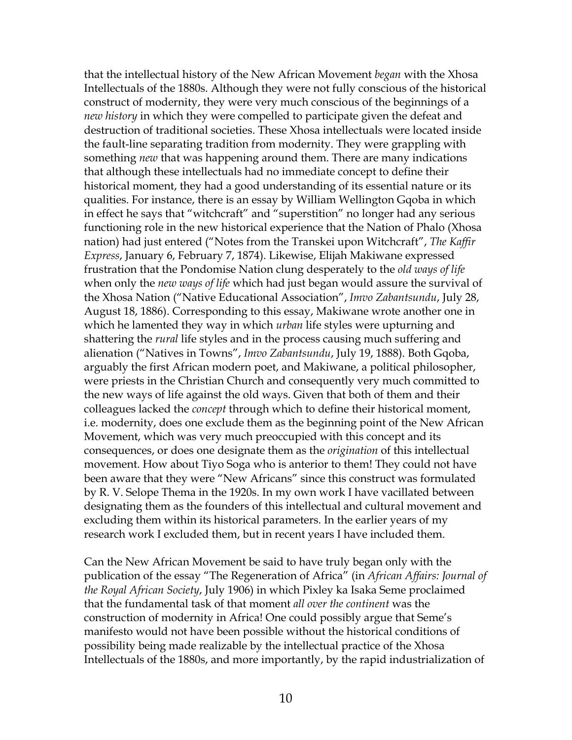that the intellectual history of the New African Movement *began* with the Xhosa Intellectuals of the 1880s. Although they were not fully conscious of the historical construct of modernity, they were very much conscious of the beginnings of a *new history* in which they were compelled to participate given the defeat and destruction of traditional societies. These Xhosa intellectuals were located inside the fault-line separating tradition from modernity. They were grappling with something *new* that was happening around them. There are many indications that although these intellectuals had no immediate concept to define their historical moment, they had a good understanding of its essential nature or its qualities. For instance, there is an essay by William Wellington Gqoba in which in effect he says that "witchcraft" and "superstition" no longer had any serious functioning role in the new historical experience that the Nation of Phalo (Xhosa nation) had just entered ("Notes from the Transkei upon Witchcraft", *The Kaffir Express*, January 6, February 7, 1874). Likewise, Elijah Makiwane expressed frustration that the Pondomise Nation clung desperately to the *old ways of life* when only the *new ways of life* which had just began would assure the survival of the Xhosa Nation ("Native Educational Association", *Imvo Zabantsundu*, July 28, August 18, 1886). Corresponding to this essay, Makiwane wrote another one in which he lamented they way in which *urban* life styles were upturning and shattering the *rural* life styles and in the process causing much suffering and alienation ("Natives in Towns", *Imvo Zabantsundu*, July 19, 1888). Both Gqoba, arguably the first African modern poet, and Makiwane, a political philosopher, were priests in the Christian Church and consequently very much committed to the new ways of life against the old ways. Given that both of them and their colleagues lacked the *concept* through which to define their historical moment, i.e. modernity, does one exclude them as the beginning point of the New African Movement, which was very much preoccupied with this concept and its consequences, or does one designate them as the *origination* of this intellectual movement. How about Tiyo Soga who is anterior to them! They could not have been aware that they were "New Africans" since this construct was formulated by R. V. Selope Thema in the 1920s. In my own work I have vacillated between designating them as the founders of this intellectual and cultural movement and excluding them within its historical parameters. In the earlier years of my research work I excluded them, but in recent years I have included them.

Can the New African Movement be said to have truly began only with the publication of the essay "The Regeneration of Africa" (in *African Affairs: Journal of the Royal African Society*, July 1906) in which Pixley ka Isaka Seme proclaimed that the fundamental task of that moment *all over the continent* was the construction of modernity in Africa! One could possibly argue that Seme's manifesto would not have been possible without the historical conditions of possibility being made realizable by the intellectual practice of the Xhosa Intellectuals of the 1880s, and more importantly, by the rapid industrialization of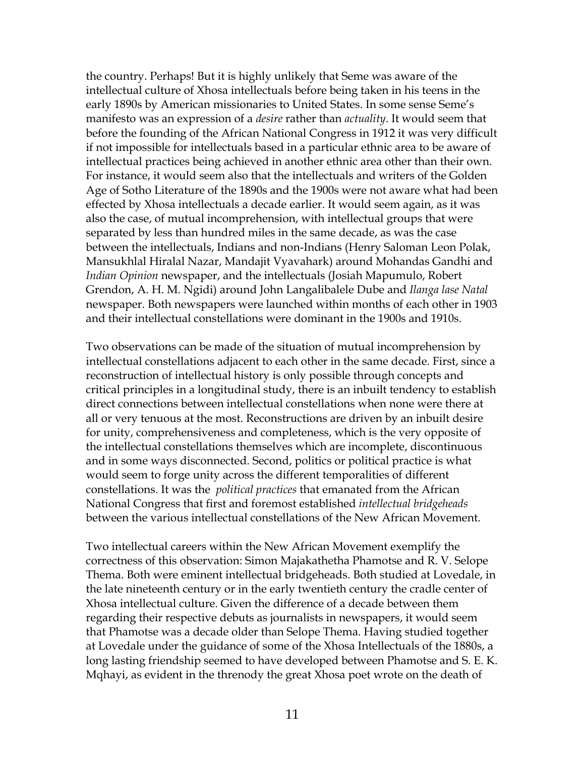the country. Perhaps! But it is highly unlikely that Seme was aware of the intellectual culture of Xhosa intellectuals before being taken in his teens in the early 1890s by American missionaries to United States. In some sense Seme's manifesto was an expression of a *desire* rather than *actuality*. It would seem that before the founding of the African National Congress in 1912 it was very difficult if not impossible for intellectuals based in a particular ethnic area to be aware of intellectual practices being achieved in another ethnic area other than their own. For instance, it would seem also that the intellectuals and writers of the Golden Age of Sotho Literature of the 1890s and the 1900s were not aware what had been effected by Xhosa intellectuals a decade earlier. It would seem again, as it was also the case, of mutual incomprehension, with intellectual groups that were separated by less than hundred miles in the same decade, as was the case between the intellectuals, Indians and non-Indians (Henry Saloman Leon Polak, Mansukhlal Hiralal Nazar, Mandajit Vyavahark) around Mohandas Gandhi and *Indian Opinion* newspaper, and the intellectuals (Josiah Mapumulo, Robert Grendon, A. H. M. Ngidi) around John Langalibalele Dube and *Ilanga lase Natal* newspaper. Both newspapers were launched within months of each other in 1903 and their intellectual constellations were dominant in the 1900s and 1910s.

Two observations can be made of the situation of mutual incomprehension by intellectual constellations adjacent to each other in the same decade. First, since a reconstruction of intellectual history is only possible through concepts and critical principles in a longitudinal study, there is an inbuilt tendency to establish direct connections between intellectual constellations when none were there at all or very tenuous at the most. Reconstructions are driven by an inbuilt desire for unity, comprehensiveness and completeness, which is the very opposite of the intellectual constellations themselves which are incomplete, discontinuous and in some ways disconnected. Second, politics or political practice is what would seem to forge unity across the different temporalities of different constellations. It was the *political practices* that emanated from the African National Congress that first and foremost established *intellectual bridgeheads* between the various intellectual constellations of the New African Movement.

Two intellectual careers within the New African Movement exemplify the correctness of this observation: Simon Majakathetha Phamotse and R. V. Selope Thema. Both were eminent intellectual bridgeheads. Both studied at Lovedale, in the late nineteenth century or in the early twentieth century the cradle center of Xhosa intellectual culture. Given the difference of a decade between them regarding their respective debuts as journalists in newspapers, it would seem that Phamotse was a decade older than Selope Thema. Having studied together at Lovedale under the guidance of some of the Xhosa Intellectuals of the 1880s, a long lasting friendship seemed to have developed between Phamotse and S. E. K. Mqhayi, as evident in the threnody the great Xhosa poet wrote on the death of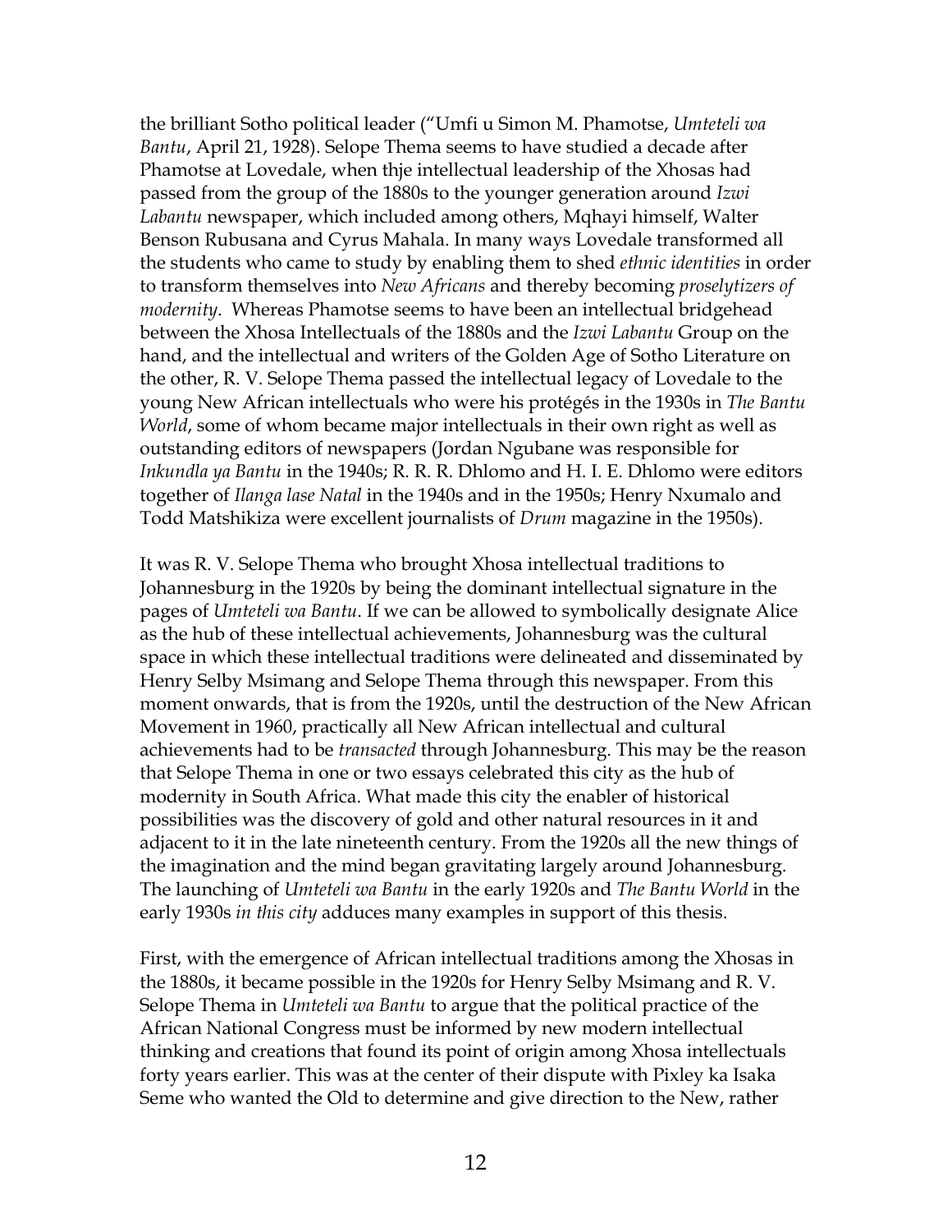the brilliant Sotho political leader ("Umfi u Simon M. Phamotse, *Umteteli wa Bantu*, April 21, 1928). Selope Thema seems to have studied a decade after Phamotse at Lovedale, when thje intellectual leadership of the Xhosas had passed from the group of the 1880s to the younger generation around *Izwi Labantu* newspaper, which included among others, Mqhayi himself, Walter Benson Rubusana and Cyrus Mahala. In many ways Lovedale transformed all the students who came to study by enabling them to shed *ethnic identities* in order to transform themselves into *New Africans* and thereby becoming *proselytizers of modernity*. Whereas Phamotse seems to have been an intellectual bridgehead between the Xhosa Intellectuals of the 1880s and the *Izwi Labantu* Group on the hand, and the intellectual and writers of the Golden Age of Sotho Literature on the other, R. V. Selope Thema passed the intellectual legacy of Lovedale to the young New African intellectuals who were his protégés in the 1930s in *The Bantu World*, some of whom became major intellectuals in their own right as well as outstanding editors of newspapers (Jordan Ngubane was responsible for *Inkundla ya Bantu* in the 1940s; R. R. R. Dhlomo and H. I. E. Dhlomo were editors together of *Ilanga lase Natal* in the 1940s and in the 1950s; Henry Nxumalo and Todd Matshikiza were excellent journalists of *Drum* magazine in the 1950s).

It was R. V. Selope Thema who brought Xhosa intellectual traditions to Johannesburg in the 1920s by being the dominant intellectual signature in the pages of *Umteteli wa Bantu*. If we can be allowed to symbolically designate Alice as the hub of these intellectual achievements, Johannesburg was the cultural space in which these intellectual traditions were delineated and disseminated by Henry Selby Msimang and Selope Thema through this newspaper. From this moment onwards, that is from the 1920s, until the destruction of the New African Movement in 1960, practically all New African intellectual and cultural achievements had to be *transacted* through Johannesburg. This may be the reason that Selope Thema in one or two essays celebrated this city as the hub of modernity in South Africa. What made this city the enabler of historical possibilities was the discovery of gold and other natural resources in it and adjacent to it in the late nineteenth century. From the 1920s all the new things of the imagination and the mind began gravitating largely around Johannesburg. The launching of *Umteteli wa Bantu* in the early 1920s and *The Bantu World* in the early 1930s *in this city* adduces many examples in support of this thesis.

First, with the emergence of African intellectual traditions among the Xhosas in the 1880s, it became possible in the 1920s for Henry Selby Msimang and R. V. Selope Thema in *Umteteli wa Bantu* to argue that the political practice of the African National Congress must be informed by new modern intellectual thinking and creations that found its point of origin among Xhosa intellectuals forty years earlier. This was at the center of their dispute with Pixley ka Isaka Seme who wanted the Old to determine and give direction to the New, rather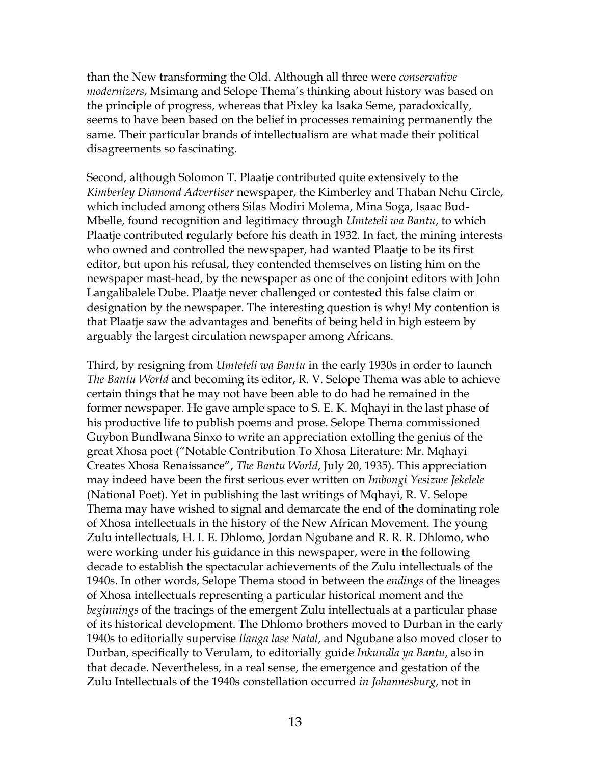than the New transforming the Old. Although all three were *conservative modernizers*, Msimang and Selope Thema's thinking about history was based on the principle of progress, whereas that Pixley ka Isaka Seme, paradoxically, seems to have been based on the belief in processes remaining permanently the same. Their particular brands of intellectualism are what made their political disagreements so fascinating.

Second, although Solomon T. Plaatje contributed quite extensively to the *Kimberley Diamond Advertiser* newspaper, the Kimberley and Thaban Nchu Circle, which included among others Silas Modiri Molema, Mina Soga, Isaac Bud-Mbelle, found recognition and legitimacy through *Umteteli wa Bantu*, to which Plaatje contributed regularly before his death in 1932. In fact, the mining interests who owned and controlled the newspaper, had wanted Plaatje to be its first editor, but upon his refusal, they contended themselves on listing him on the newspaper mast-head, by the newspaper as one of the conjoint editors with John Langalibalele Dube. Plaatje never challenged or contested this false claim or designation by the newspaper. The interesting question is why! My contention is that Plaatje saw the advantages and benefits of being held in high esteem by arguably the largest circulation newspaper among Africans.

Third, by resigning from *Umteteli wa Bantu* in the early 1930s in order to launch *The Bantu World* and becoming its editor, R. V. Selope Thema was able to achieve certain things that he may not have been able to do had he remained in the former newspaper. He gave ample space to S. E. K. Mqhayi in the last phase of his productive life to publish poems and prose. Selope Thema commissioned Guybon Bundlwana Sinxo to write an appreciation extolling the genius of the great Xhosa poet ("Notable Contribution To Xhosa Literature: Mr. Mqhayi Creates Xhosa Renaissance", *The Bantu World*, July 20, 1935). This appreciation may indeed have been the first serious ever written on *Imbongi Yesizwe Jekelele* (National Poet). Yet in publishing the last writings of Mqhayi, R. V. Selope Thema may have wished to signal and demarcate the end of the dominating role of Xhosa intellectuals in the history of the New African Movement. The young Zulu intellectuals, H. I. E. Dhlomo, Jordan Ngubane and R. R. R. Dhlomo, who were working under his guidance in this newspaper, were in the following decade to establish the spectacular achievements of the Zulu intellectuals of the 1940s. In other words, Selope Thema stood in between the *endings* of the lineages of Xhosa intellectuals representing a particular historical moment and the *beginnings* of the tracings of the emergent Zulu intellectuals at a particular phase of its historical development. The Dhlomo brothers moved to Durban in the early 1940s to editorially supervise *Ilanga lase Natal*, and Ngubane also moved closer to Durban, specifically to Verulam, to editorially guide *Inkundla ya Bantu*, also in that decade. Nevertheless, in a real sense, the emergence and gestation of the Zulu Intellectuals of the 1940s constellation occurred *in Johannesburg*, not in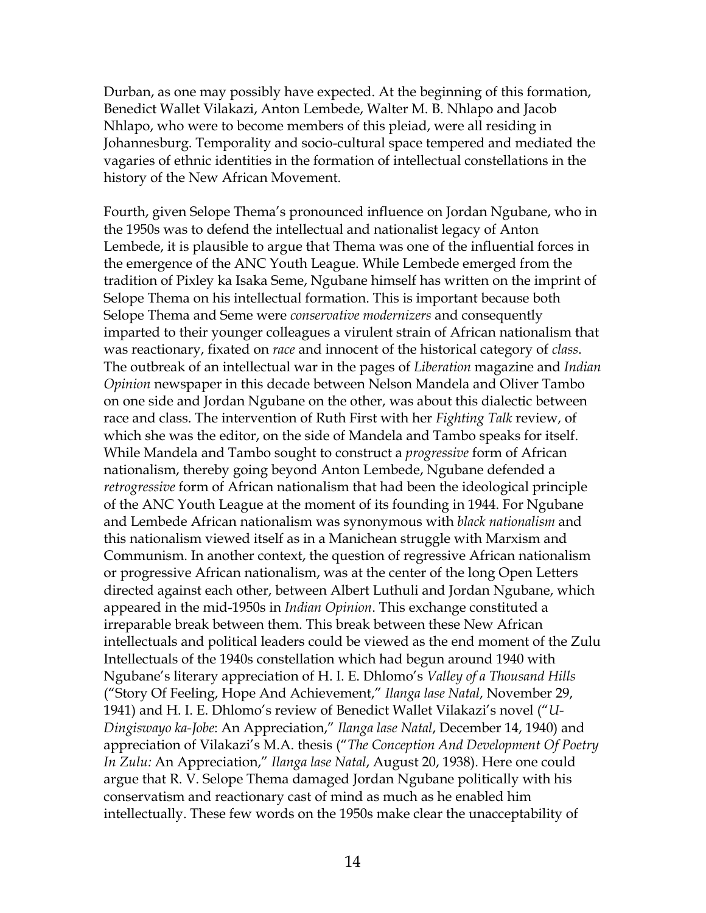Durban, as one may possibly have expected. At the beginning of this formation, Benedict Wallet Vilakazi, Anton Lembede, Walter M. B. Nhlapo and Jacob Nhlapo, who were to become members of this pleiad, were all residing in Johannesburg. Temporality and socio-cultural space tempered and mediated the vagaries of ethnic identities in the formation of intellectual constellations in the history of the New African Movement.

Fourth, given Selope Thema's pronounced influence on Jordan Ngubane, who in the 1950s was to defend the intellectual and nationalist legacy of Anton Lembede, it is plausible to argue that Thema was one of the influential forces in the emergence of the ANC Youth League. While Lembede emerged from the tradition of Pixley ka Isaka Seme, Ngubane himself has written on the imprint of Selope Thema on his intellectual formation. This is important because both Selope Thema and Seme were *conservative modernizers* and consequently imparted to their younger colleagues a virulent strain of African nationalism that was reactionary, fixated on *race* and innocent of the historical category of *class*. The outbreak of an intellectual war in the pages of *Liberation* magazine and *Indian Opinion* newspaper in this decade between Nelson Mandela and Oliver Tambo on one side and Jordan Ngubane on the other, was about this dialectic between race and class. The intervention of Ruth First with her *Fighting Talk* review, of which she was the editor, on the side of Mandela and Tambo speaks for itself. While Mandela and Tambo sought to construct a *progressive* form of African nationalism, thereby going beyond Anton Lembede, Ngubane defended a *retrogressive* form of African nationalism that had been the ideological principle of the ANC Youth League at the moment of its founding in 1944. For Ngubane and Lembede African nationalism was synonymous with *black nationalism* and this nationalism viewed itself as in a Manichean struggle with Marxism and Communism. In another context, the question of regressive African nationalism or progressive African nationalism, was at the center of the long Open Letters directed against each other, between Albert Luthuli and Jordan Ngubane, which appeared in the mid-1950s in *Indian Opinion*. This exchange constituted a irreparable break between them. This break between these New African intellectuals and political leaders could be viewed as the end moment of the Zulu Intellectuals of the 1940s constellation which had begun around 1940 with Ngubane's literary appreciation of H. I. E. Dhlomo's *Valley of a Thousand Hills* ("Story Of Feeling, Hope And Achievement," *Ilanga lase Natal*, November 29, 1941) and H. I. E. Dhlomo's review of Benedict Wallet Vilakazi's novel ("*U-Dingiswayo ka-Jobe*: An Appreciation," *Ilanga lase Natal*, December 14, 1940) and appreciation of Vilakazi's M.A. thesis ("*The Conception And Development Of Poetry In Zulu:* An Appreciation," *Ilanga lase Natal*, August 20, 1938). Here one could argue that R. V. Selope Thema damaged Jordan Ngubane politically with his conservatism and reactionary cast of mind as much as he enabled him intellectually. These few words on the 1950s make clear the unacceptability of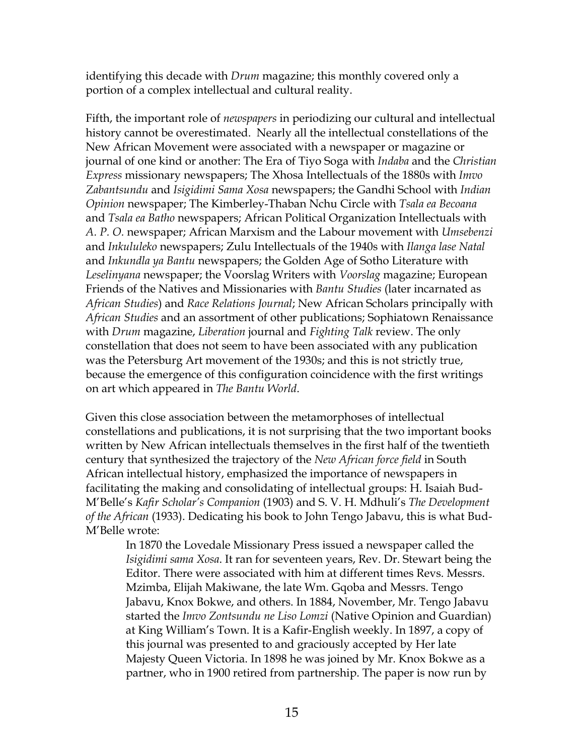identifying this decade with *Drum* magazine; this monthly covered only a portion of a complex intellectual and cultural reality.

Fifth, the important role of *newspapers* in periodizing our cultural and intellectual history cannot be overestimated. Nearly all the intellectual constellations of the New African Movement were associated with a newspaper or magazine or journal of one kind or another: The Era of Tiyo Soga with *Indaba* and the *Christian Express* missionary newspapers; The Xhosa Intellectuals of the 1880s with *Imvo Zabantsundu* and *Isigidimi Sama Xosa* newspapers; the Gandhi School with *Indian Opinion* newspaper; The Kimberley-Thaban Nchu Circle with *Tsala ea Becoana* and *Tsala ea Batho* newspapers; African Political Organization Intellectuals with *A. P. O.* newspaper; African Marxism and the Labour movement with *Umsebenzi* and *Inkululeko* newspapers; Zulu Intellectuals of the 1940s with *Ilanga lase Natal* and *Inkundla ya Bantu* newspapers; the Golden Age of Sotho Literature with *Leselinyana* newspaper; the Voorslag Writers with *Voorslag* magazine; European Friends of the Natives and Missionaries with *Bantu Studies* (later incarnated as *African Studies*) and *Race Relations Journal*; New African Scholars principally with *African Studies* and an assortment of other publications; Sophiatown Renaissance with *Drum* magazine, *Liberation* journal and *Fighting Talk* review. The only constellation that does not seem to have been associated with any publication was the Petersburg Art movement of the 1930s; and this is not strictly true, because the emergence of this configuration coincidence with the first writings on art which appeared in *The Bantu World*.

Given this close association between the metamorphoses of intellectual constellations and publications, it is not surprising that the two important books written by New African intellectuals themselves in the first half of the twentieth century that synthesized the trajectory of the *New African force field* in South African intellectual history, emphasized the importance of newspapers in facilitating the making and consolidating of intellectual groups: H. Isaiah Bud-M'Belle's *Kafir Scholar's Companion* (1903) and S. V. H. Mdhuli's *The Development of the African* (1933). Dedicating his book to John Tengo Jabavu, this is what Bud-M'Belle wrote:

> In 1870 the Lovedale Missionary Press issued a newspaper called the *Isigidimi sama Xosa*. It ran for seventeen years, Rev. Dr. Stewart being the Editor. There were associated with him at different times Revs. Messrs. Mzimba, Elijah Makiwane, the late Wm. Gqoba and Messrs. Tengo Jabavu, Knox Bokwe, and others. In 1884, November, Mr. Tengo Jabavu started the *Imvo Zontsundu ne Liso Lomzi* (Native Opinion and Guardian) at King William's Town. It is a Kafir-English weekly. In 1897, a copy of this journal was presented to and graciously accepted by Her late Majesty Queen Victoria. In 1898 he was joined by Mr. Knox Bokwe as a partner, who in 1900 retired from partnership. The paper is now run by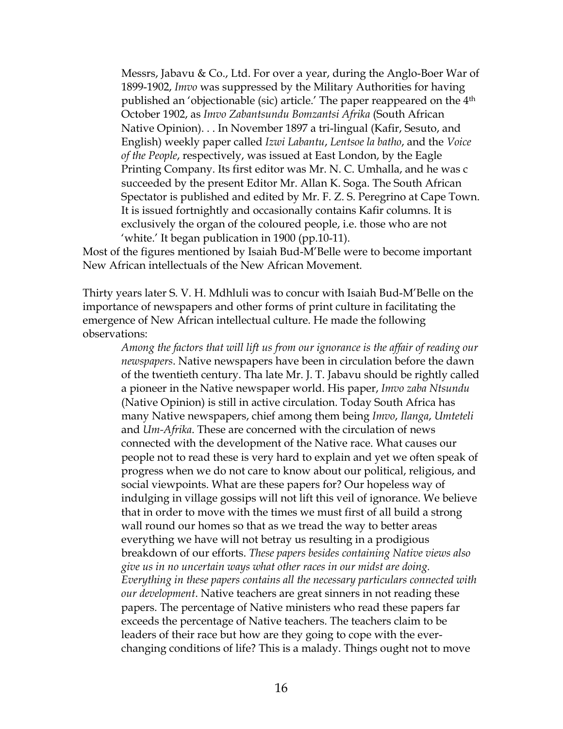> Messrs, Jabavu & Co., Ltd. For over a year, during the Anglo-Boer War of 1899-1902, *Imvo* was suppressed by the Military Authorities for having published an 'objectionable (sic) article.' The paper reappeared on the 4th October 1902, as *Imvo Zabantsundu Bomzantsi Afrika* (South African Native Opinion). . . In November 1897 a tri-lingual (Kafir, Sesuto, and English) weekly paper called *Izwi Labantu*, *Lentsoe la batho*, and the *Voice of the People*, respectively, was issued at East London, by the Eagle Printing Company. Its first editor was Mr. N. C. Umhalla, and he was c succeeded by the present Editor Mr. Allan K. Soga. The South African Spectator is published and edited by Mr. F. Z. S. Peregrino at Cape Town. It is issued fortnightly and occasionally contains Kafir columns. It is exclusively the organ of the coloured people, i.e. those who are not 'white.' It began publication in 1900 (pp.10-11).

Most of the figures mentioned by Isaiah Bud-M'Belle were to become important New African intellectuals of the New African Movement.

Thirty years later S. V. H. Mdhluli was to concur with Isaiah Bud-M'Belle on the importance of newspapers and other forms of print culture in facilitating the emergence of New African intellectual culture. He made the following observations:

> *Among the factors that will lift us from our ignorance is the affair of reading our newspapers*. Native newspapers have been in circulation before the dawn of the twentieth century. Tha late Mr. J. T. Jabavu should be rightly called a pioneer in the Native newspaper world. His paper, *Imvo zaba Ntsundu* (Native Opinion) is still in active circulation. Today South Africa has many Native newspapers, chief among them being *Imvo*, *Ilanga*, *Umteteli* and *Um-Afrika*. These are concerned with the circulation of news connected with the development of the Native race. What causes our people not to read these is very hard to explain and yet we often speak of progress when we do not care to know about our political, religious, and social viewpoints. What are these papers for? Our hopeless way of indulging in village gossips will not lift this veil of ignorance. We believe that in order to move with the times we must first of all build a strong wall round our homes so that as we tread the way to better areas everything we have will not betray us resulting in a prodigious breakdown of our efforts. *These papers besides containing Native views also give us in no uncertain ways what other races in our midst are doing. Everything in these papers contains all the necessary particulars connected with our development*. Native teachers are great sinners in not reading these papers. The percentage of Native ministers who read these papers far exceeds the percentage of Native teachers. The teachers claim to be leaders of their race but how are they going to cope with the ever-changing conditions of life? This is a malady. Things ought not to move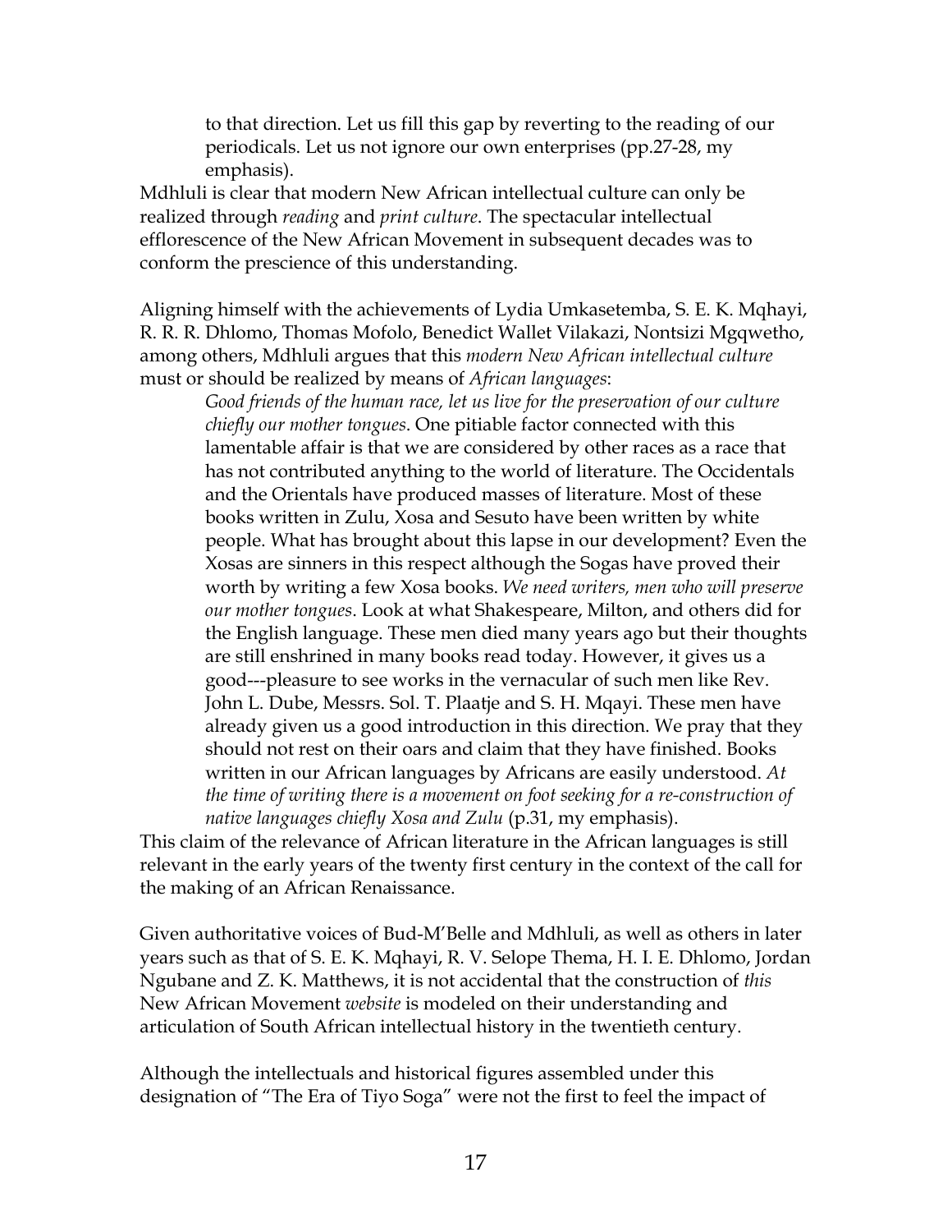> to that direction. Let us fill this gap by reverting to the reading of our periodicals. Let us not ignore our own enterprises (pp.27-28, my emphasis).

Mdhluli is clear that modern New African intellectual culture can only be realized through *reading* and *print culture*. The spectacular intellectual efflorescence of the New African Movement in subsequent decades was to conform the prescience of this understanding.

Aligning himself with the achievements of Lydia Umkasetemba, S. E. K. Mqhayi, R. R. R. Dhlomo, Thomas Mofolo, Benedict Wallet Vilakazi, Nontsizi Mgqwetho, among others, Mdhluli argues that this *modern New African intellectual culture* must or should be realized by means of *African languages*:

> *Good friends of the human race, let us live for the preservation of our culture chiefly our mother tongues*. One pitiable factor connected with this lamentable affair is that we are considered by other races as a race that has not contributed anything to the world of literature. The Occidentals and the Orientals have produced masses of literature. Most of these books written in Zulu, Xosa and Sesuto have been written by white people. What has brought about this lapse in our development? Even the Xosas are sinners in this respect although the Sogas have proved their worth by writing a few Xosa books. *We need writers, men who will preserve our mother tongues*. Look at what Shakespeare, Milton, and others did for the English language. These men died many years ago but their thoughts are still enshrined in many books read today. However, it gives us a good---pleasure to see works in the vernacular of such men like Rev. John L. Dube, Messrs. Sol. T. Plaatje and S. H. Mqayi. These men have already given us a good introduction in this direction. We pray that they should not rest on their oars and claim that they have finished. Books written in our African languages by Africans are easily understood. *At the time of writing there is a movement on foot seeking for a re-construction of native languages chiefly Xosa and Zulu* (p.31, my emphasis).

This claim of the relevance of African literature in the African languages is still relevant in the early years of the twenty first century in the context of the call for the making of an African Renaissance.

Given authoritative voices of Bud-M'Belle and Mdhluli, as well as others in later years such as that of S. E. K. Mqhayi, R. V. Selope Thema, H. I. E. Dhlomo, Jordan Ngubane and Z. K. Matthews, it is not accidental that the construction of *this* New African Movement *website* is modeled on their understanding and articulation of South African intellectual history in the twentieth century.

Although the intellectuals and historical figures assembled under this designation of "The Era of Tiyo Soga" were not the first to feel the impact of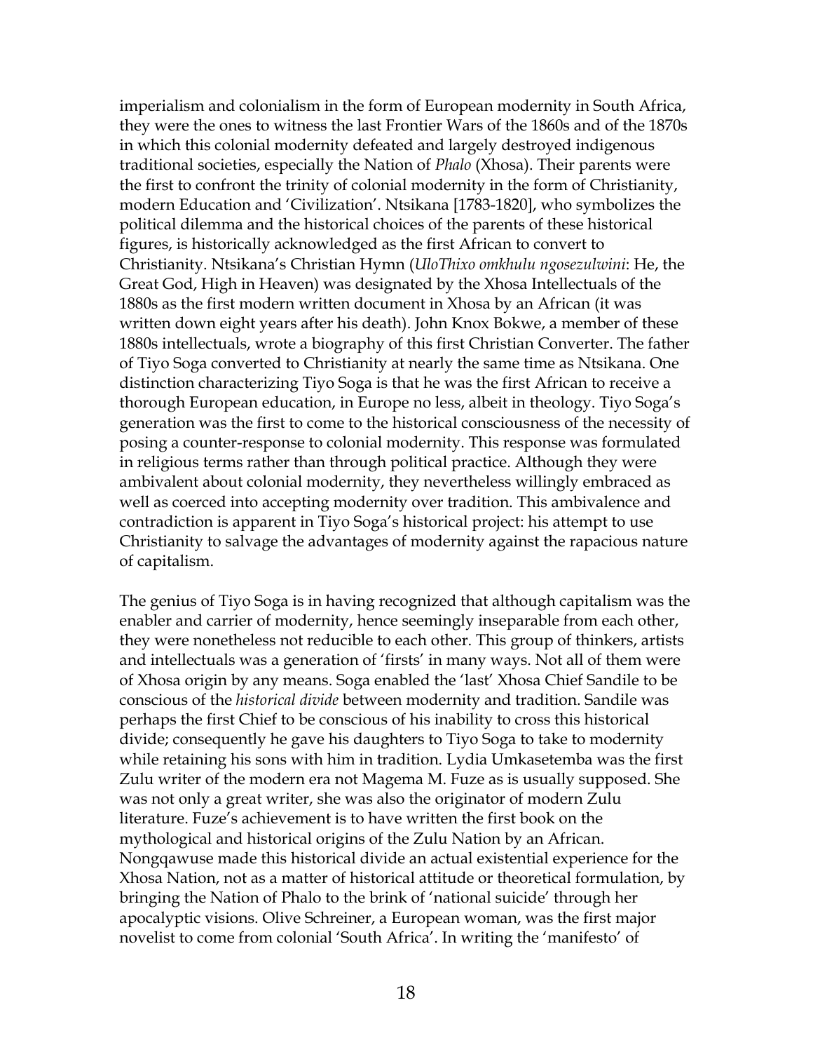imperialism and colonialism in the form of European modernity in South Africa, they were the ones to witness the last Frontier Wars of the 1860s and of the 1870s in which this colonial modernity defeated and largely destroyed indigenous traditional societies, especially the Nation of *Phalo* (Xhosa). Their parents were the first to confront the trinity of colonial modernity in the form of Christianity, modern Education and 'Civilization'. Ntsikana [1783-1820], who symbolizes the political dilemma and the historical choices of the parents of these historical figures, is historically acknowledged as the first African to convert to Christianity. Ntsikana's Christian Hymn (*UloThixo omkhulu ngosezulwini*: He, the Great God, High in Heaven) was designated by the Xhosa Intellectuals of the 1880s as the first modern written document in Xhosa by an African (it was written down eight years after his death). John Knox Bokwe, a member of these 1880s intellectuals, wrote a biography of this first Christian Converter. The father of Tiyo Soga converted to Christianity at nearly the same time as Ntsikana. One distinction characterizing Tiyo Soga is that he was the first African to receive a thorough European education, in Europe no less, albeit in theology. Tiyo Soga's generation was the first to come to the historical consciousness of the necessity of posing a counter-response to colonial modernity. This response was formulated in religious terms rather than through political practice. Although they were ambivalent about colonial modernity, they nevertheless willingly embraced as well as coerced into accepting modernity over tradition. This ambivalence and contradiction is apparent in Tiyo Soga's historical project: his attempt to use Christianity to salvage the advantages of modernity against the rapacious nature of capitalism.

The genius of Tiyo Soga is in having recognized that although capitalism was the enabler and carrier of modernity, hence seemingly inseparable from each other, they were nonetheless not reducible to each other. This group of thinkers, artists and intellectuals was a generation of 'firsts' in many ways. Not all of them were of Xhosa origin by any means. Soga enabled the 'last' Xhosa Chief Sandile to be conscious of the *historical divide* between modernity and tradition. Sandile was perhaps the first Chief to be conscious of his inability to cross this historical divide; consequently he gave his daughters to Tiyo Soga to take to modernity while retaining his sons with him in tradition. Lydia Umkasetemba was the first Zulu writer of the modern era not Magema M. Fuze as is usually supposed. She was not only a great writer, she was also the originator of modern Zulu literature. Fuze's achievement is to have written the first book on the mythological and historical origins of the Zulu Nation by an African. Nongqawuse made this historical divide an actual existential experience for the Xhosa Nation, not as a matter of historical attitude or theoretical formulation, by bringing the Nation of Phalo to the brink of 'national suicide' through her apocalyptic visions. Olive Schreiner, a European woman, was the first major novelist to come from colonial 'South Africa'. In writing the 'manifesto' of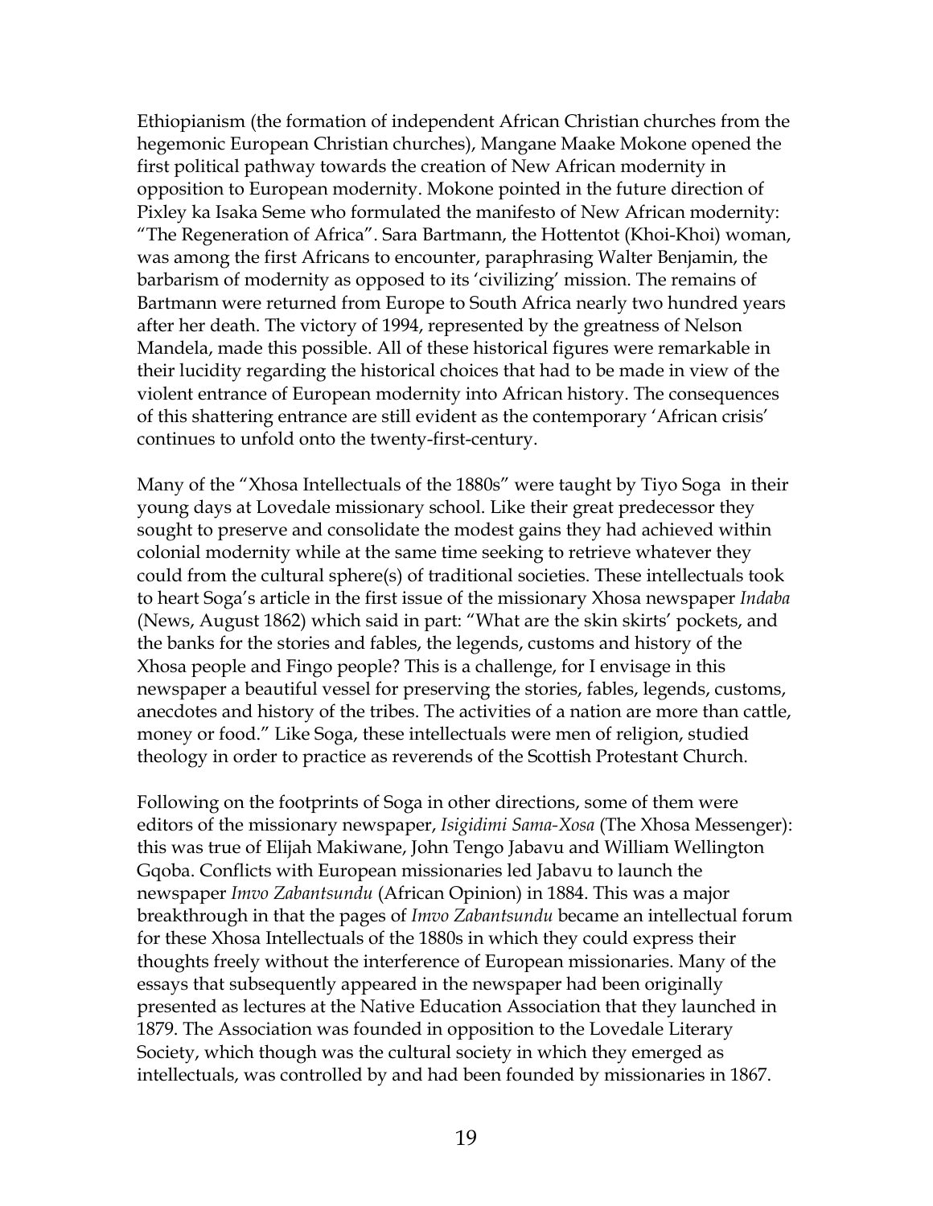Ethiopianism (the formation of independent African Christian churches from the hegemonic European Christian churches), Mangane Maake Mokone opened the first political pathway towards the creation of New African modernity in opposition to European modernity. Mokone pointed in the future direction of Pixley ka Isaka Seme who formulated the manifesto of New African modernity: "The Regeneration of Africa". Sara Bartmann, the Hottentot (Khoi-Khoi) woman, was among the first Africans to encounter, paraphrasing Walter Benjamin, the barbarism of modernity as opposed to its 'civilizing' mission. The remains of Bartmann were returned from Europe to South Africa nearly two hundred years after her death. The victory of 1994, represented by the greatness of Nelson Mandela, made this possible. All of these historical figures were remarkable in their lucidity regarding the historical choices that had to be made in view of the violent entrance of European modernity into African history. The consequences of this shattering entrance are still evident as the contemporary 'African crisis' continues to unfold onto the twenty-first-century.

Many of the "Xhosa Intellectuals of the 1880s" were taught by Tiyo Soga in their young days at Lovedale missionary school. Like their great predecessor they sought to preserve and consolidate the modest gains they had achieved within colonial modernity while at the same time seeking to retrieve whatever they could from the cultural sphere(s) of traditional societies. These intellectuals took to heart Soga's article in the first issue of the missionary Xhosa newspaper *Indaba* (News, August 1862) which said in part: "What are the skin skirts' pockets, and the banks for the stories and fables, the legends, customs and history of the Xhosa people and Fingo people? This is a challenge, for I envisage in this newspaper a beautiful vessel for preserving the stories, fables, legends, customs, anecdotes and history of the tribes. The activities of a nation are more than cattle, money or food." Like Soga, these intellectuals were men of religion, studied theology in order to practice as reverends of the Scottish Protestant Church.

Following on the footprints of Soga in other directions, some of them were editors of the missionary newspaper, *Isigidimi Sama-Xosa* (The Xhosa Messenger): this was true of Elijah Makiwane, John Tengo Jabavu and William Wellington Gqoba. Conflicts with European missionaries led Jabavu to launch the newspaper *Imvo Zabantsundu* (African Opinion) in 1884. This was a major breakthrough in that the pages of *Imvo Zabantsundu* became an intellectual forum for these Xhosa Intellectuals of the 1880s in which they could express their thoughts freely without the interference of European missionaries. Many of the essays that subsequently appeared in the newspaper had been originally presented as lectures at the Native Education Association that they launched in 1879. The Association was founded in opposition to the Lovedale Literary Society, which though was the cultural society in which they emerged as intellectuals, was controlled by and had been founded by missionaries in 1867.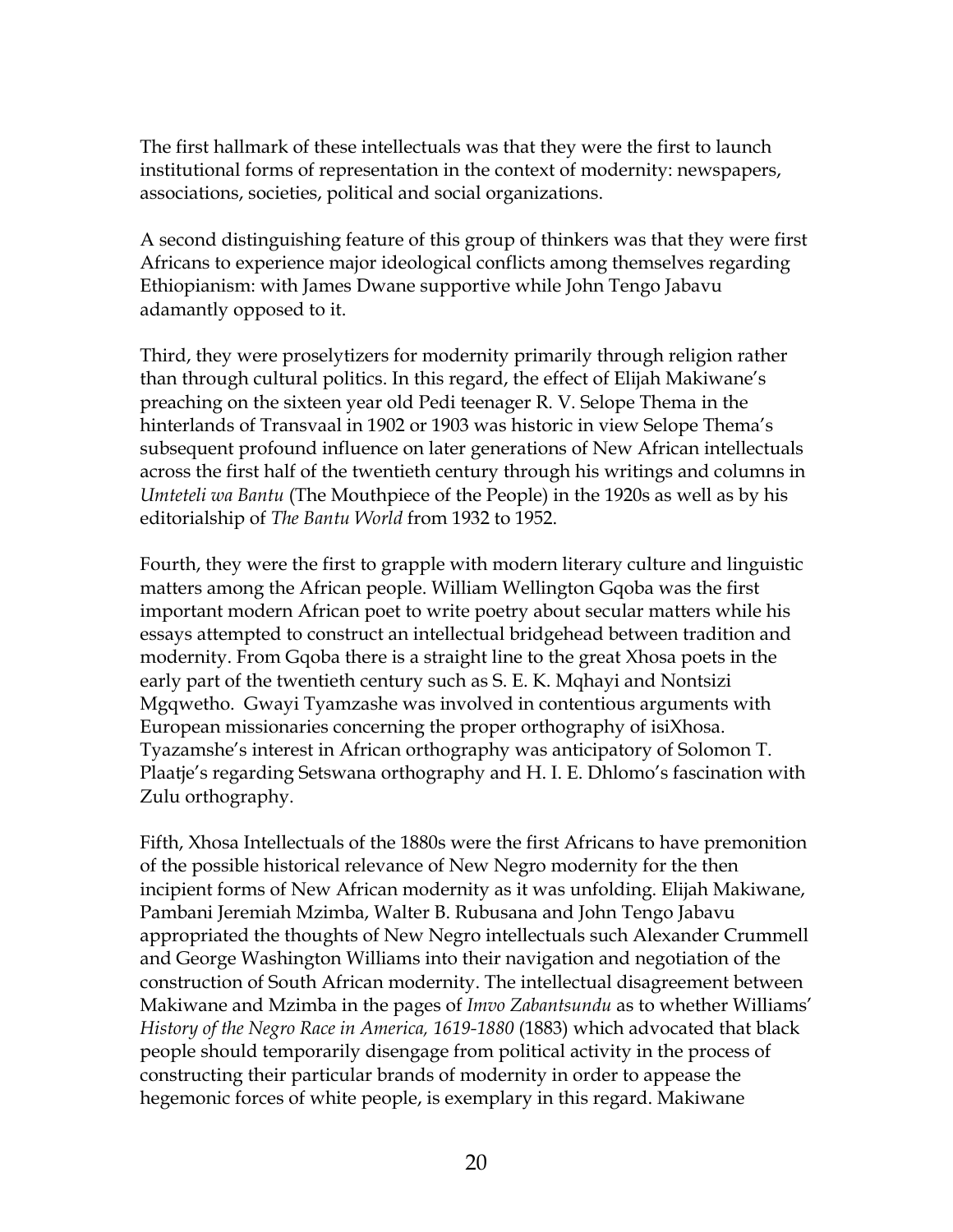The first hallmark of these intellectuals was that they were the first to launch institutional forms of representation in the context of modernity: newspapers, associations, societies, political and social organizations.

A second distinguishing feature of this group of thinkers was that they were first Africans to experience major ideological conflicts among themselves regarding Ethiopianism: with James Dwane supportive while John Tengo Jabavu adamantly opposed to it.

Third, they were proselytizers for modernity primarily through religion rather than through cultural politics. In this regard, the effect of Elijah Makiwane's preaching on the sixteen year old Pedi teenager R. V. Selope Thema in the hinterlands of Transvaal in 1902 or 1903 was historic in view Selope Thema's subsequent profound influence on later generations of New African intellectuals across the first half of the twentieth century through his writings and columns in *Umteteli wa Bantu* (The Mouthpiece of the People) in the 1920s as well as by his editorialship of *The Bantu World* from 1932 to 1952.

Fourth, they were the first to grapple with modern literary culture and linguistic matters among the African people. William Wellington Gqoba was the first important modern African poet to write poetry about secular matters while his essays attempted to construct an intellectual bridgehead between tradition and modernity. From Gqoba there is a straight line to the great Xhosa poets in the early part of the twentieth century such as S. E. K. Mqhayi and Nontsizi Mgqwetho. Gwayi Tyamzashe was involved in contentious arguments with European missionaries concerning the proper orthography of isiXhosa. Tyazamshe's interest in African orthography was anticipatory of Solomon T. Plaatje's regarding Setswana orthography and H. I. E. Dhlomo's fascination with Zulu orthography.

Fifth, Xhosa Intellectuals of the 1880s were the first Africans to have premonition of the possible historical relevance of New Negro modernity for the then incipient forms of New African modernity as it was unfolding. Elijah Makiwane, Pambani Jeremiah Mzimba, Walter B. Rubusana and John Tengo Jabavu appropriated the thoughts of New Negro intellectuals such Alexander Crummell and George Washington Williams into their navigation and negotiation of the construction of South African modernity. The intellectual disagreement between Makiwane and Mzimba in the pages of *Imvo Zabantsundu* as to whether Williams' *History of the Negro Race in America, 1619-1880* (1883) which advocated that black people should temporarily disengage from political activity in the process of constructing their particular brands of modernity in order to appease the hegemonic forces of white people, is exemplary in this regard. Makiwane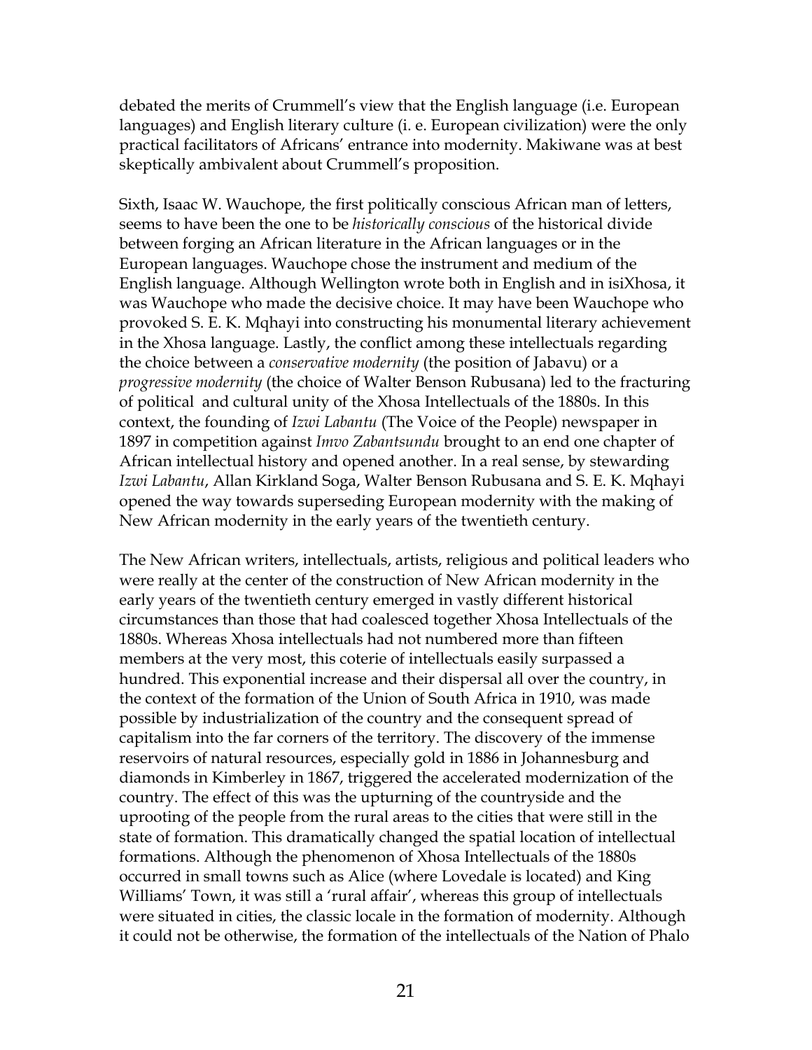debated the merits of Crummell's view that the English language (i.e. European languages) and English literary culture (i. e. European civilization) were the only practical facilitators of Africans' entrance into modernity. Makiwane was at best skeptically ambivalent about Crummell's proposition.

Sixth, Isaac W. Wauchope, the first politically conscious African man of letters, seems to have been the one to be *historically conscious* of the historical divide between forging an African literature in the African languages or in the European languages. Wauchope chose the instrument and medium of the English language. Although Wellington wrote both in English and in isiXhosa, it was Wauchope who made the decisive choice. It may have been Wauchope who provoked S. E. K. Mqhayi into constructing his monumental literary achievement in the Xhosa language. Lastly, the conflict among these intellectuals regarding the choice between a *conservative modernity* (the position of Jabavu) or a *progressive modernity* (the choice of Walter Benson Rubusana) led to the fracturing of political and cultural unity of the Xhosa Intellectuals of the 1880s. In this context, the founding of *Izwi Labantu* (The Voice of the People) newspaper in 1897 in competition against *Imvo Zabantsundu* brought to an end one chapter of African intellectual history and opened another. In a real sense, by stewarding *Izwi Labantu*, Allan Kirkland Soga, Walter Benson Rubusana and S. E. K. Mqhayi opened the way towards superseding European modernity with the making of New African modernity in the early years of the twentieth century.

The New African writers, intellectuals, artists, religious and political leaders who were really at the center of the construction of New African modernity in the early years of the twentieth century emerged in vastly different historical circumstances than those that had coalesced together Xhosa Intellectuals of the 1880s. Whereas Xhosa intellectuals had not numbered more than fifteen members at the very most, this coterie of intellectuals easily surpassed a hundred. This exponential increase and their dispersal all over the country, in the context of the formation of the Union of South Africa in 1910, was made possible by industrialization of the country and the consequent spread of capitalism into the far corners of the territory. The discovery of the immense reservoirs of natural resources, especially gold in 1886 in Johannesburg and diamonds in Kimberley in 1867, triggered the accelerated modernization of the country. The effect of this was the upturning of the countryside and the uprooting of the people from the rural areas to the cities that were still in the state of formation. This dramatically changed the spatial location of intellectual formations. Although the phenomenon of Xhosa Intellectuals of the 1880s occurred in small towns such as Alice (where Lovedale is located) and King Williams' Town, it was still a 'rural affair', whereas this group of intellectuals were situated in cities, the classic locale in the formation of modernity. Although it could not be otherwise, the formation of the intellectuals of the Nation of Phalo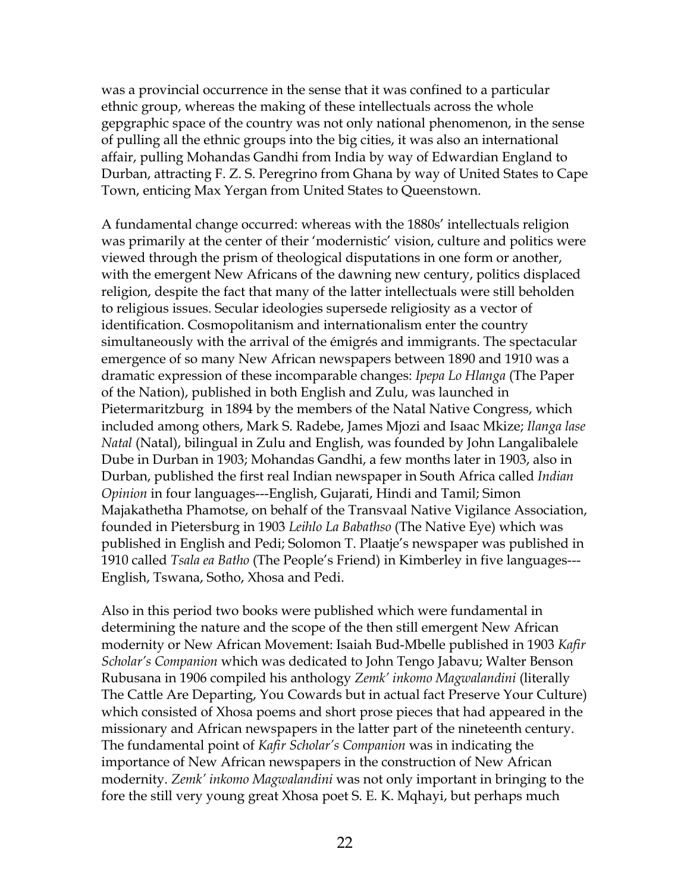was a provincial occurrence in the sense that it was confined to a particular ethnic group, whereas the making of these intellectuals across the whole gepgraphic space of the country was not only national phenomenon, in the sense of pulling all the ethnic groups into the big cities, it was also an international affair, pulling Mohandas Gandhi from India by way of Edwardian England to Durban, attracting F. Z. S. Peregrino from Ghana by way of United States to Cape Town, enticing Max Yergan from United States to Queenstown.

A fundamental change occurred: whereas with the 1880s' intellectuals religion was primarily at the center of their 'modernistic' vision, culture and politics were viewed through the prism of theological disputations in one form or another, with the emergent New Africans of the dawning new century, politics displaced religion, despite the fact that many of the latter intellectuals were still beholden to religious issues. Secular ideologies supersede religiosity as a vector of identification. Cosmopolitanism and internationalism enter the country simultaneously with the arrival of the émigrés and immigrants. The spectacular emergence of so many New African newspapers between 1890 and 1910 was a dramatic expression of these incomparable changes: *Ipepa Lo Hlanga* (The Paper of the Nation), published in both English and Zulu, was launched in Pietermaritzburg in 1894 by the members of the Natal Native Congress, which included among others, Mark S. Radebe, James Mjozi and Isaac Mkize; *Ilanga lase Natal* (Natal), bilingual in Zulu and English, was founded by John Langalibalele Dube in Durban in 1903; Mohandas Gandhi, a few months later in 1903, also in Durban, published the first real Indian newspaper in South Africa called *Indian Opinion* in four languages---English, Gujarati, Hindi and Tamil; Simon Majakathetha Phamotse, on behalf of the Transvaal Native Vigilance Association, founded in Pietersburg in 1903 *Leihlo La Babathso* (The Native Eye) which was published in English and Pedi; Solomon T. Plaatje's newspaper was published in 1910 called *Tsala ea Batho* (The People's Friend) in Kimberley in five languages---English, Tswana, Sotho, Xhosa and Pedi.

Also in this period two books were published which were fundamental in determining the nature and the scope of the then still emergent New African modernity or New African Movement: Isaiah Bud-Mbelle published in 1903 *Kafir Scholar's Companion* which was dedicated to John Tengo Jabavu; Walter Benson Rubusana in 1906 compiled his anthology *Zemk' inkomo Magwalandini* (literally The Cattle Are Departing, You Cowards but in actual fact Preserve Your Culture) which consisted of Xhosa poems and short prose pieces that had appeared in the missionary and African newspapers in the latter part of the nineteenth century. The fundamental point of *Kafir Scholar's Companion* was in indicating the importance of New African newspapers in the construction of New African modernity. *Zemk' inkomo Magwalandini* was not only important in bringing to the fore the still very young great Xhosa poet S. E. K. Mqhayi, but perhaps much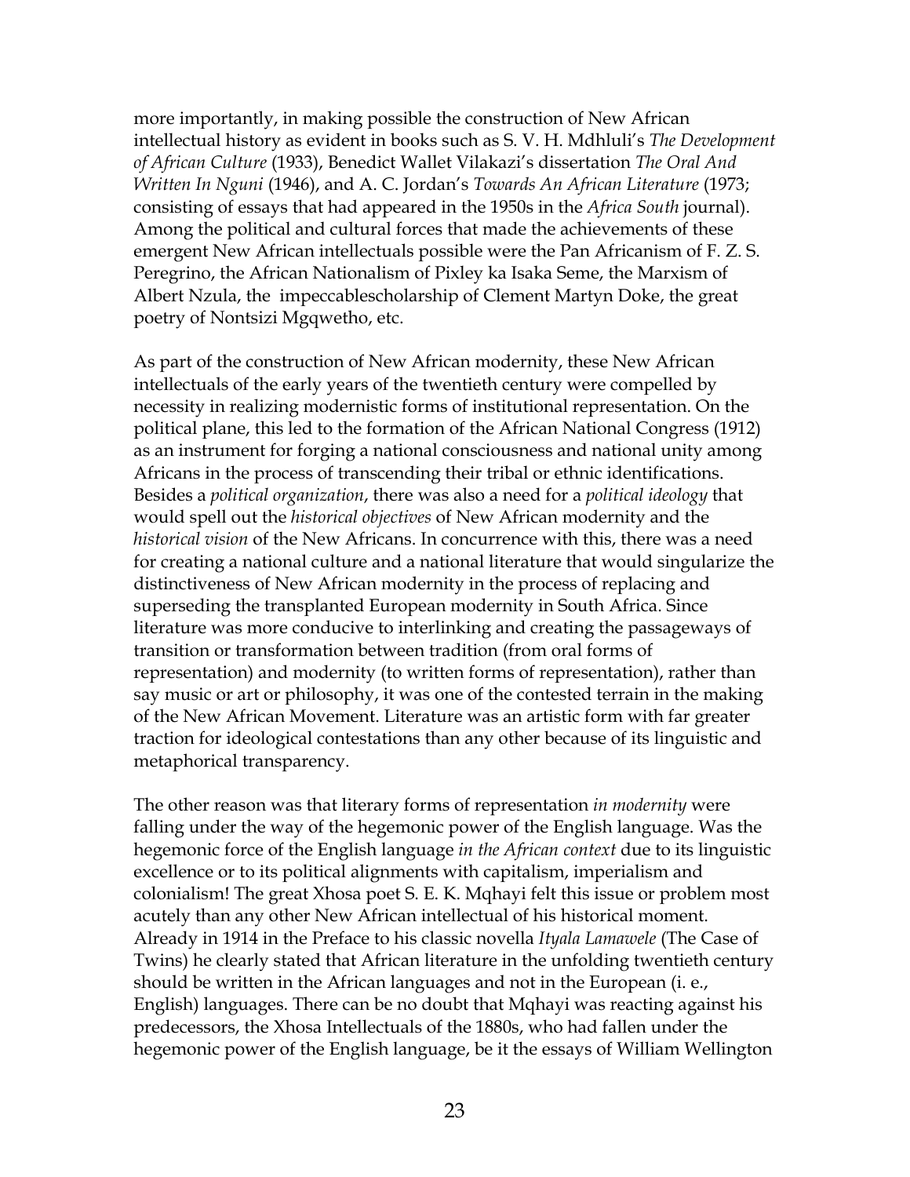more importantly, in making possible the construction of New African intellectual history as evident in books such as S. V. H. Mdhluli's *The Development of African Culture* (1933), Benedict Wallet Vilakazi's dissertation *The Oral And Written In Nguni* (1946), and A. C. Jordan's *Towards An African Literature* (1973; consisting of essays that had appeared in the 1950s in the *Africa South* journal). Among the political and cultural forces that made the achievements of these emergent New African intellectuals possible were the Pan Africanism of F. Z. S. Peregrino, the African Nationalism of Pixley ka Isaka Seme, the Marxism of Albert Nzula, the impeccablescholarship of Clement Martyn Doke, the great poetry of Nontsizi Mgqwetho, etc.

As part of the construction of New African modernity, these New African intellectuals of the early years of the twentieth century were compelled by necessity in realizing modernistic forms of institutional representation. On the political plane, this led to the formation of the African National Congress (1912) as an instrument for forging a national consciousness and national unity among Africans in the process of transcending their tribal or ethnic identifications. Besides a *political organization*, there was also a need for a *political ideology* that would spell out the *historical objectives* of New African modernity and the *historical vision* of the New Africans. In concurrence with this, there was a need for creating a national culture and a national literature that would singularize the distinctiveness of New African modernity in the process of replacing and superseding the transplanted European modernity in South Africa. Since literature was more conducive to interlinking and creating the passageways of transition or transformation between tradition (from oral forms of representation) and modernity (to written forms of representation), rather than say music or art or philosophy, it was one of the contested terrain in the making of the New African Movement. Literature was an artistic form with far greater traction for ideological contestations than any other because of its linguistic and metaphorical transparency.

The other reason was that literary forms of representation *in modernity* were falling under the way of the hegemonic power of the English language. Was the hegemonic force of the English language *in the African context* due to its linguistic excellence or to its political alignments with capitalism, imperialism and colonialism! The great Xhosa poet S. E. K. Mqhayi felt this issue or problem most acutely than any other New African intellectual of his historical moment. Already in 1914 in the Preface to his classic novella *Ityala Lamawele* (The Case of Twins) he clearly stated that African literature in the unfolding twentieth century should be written in the African languages and not in the European (i. e., English) languages. There can be no doubt that Mqhayi was reacting against his predecessors, the Xhosa Intellectuals of the 1880s, who had fallen under the hegemonic power of the English language, be it the essays of William Wellington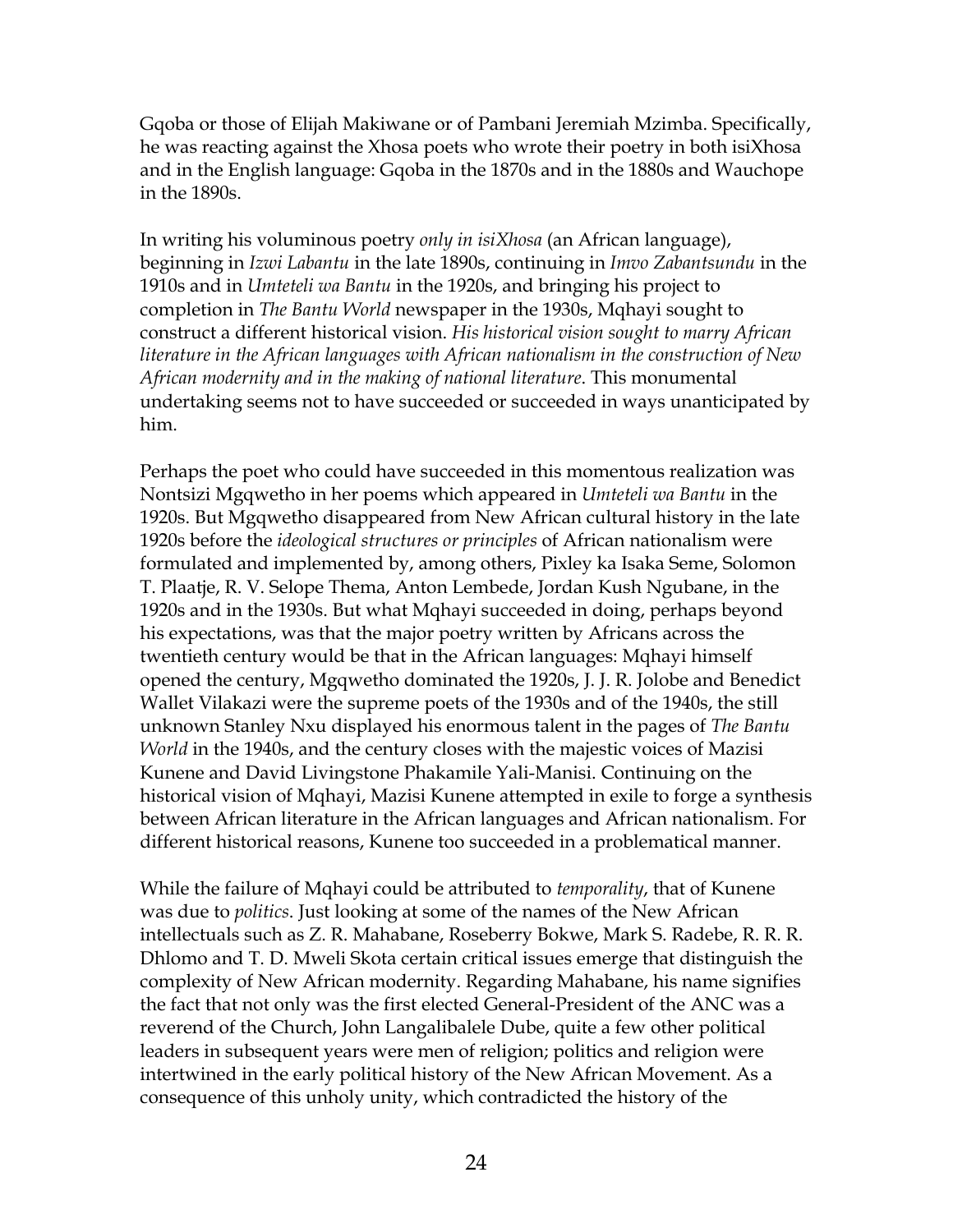Gqoba or those of Elijah Makiwane or of Pambani Jeremiah Mzimba. Specifically, he was reacting against the Xhosa poets who wrote their poetry in both isiXhosa and in the English language: Gqoba in the 1870s and in the 1880s and Wauchope in the 1890s.

In writing his voluminous poetry *only in isiXhosa* (an African language), beginning in *Izwi Labantu* in the late 1890s, continuing in *Imvo Zabantsundu* in the 1910s and in *Umteteli wa Bantu* in the 1920s, and bringing his project to completion in *The Bantu World* newspaper in the 1930s, Mqhayi sought to construct a different historical vision. *His historical vision sought to marry African literature in the African languages with African nationalism in the construction of New African modernity and in the making of national literature*. This monumental undertaking seems not to have succeeded or succeeded in ways unanticipated by him.

Perhaps the poet who could have succeeded in this momentous realization was Nontsizi Mgqwetho in her poems which appeared in *Umteteli wa Bantu* in the 1920s. But Mgqwetho disappeared from New African cultural history in the late 1920s before the *ideological structures or principles* of African nationalism were formulated and implemented by, among others, Pixley ka Isaka Seme, Solomon T. Plaatje, R. V. Selope Thema, Anton Lembede, Jordan Kush Ngubane, in the 1920s and in the 1930s. But what Mqhayi succeeded in doing, perhaps beyond his expectations, was that the major poetry written by Africans across the twentieth century would be that in the African languages: Mqhayi himself opened the century, Mgqwetho dominated the 1920s, J. J. R. Jolobe and Benedict Wallet Vilakazi were the supreme poets of the 1930s and of the 1940s, the still unknown Stanley Nxu displayed his enormous talent in the pages of *The Bantu World* in the 1940s, and the century closes with the majestic voices of Mazisi Kunene and David Livingstone Phakamile Yali-Manisi. Continuing on the historical vision of Mqhayi, Mazisi Kunene attempted in exile to forge a synthesis between African literature in the African languages and African nationalism. For different historical reasons, Kunene too succeeded in a problematical manner.

While the failure of Mqhayi could be attributed to *temporality*, that of Kunene was due to *politics*. Just looking at some of the names of the New African intellectuals such as Z. R. Mahabane, Roseberry Bokwe, Mark S. Radebe, R. R. R. Dhlomo and T. D. Mweli Skota certain critical issues emerge that distinguish the complexity of New African modernity. Regarding Mahabane, his name signifies the fact that not only was the first elected General-President of the ANC was a reverend of the Church, John Langalibalele Dube, quite a few other political leaders in subsequent years were men of religion; politics and religion were intertwined in the early political history of the New African Movement. As a consequence of this unholy unity, which contradicted the history of the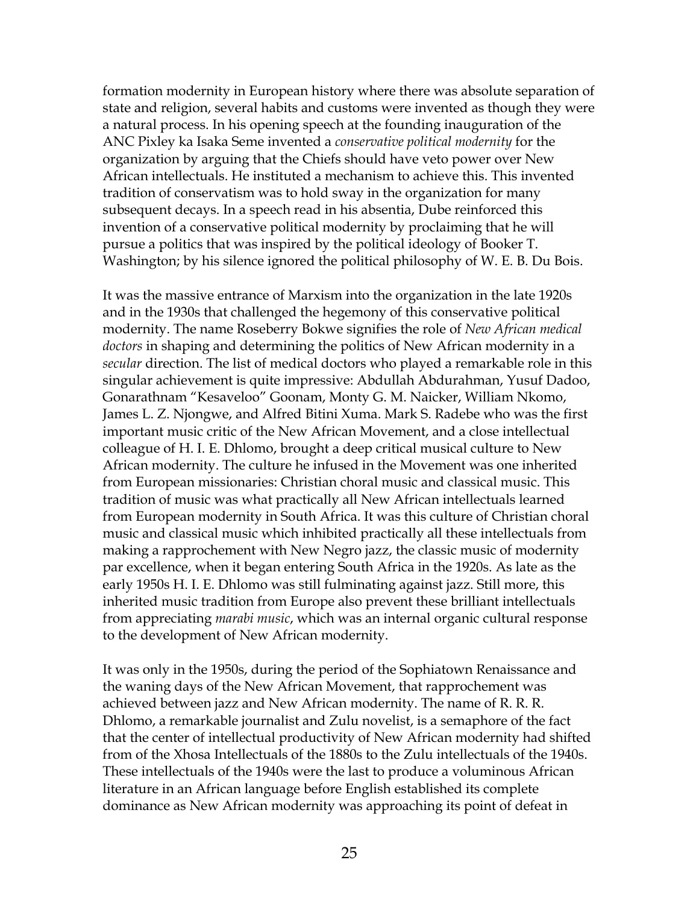formation modernity in European history where there was absolute separation of state and religion, several habits and customs were invented as though they were a natural process. In his opening speech at the founding inauguration of the ANC Pixley ka Isaka Seme invented a *conservative political modernity* for the organization by arguing that the Chiefs should have veto power over New African intellectuals. He instituted a mechanism to achieve this. This invented tradition of conservatism was to hold sway in the organization for many subsequent decays. In a speech read in his absentia, Dube reinforced this invention of a conservative political modernity by proclaiming that he will pursue a politics that was inspired by the political ideology of Booker T. Washington; by his silence ignored the political philosophy of W. E. B. Du Bois.

It was the massive entrance of Marxism into the organization in the late 1920s and in the 1930s that challenged the hegemony of this conservative political modernity. The name Roseberry Bokwe signifies the role of *New African medical doctors* in shaping and determining the politics of New African modernity in a *secular* direction. The list of medical doctors who played a remarkable role in this singular achievement is quite impressive: Abdullah Abdurahman, Yusuf Dadoo, Gonarathnam "Kesaveloo" Goonam, Monty G. M. Naicker, William Nkomo, James L. Z. Njongwe, and Alfred Bitini Xuma. Mark S. Radebe who was the first important music critic of the New African Movement, and a close intellectual colleague of H. I. E. Dhlomo, brought a deep critical musical culture to New African modernity. The culture he infused in the Movement was one inherited from European missionaries: Christian choral music and classical music. This tradition of music was what practically all New African intellectuals learned from European modernity in South Africa. It was this culture of Christian choral music and classical music which inhibited practically all these intellectuals from making a rapprochement with New Negro jazz, the classic music of modernity par excellence, when it began entering South Africa in the 1920s. As late as the early 1950s H. I. E. Dhlomo was still fulminating against jazz. Still more, this inherited music tradition from Europe also prevent these brilliant intellectuals from appreciating *marabi music*, which was an internal organic cultural response to the development of New African modernity.

It was only in the 1950s, during the period of the Sophiatown Renaissance and the waning days of the New African Movement, that rapprochement was achieved between jazz and New African modernity. The name of R. R. R. Dhlomo, a remarkable journalist and Zulu novelist, is a semaphore of the fact that the center of intellectual productivity of New African modernity had shifted from of the Xhosa Intellectuals of the 1880s to the Zulu intellectuals of the 1940s. These intellectuals of the 1940s were the last to produce a voluminous African literature in an African language before English established its complete dominance as New African modernity was approaching its point of defeat in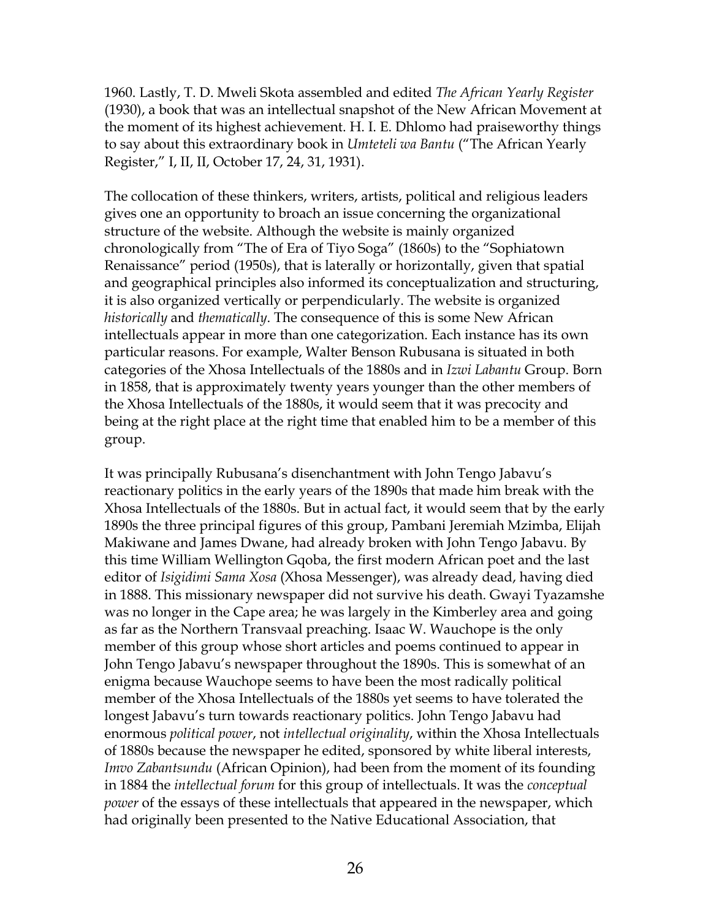1960. Lastly, T. D. Mweli Skota assembled and edited *The African Yearly Register* (1930), a book that was an intellectual snapshot of the New African Movement at the moment of its highest achievement. H. I. E. Dhlomo had praiseworthy things to say about this extraordinary book in *Umteteli wa Bantu* ("The African Yearly Register," I, II, II, October 17, 24, 31, 1931).

The collocation of these thinkers, writers, artists, political and religious leaders gives one an opportunity to broach an issue concerning the organizational structure of the website. Although the website is mainly organized chronologically from "The of Era of Tiyo Soga" (1860s) to the "Sophiatown Renaissance" period (1950s), that is laterally or horizontally, given that spatial and geographical principles also informed its conceptualization and structuring, it is also organized vertically or perpendicularly. The website is organized *historically* and *thematically*. The consequence of this is some New African intellectuals appear in more than one categorization. Each instance has its own particular reasons. For example, Walter Benson Rubusana is situated in both categories of the Xhosa Intellectuals of the 1880s and in *Izwi Labantu* Group. Born in 1858, that is approximately twenty years younger than the other members of the Xhosa Intellectuals of the 1880s, it would seem that it was precocity and being at the right place at the right time that enabled him to be a member of this group.

It was principally Rubusana's disenchantment with John Tengo Jabavu's reactionary politics in the early years of the 1890s that made him break with the Xhosa Intellectuals of the 1880s. But in actual fact, it would seem that by the early 1890s the three principal figures of this group, Pambani Jeremiah Mzimba, Elijah Makiwane and James Dwane, had already broken with John Tengo Jabavu. By this time William Wellington Gqoba, the first modern African poet and the last editor of *Isigidimi Sama Xosa* (Xhosa Messenger), was already dead, having died in 1888. This missionary newspaper did not survive his death. Gwayi Tyazamshe was no longer in the Cape area; he was largely in the Kimberley area and going as far as the Northern Transvaal preaching. Isaac W. Wauchope is the only member of this group whose short articles and poems continued to appear in John Tengo Jabavu's newspaper throughout the 1890s. This is somewhat of an enigma because Wauchope seems to have been the most radically political member of the Xhosa Intellectuals of the 1880s yet seems to have tolerated the longest Jabavu's turn towards reactionary politics. John Tengo Jabavu had enormous *political power*, not *intellectual originality*, within the Xhosa Intellectuals of 1880s because the newspaper he edited, sponsored by white liberal interests, *Imvo Zabantsundu* (African Opinion), had been from the moment of its founding in 1884 the *intellectual forum* for this group of intellectuals. It was the *conceptual power* of the essays of these intellectuals that appeared in the newspaper, which had originally been presented to the Native Educational Association, that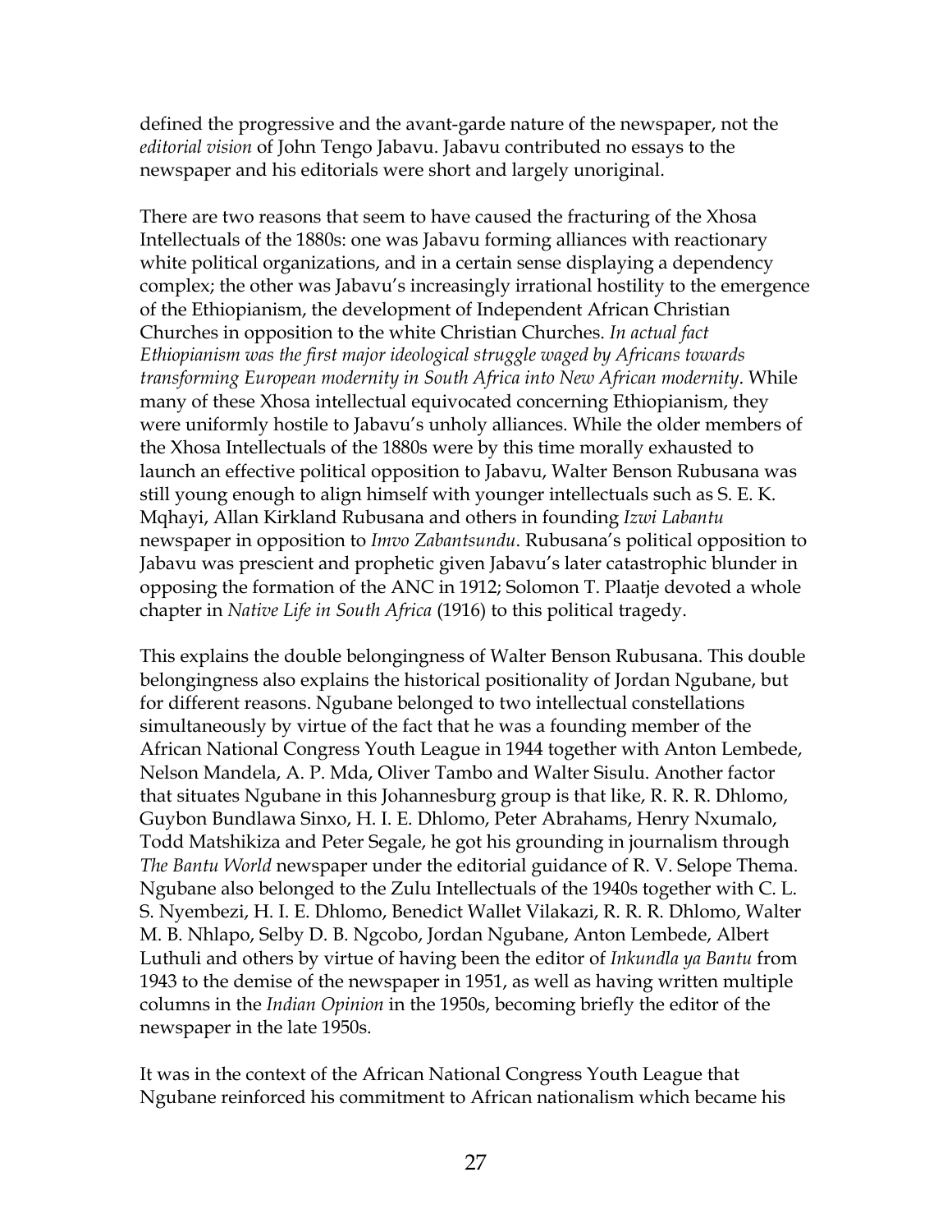defined the progressive and the avant-garde nature of the newspaper, not the *editorial vision* of John Tengo Jabavu. Jabavu contributed no essays to the newspaper and his editorials were short and largely unoriginal.

There are two reasons that seem to have caused the fracturing of the Xhosa Intellectuals of the 1880s: one was Jabavu forming alliances with reactionary white political organizations, and in a certain sense displaying a dependency complex; the other was Jabavu's increasingly irrational hostility to the emergence of the Ethiopianism, the development of Independent African Christian Churches in opposition to the white Christian Churches. *In actual fact Ethiopianism was the first major ideological struggle waged by Africans towards transforming European modernity in South Africa into New African modernity*. While many of these Xhosa intellectual equivocated concerning Ethiopianism, they were uniformly hostile to Jabavu's unholy alliances. While the older members of the Xhosa Intellectuals of the 1880s were by this time morally exhausted to launch an effective political opposition to Jabavu, Walter Benson Rubusana was still young enough to align himself with younger intellectuals such as S. E. K. Mqhayi, Allan Kirkland Rubusana and others in founding *Izwi Labantu* newspaper in opposition to *Imvo Zabantsundu*. Rubusana's political opposition to Jabavu was prescient and prophetic given Jabavu's later catastrophic blunder in opposing the formation of the ANC in 1912; Solomon T. Plaatje devoted a whole chapter in *Native Life in South Africa* (1916) to this political tragedy.

This explains the double belongingness of Walter Benson Rubusana. This double belongingness also explains the historical positionality of Jordan Ngubane, but for different reasons. Ngubane belonged to two intellectual constellations simultaneously by virtue of the fact that he was a founding member of the African National Congress Youth League in 1944 together with Anton Lembede, Nelson Mandela, A. P. Mda, Oliver Tambo and Walter Sisulu. Another factor that situates Ngubane in this Johannesburg group is that like, R. R. R. Dhlomo, Guybon Bundlawa Sinxo, H. I. E. Dhlomo, Peter Abrahams, Henry Nxumalo, Todd Matshikiza and Peter Segale, he got his grounding in journalism through *The Bantu World* newspaper under the editorial guidance of R. V. Selope Thema. Ngubane also belonged to the Zulu Intellectuals of the 1940s together with C. L. S. Nyembezi, H. I. E. Dhlomo, Benedict Wallet Vilakazi, R. R. R. Dhlomo, Walter M. B. Nhlapo, Selby D. B. Ngcobo, Jordan Ngubane, Anton Lembede, Albert Luthuli and others by virtue of having been the editor of *Inkundla ya Bantu* from 1943 to the demise of the newspaper in 1951, as well as having written multiple columns in the *Indian Opinion* in the 1950s, becoming briefly the editor of the newspaper in the late 1950s.

It was in the context of the African National Congress Youth League that Ngubane reinforced his commitment to African nationalism which became his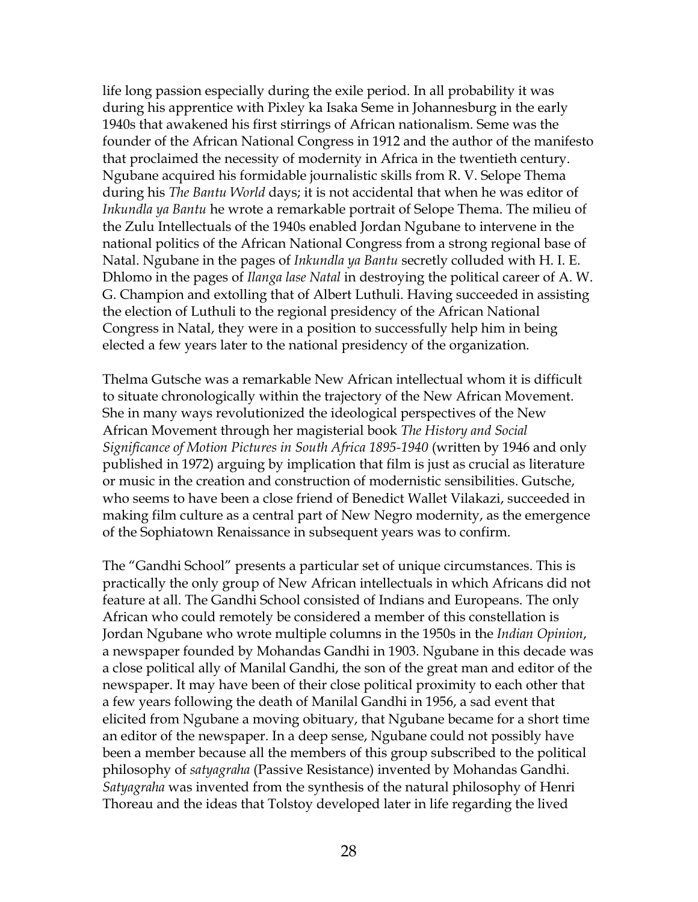life long passion especially during the exile period. In all probability it was during his apprentice with Pixley ka Isaka Seme in Johannesburg in the early 1940s that awakened his first stirrings of African nationalism. Seme was the founder of the African National Congress in 1912 and the author of the manifesto that proclaimed the necessity of modernity in Africa in the twentieth century. Ngubane acquired his formidable journalistic skills from R. V. Selope Thema during his *The Bantu World* days; it is not accidental that when he was editor of *Inkundla ya Bantu* he wrote a remarkable portrait of Selope Thema. The milieu of the Zulu Intellectuals of the 1940s enabled Jordan Ngubane to intervene in the national politics of the African National Congress from a strong regional base of Natal. Ngubane in the pages of *Inkundla ya Bantu* secretly colluded with H. I. E. Dhlomo in the pages of *Ilanga lase Natal* in destroying the political career of A. W. G. Champion and extolling that of Albert Luthuli. Having succeeded in assisting the election of Luthuli to the regional presidency of the African National Congress in Natal, they were in a position to successfully help him in being elected a few years later to the national presidency of the organization.

Thelma Gutsche was a remarkable New African intellectual whom it is difficult to situate chronologically within the trajectory of the New African Movement. She in many ways revolutionized the ideological perspectives of the New African Movement through her magisterial book *The History and Social Significance of Motion Pictures in South Africa 1895-1940* (written by 1946 and only published in 1972) arguing by implication that film is just as crucial as literature or music in the creation and construction of modernistic sensibilities. Gutsche, who seems to have been a close friend of Benedict Wallet Vilakazi, succeeded in making film culture as a central part of New Negro modernity, as the emergence of the Sophiatown Renaissance in subsequent years was to confirm.

The "Gandhi School" presents a particular set of unique circumstances. This is practically the only group of New African intellectuals in which Africans did not feature at all. The Gandhi School consisted of Indians and Europeans. The only African who could remotely be considered a member of this constellation is Jordan Ngubane who wrote multiple columns in the 1950s in the *Indian Opinion*, a newspaper founded by Mohandas Gandhi in 1903. Ngubane in this decade was a close political ally of Manilal Gandhi, the son of the great man and editor of the newspaper. It may have been of their close political proximity to each other that a few years following the death of Manilal Gandhi in 1956, a sad event that elicited from Ngubane a moving obituary, that Ngubane became for a short time an editor of the newspaper. In a deep sense, Ngubane could not possibly have been a member because all the members of this group subscribed to the political philosophy of *satyagraha* (Passive Resistance) invented by Mohandas Gandhi. *Satyagraha* was invented from the synthesis of the natural philosophy of Henri Thoreau and the ideas that Tolstoy developed later in life regarding the lived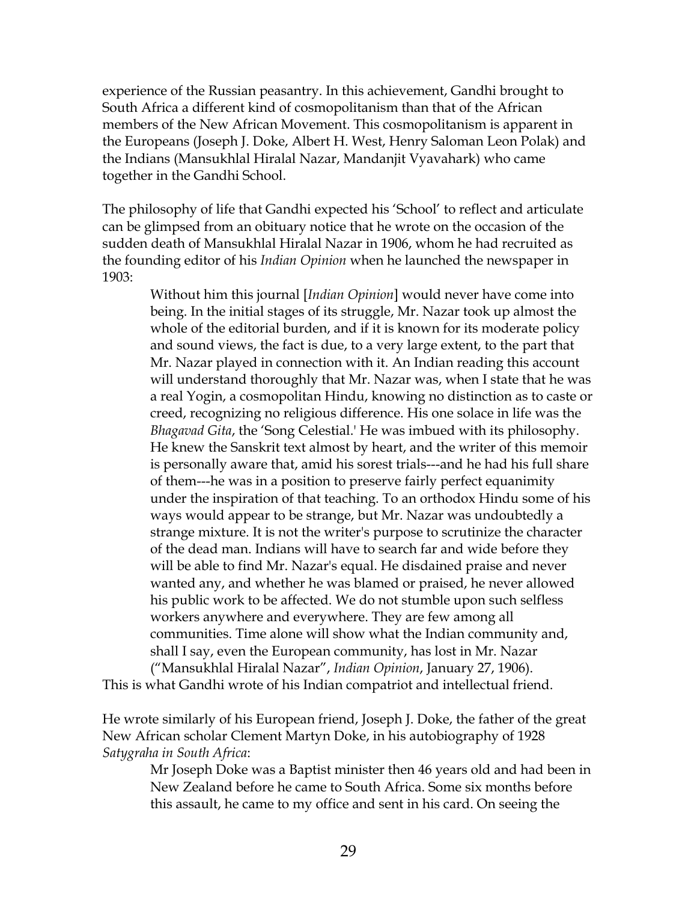experience of the Russian peasantry. In this achievement, Gandhi brought to South Africa a different kind of cosmopolitanism than that of the African members of the New African Movement. This cosmopolitanism is apparent in the Europeans (Joseph J. Doke, Albert H. West, Henry Saloman Leon Polak) and the Indians (Mansukhlal Hiralal Nazar, Mandanjit Vyavahark) who came together in the Gandhi School.

The philosophy of life that Gandhi expected his 'School' to reflect and articulate can be glimpsed from an obituary notice that he wrote on the occasion of the sudden death of Mansukhlal Hiralal Nazar in 1906, whom he had recruited as the founding editor of his *Indian Opinion* when he launched the newspaper in 1903:

> Without him this journal [*Indian Opinion*] would never have come into being. In the initial stages of its struggle, Mr. Nazar took up almost the whole of the editorial burden, and if it is known for its moderate policy and sound views, the fact is due, to a very large extent, to the part that Mr. Nazar played in connection with it. An Indian reading this account will understand thoroughly that Mr. Nazar was, when I state that he was a real Yogin, a cosmopolitan Hindu, knowing no distinction as to caste or creed, recognizing no religious difference. His one solace in life was the *Bhagavad Gita*, the 'Song Celestial.' He was imbued with its philosophy. He knew the Sanskrit text almost by heart, and the writer of this memoir is personally aware that, amid his sorest trials---and he had his full share of them---he was in a position to preserve fairly perfect equanimity under the inspiration of that teaching. To an orthodox Hindu some of his ways would appear to be strange, but Mr. Nazar was undoubtedly a strange mixture. It is not the writer's purpose to scrutinize the character of the dead man. Indians will have to search far and wide before they will be able to find Mr. Nazar's equal. He disdained praise and never wanted any, and whether he was blamed or praised, he never allowed his public work to be affected. We do not stumble upon such selfless workers anywhere and everywhere. They are few among all communities. Time alone will show what the Indian community and, shall I say, even the European community, has lost in Mr. Nazar ("Mansukhlal Hiralal Nazar", *Indian Opinion*, January 27, 1906).

This is what Gandhi wrote of his Indian compatriot and intellectual friend.

He wrote similarly of his European friend, Joseph J. Doke, the father of the great New African scholar Clement Martyn Doke, in his autobiography of 1928 *Satygraha in South Africa*:

> Mr Joseph Doke was a Baptist minister then 46 years old and had been in New Zealand before he came to South Africa. Some six months before this assault, he came to my office and sent in his card. On seeing the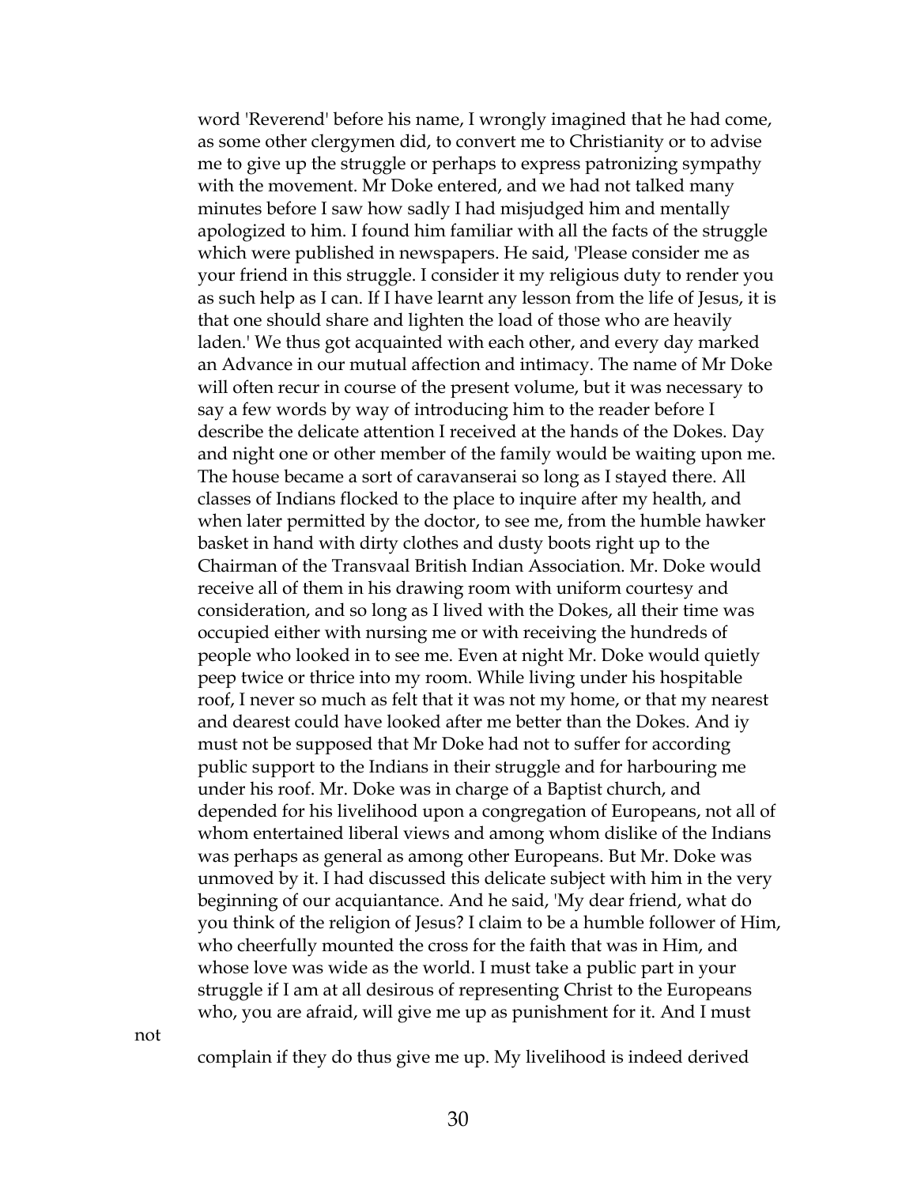word 'Reverend' before his name, I wrongly imagined that he had come, as some other clergymen did, to convert me to Christianity or to advise me to give up the struggle or perhaps to express patronizing sympathy with the movement. Mr Doke entered, and we had not talked many minutes before I saw how sadly I had misjudged him and mentally apologized to him. I found him familiar with all the facts of the struggle which were published in newspapers. He said, 'Please consider me as your friend in this struggle. I consider it my religious duty to render you as such help as I can. If I have learnt any lesson from the life of Jesus, it is that one should share and lighten the load of those who are heavily laden.' We thus got acquainted with each other, and every day marked an Advance in our mutual affection and intimacy. The name of Mr Doke will often recur in course of the present volume, but it was necessary to say a few words by way of introducing him to the reader before I describe the delicate attention I received at the hands of the Dokes. Day and night one or other member of the family would be waiting upon me. The house became a sort of caravanserai so long as I stayed there. All classes of Indians flocked to the place to inquire after my health, and when later permitted by the doctor, to see me, from the humble hawker basket in hand with dirty clothes and dusty boots right up to the Chairman of the Transvaal British Indian Association. Mr. Doke would receive all of them in his drawing room with uniform courtesy and consideration, and so long as I lived with the Dokes, all their time was occupied either with nursing me or with receiving the hundreds of people who looked in to see me. Even at night Mr. Doke would quietly peep twice or thrice into my room. While living under his hospitable roof, I never so much as felt that it was not my home, or that my nearest and dearest could have looked after me better than the Dokes. And iy must not be supposed that Mr Doke had not to suffer for according public support to the Indians in their struggle and for harbouring me under his roof. Mr. Doke was in charge of a Baptist church, and depended for his livelihood upon a congregation of Europeans, not all of whom entertained liberal views and among whom dislike of the Indians was perhaps as general as among other Europeans. But Mr. Doke was unmoved by it. I had discussed this delicate subject with him in the very beginning of our acquiantance. And he said, 'My dear friend, what do you think of the religion of Jesus? I claim to be a humble follower of Him, who cheerfully mounted the cross for the faith that was in Him, and whose love was wide as the world. I must take a public part in your struggle if I am at all desirous of representing Christ to the Europeans who, you are afraid, will give me up as punishment for it. And I must not complain if they do thus give me up. My livelihood is indeed derived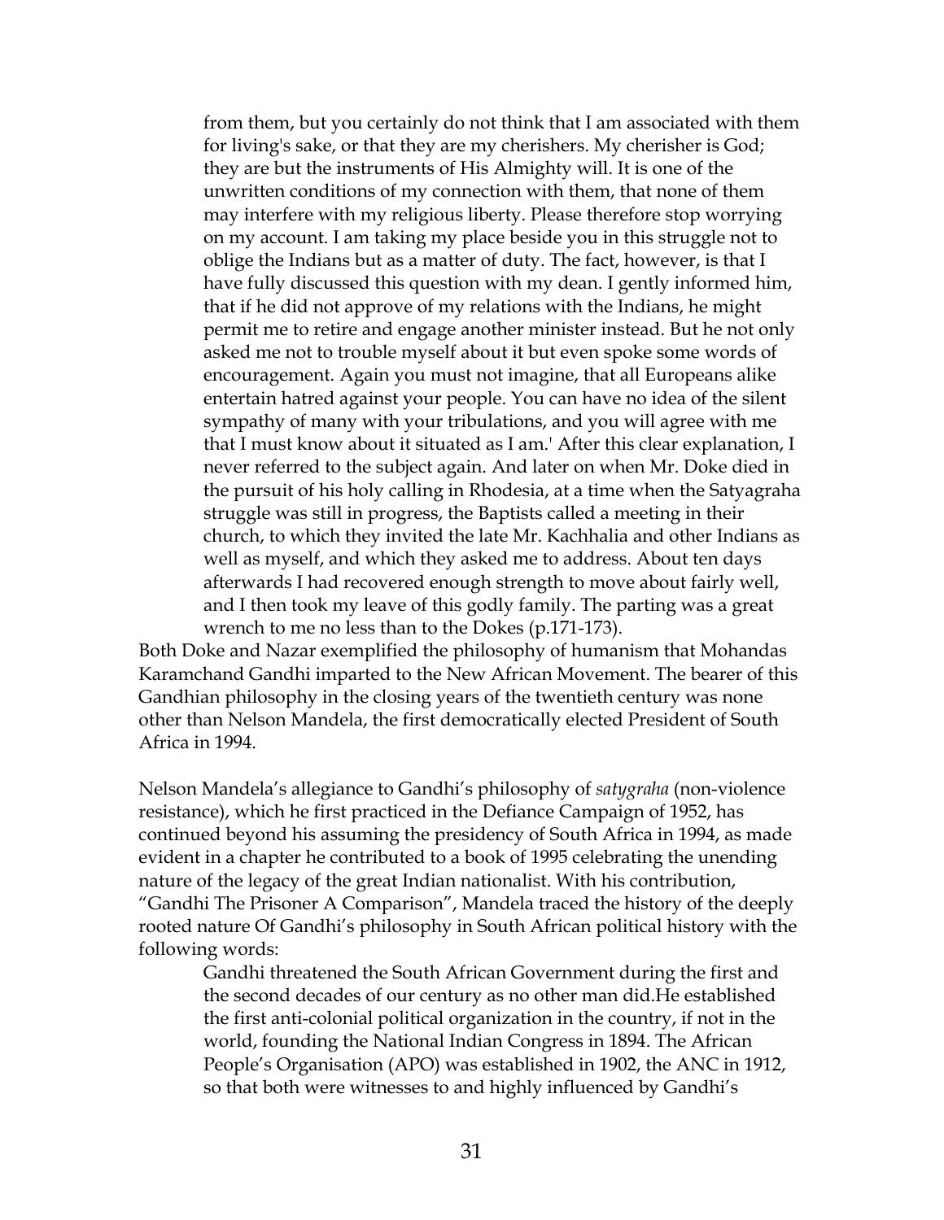> from them, but you certainly do not think that I am associated with them for living's sake, or that they are my cherishers. My cherisher is God; they are but the instruments of His Almighty will. It is one of the unwritten conditions of my connection with them, that none of them may interfere with my religious liberty. Please therefore stop worrying on my account. I am taking my place beside you in this struggle not to oblige the Indians but as a matter of duty. The fact, however, is that I have fully discussed this question with my dean. I gently informed him, that if he did not approve of my relations with the Indians, he might permit me to retire and engage another minister instead. But he not only asked me not to trouble myself about it but even spoke some words of encouragement. Again you must not imagine, that all Europeans alike entertain hatred against your people. You can have no idea of the silent sympathy of many with your tribulations, and you will agree with me that I must know about it situated as I am.' After this clear explanation, I never referred to the subject again. And later on when Mr. Doke died in the pursuit of his holy calling in Rhodesia, at a time when the Satyagraha struggle was still in progress, the Baptists called a meeting in their church, to which they invited the late Mr. Kachhalia and other Indians as well as myself, and which they asked me to address. About ten days afterwards I had recovered enough strength to move about fairly well, and I then took my leave of this godly family. The parting was a great wrench to me no less than to the Dokes (p.171-173).

Both Doke and Nazar exemplified the philosophy of humanism that Mohandas Karamchand Gandhi imparted to the New African Movement. The bearer of this Gandhian philosophy in the closing years of the twentieth century was none other than Nelson Mandela, the first democratically elected President of South Africa in 1994.

Nelson Mandela's allegiance to Gandhi's philosophy of *satygraha* (non-violence resistance), which he first practiced in the Defiance Campaign of 1952, has continued beyond his assuming the presidency of South Africa in 1994, as made evident in a chapter he contributed to a book of 1995 celebrating the unending nature of the legacy of the great Indian nationalist. With his contribution, "Gandhi The Prisoner A Comparison", Mandela traced the history of the deeply rooted nature Of Gandhi's philosophy in South African political history with the following words:

> Gandhi threatened the South African Government during the first and the second decades of our century as no other man did.He established the first anti-colonial political organization in the country, if not in the world, founding the National Indian Congress in 1894. The African People's Organisation (APO) was established in 1902, the ANC in 1912, so that both were witnesses to and highly influenced by Gandhi's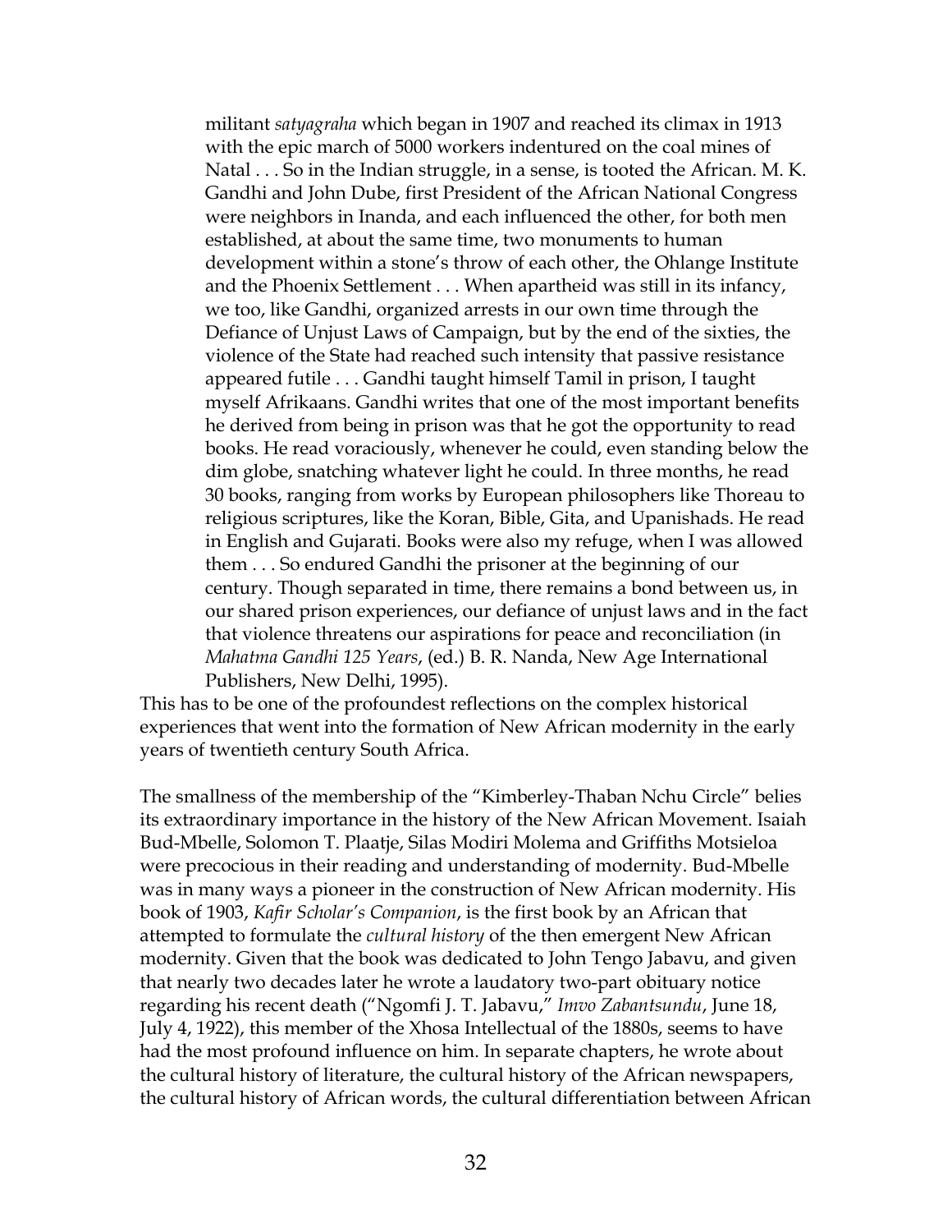> militant *satyagraha* which began in 1907 and reached its climax in 1913 with the epic march of 5000 workers indentured on the coal mines of Natal . . . So in the Indian struggle, in a sense, is tooted the African. M. K. Gandhi and John Dube, first President of the African National Congress were neighbors in Inanda, and each influenced the other, for both men established, at about the same time, two monuments to human development within a stone's throw of each other, the Ohlange Institute and the Phoenix Settlement . . . When apartheid was still in its infancy, we too, like Gandhi, organized arrests in our own time through the Defiance of Unjust Laws of Campaign, but by the end of the sixties, the violence of the State had reached such intensity that passive resistance appeared futile . . . Gandhi taught himself Tamil in prison, I taught myself Afrikaans. Gandhi writes that one of the most important benefits he derived from being in prison was that he got the opportunity to read books. He read voraciously, whenever he could, even standing below the dim globe, snatching whatever light he could. In three months, he read 30 books, ranging from works by European philosophers like Thoreau to religious scriptures, like the Koran, Bible, Gita, and Upanishads. He read in English and Gujarati. Books were also my refuge, when I was allowed them . . . So endured Gandhi the prisoner at the beginning of our century. Though separated in time, there remains a bond between us, in our shared prison experiences, our defiance of unjust laws and in the fact that violence threatens our aspirations for peace and reconciliation (in *Mahatma Gandhi 125 Years*, (ed.) B. R. Nanda, New Age International Publishers, New Delhi, 1995).

This has to be one of the profoundest reflections on the complex historical experiences that went into the formation of New African modernity in the early years of twentieth century South Africa.

The smallness of the membership of the "Kimberley-Thaban Nchu Circle" belies its extraordinary importance in the history of the New African Movement. Isaiah Bud-Mbelle, Solomon T. Plaatje, Silas Modiri Molema and Griffiths Motsieloa were precocious in their reading and understanding of modernity. Bud-Mbelle was in many ways a pioneer in the construction of New African modernity. His book of 1903, *Kafir Scholar's Companion*, is the first book by an African that attempted to formulate the *cultural history* of the then emergent New African modernity. Given that the book was dedicated to John Tengo Jabavu, and given that nearly two decades later he wrote a laudatory two-part obituary notice regarding his recent death ("Ngomfi J. T. Jabavu," *Imvo Zabantsundu*, June 18, July 4, 1922), this member of the Xhosa Intellectual of the 1880s, seems to have had the most profound influence on him. In separate chapters, he wrote about the cultural history of literature, the cultural history of the African newspapers, the cultural history of African words, the cultural differentiation between African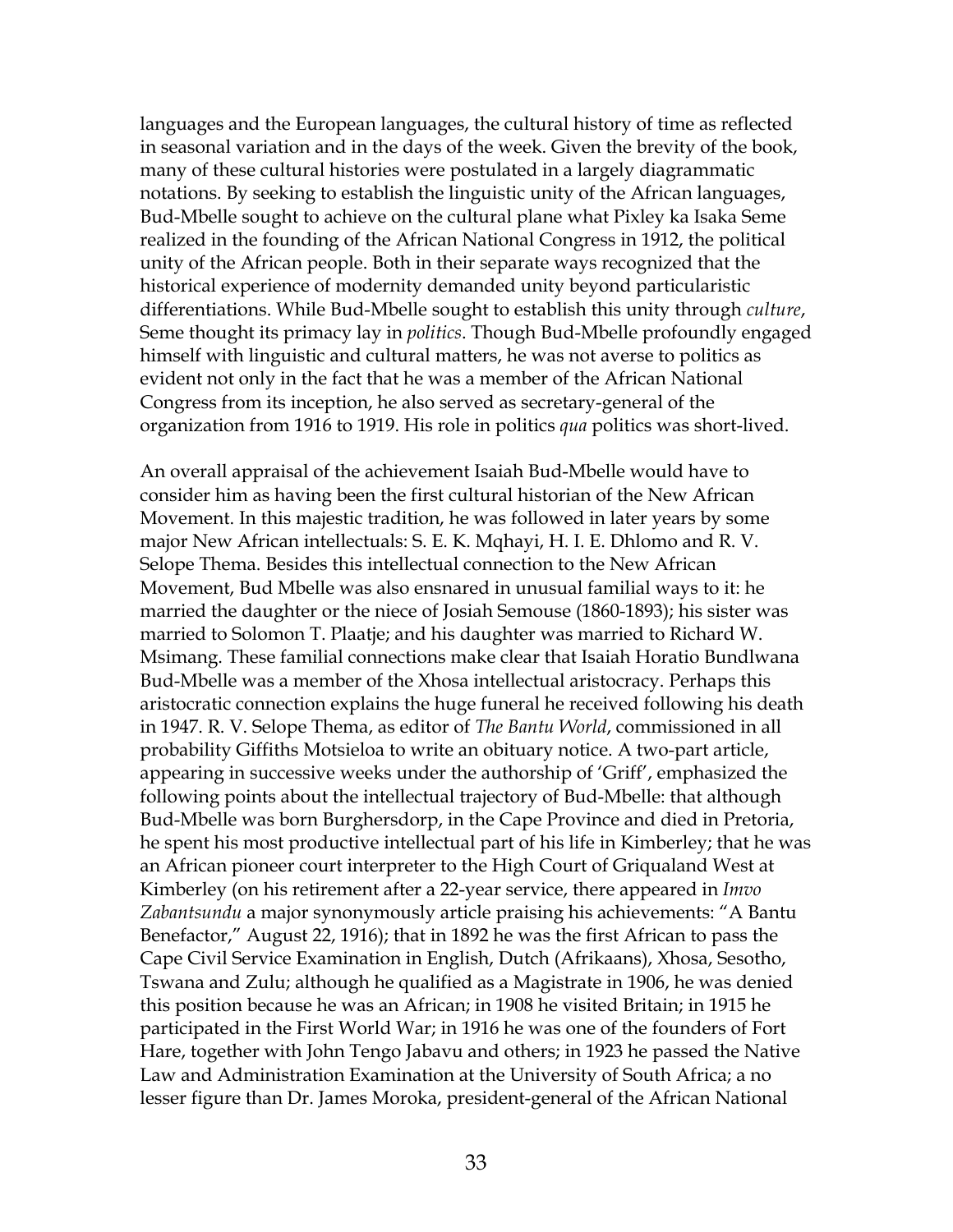languages and the European languages, the cultural history of time as reflected in seasonal variation and in the days of the week. Given the brevity of the book, many of these cultural histories were postulated in a largely diagrammatic notations. By seeking to establish the linguistic unity of the African languages, Bud-Mbelle sought to achieve on the cultural plane what Pixley ka Isaka Seme realized in the founding of the African National Congress in 1912, the political unity of the African people. Both in their separate ways recognized that the historical experience of modernity demanded unity beyond particularistic differentiations. While Bud-Mbelle sought to establish this unity through *culture*, Seme thought its primacy lay in *politics*. Though Bud-Mbelle profoundly engaged himself with linguistic and cultural matters, he was not averse to politics as evident not only in the fact that he was a member of the African National Congress from its inception, he also served as secretary-general of the organization from 1916 to 1919. His role in politics *qua* politics was short-lived.

An overall appraisal of the achievement Isaiah Bud-Mbelle would have to consider him as having been the first cultural historian of the New African Movement. In this majestic tradition, he was followed in later years by some major New African intellectuals: S. E. K. Mqhayi, H. I. E. Dhlomo and R. V. Selope Thema. Besides this intellectual connection to the New African Movement, Bud Mbelle was also ensnared in unusual familial ways to it: he married the daughter or the niece of Josiah Semouse (1860-1893); his sister was married to Solomon T. Plaatje; and his daughter was married to Richard W. Msimang. These familial connections make clear that Isaiah Horatio Bundlwana Bud-Mbelle was a member of the Xhosa intellectual aristocracy. Perhaps this aristocratic connection explains the huge funeral he received following his death in 1947. R. V. Selope Thema, as editor of *The Bantu World*, commissioned in all probability Giffiths Motsieloa to write an obituary notice. A two-part article, appearing in successive weeks under the authorship of 'Griff', emphasized the following points about the intellectual trajectory of Bud-Mbelle: that although Bud-Mbelle was born Burghersdorp, in the Cape Province and died in Pretoria, he spent his most productive intellectual part of his life in Kimberley; that he was an African pioneer court interpreter to the High Court of Griqualand West at Kimberley (on his retirement after a 22-year service, there appeared in *Imvo Zabantsundu* a major synonymously article praising his achievements: "A Bantu Benefactor," August 22, 1916); that in 1892 he was the first African to pass the Cape Civil Service Examination in English, Dutch (Afrikaans), Xhosa, Sesotho, Tswana and Zulu; although he qualified as a Magistrate in 1906, he was denied this position because he was an African; in 1908 he visited Britain; in 1915 he participated in the First World War; in 1916 he was one of the founders of Fort Hare, together with John Tengo Jabavu and others; in 1923 he passed the Native Law and Administration Examination at the University of South Africa; a no lesser figure than Dr. James Moroka, president-general of the African National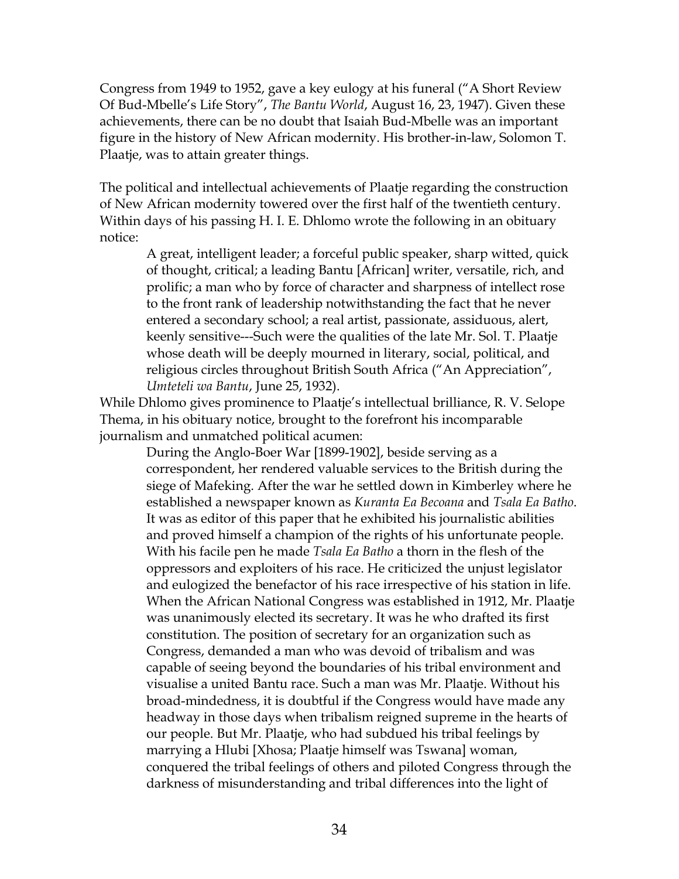Congress from 1949 to 1952, gave a key eulogy at his funeral ("A Short Review Of Bud-Mbelle's Life Story", *The Bantu World*, August 16, 23, 1947). Given these achievements, there can be no doubt that Isaiah Bud-Mbelle was an important figure in the history of New African modernity. His brother-in-law, Solomon T. Plaatje, was to attain greater things.

The political and intellectual achievements of Plaatje regarding the construction of New African modernity towered over the first half of the twentieth century. Within days of his passing H. I. E. Dhlomo wrote the following in an obituary notice:

> A great, intelligent leader; a forceful public speaker, sharp witted, quick of thought, critical; a leading Bantu [African] writer, versatile, rich, and prolific; a man who by force of character and sharpness of intellect rose to the front rank of leadership notwithstanding the fact that he never entered a secondary school; a real artist, passionate, assiduous, alert, keenly sensitive---Such were the qualities of the late Mr. Sol. T. Plaatje whose death will be deeply mourned in literary, social, political, and religious circles throughout British South Africa ("An Appreciation", *Umteteli wa Bantu*, June 25, 1932).

While Dhlomo gives prominence to Plaatje's intellectual brilliance, R. V. Selope Thema, in his obituary notice, brought to the forefront his incomparable journalism and unmatched political acumen:

> During the Anglo-Boer War [1899-1902], beside serving as a correspondent, her rendered valuable services to the British during the siege of Mafeking. After the war he settled down in Kimberley where he established a newspaper known as *Kuranta Ea Becoana* and *Tsala Ea Batho*. It was as editor of this paper that he exhibited his journalistic abilities and proved himself a champion of the rights of his unfortunate people. With his facile pen he made *Tsala Ea Batho* a thorn in the flesh of the oppressors and exploiters of his race. He criticized the unjust legislator and eulogized the benefactor of his race irrespective of his station in life. When the African National Congress was established in 1912, Mr. Plaatje was unanimously elected its secretary. It was he who drafted its first constitution. The position of secretary for an organization such as Congress, demanded a man who was devoid of tribalism and was capable of seeing beyond the boundaries of his tribal environment and visualise a united Bantu race. Such a man was Mr. Plaatje. Without his broad-mindedness, it is doubtful if the Congress would have made any headway in those days when tribalism reigned supreme in the hearts of our people. But Mr. Plaatje, who had subdued his tribal feelings by marrying a Hlubi [Xhosa; Plaatje himself was Tswana] woman, conquered the tribal feelings of others and piloted Congress through the darkness of misunderstanding and tribal differences into the light of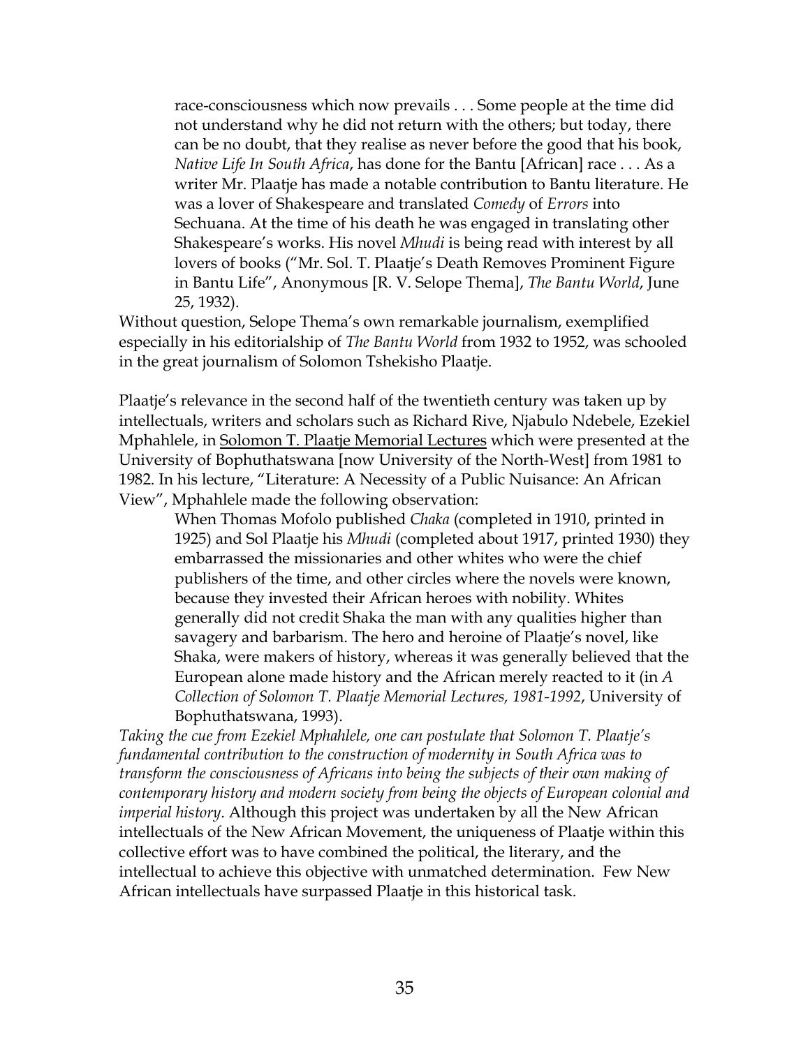> race-consciousness which now prevails . . . Some people at the time did not understand why he did not return with the others; but today, there can be no doubt, that they realise as never before the good that his book, *Native Life In South Africa*, has done for the Bantu [African] race . . . As a writer Mr. Plaatje has made a notable contribution to Bantu literature. He was a lover of Shakespeare and translated *Comedy* of *Errors* into Sechuana. At the time of his death he was engaged in translating other Shakespeare's works. His novel *Mhudi* is being read with interest by all lovers of books ("Mr. Sol. T. Plaatje's Death Removes Prominent Figure in Bantu Life", Anonymous [R. V. Selope Thema], *The Bantu World*, June 25, 1932).

Without question, Selope Thema's own remarkable journalism, exemplified especially in his editorialship of *The Bantu World* from 1932 to 1952, was schooled in the great journalism of Solomon Tshekisho Plaatje.

Plaatje's relevance in the second half of the twentieth century was taken up by intellectuals, writers and scholars such as Richard Rive, Njabulo Ndebele, Ezekiel Mphahlele, in <u>Solomon T. Plaatje Memorial Lectures</u> which were presented at the University of Bophuthatswana [now University of the North-West] from 1981 to 1982. In his lecture, "Literature: A Necessity of a Public Nuisance: An African View", Mphahlele made the following observation:

> When Thomas Mofolo published *Chaka* (completed in 1910, printed in 1925) and Sol Plaatje his *Mhudi* (completed about 1917, printed 1930) they embarrassed the missionaries and other whites who were the chief publishers of the time, and other circles where the novels were known, because they invested their African heroes with nobility. Whites generally did not credit Shaka the man with any qualities higher than savagery and barbarism. The hero and heroine of Plaatje's novel, like Shaka, were makers of history, whereas it was generally believed that the European alone made history and the African merely reacted to it (in *A Collection of Solomon T. Plaatje Memorial Lectures, 1981-1992*, University of Bophuthatswana, 1993).

*Taking the cue from Ezekiel Mphahlele, one can postulate that Solomon T. Plaatje's fundamental contribution to the construction of modernity in South Africa was to transform the consciousness of Africans into being the subjects of their own making of contemporary history and modern society from being the objects of European colonial and imperial history*. Although this project was undertaken by all the New African intellectuals of the New African Movement, the uniqueness of Plaatje within this collective effort was to have combined the political, the literary, and the intellectual to achieve this objective with unmatched determination. Few New African intellectuals have surpassed Plaatje in this historical task.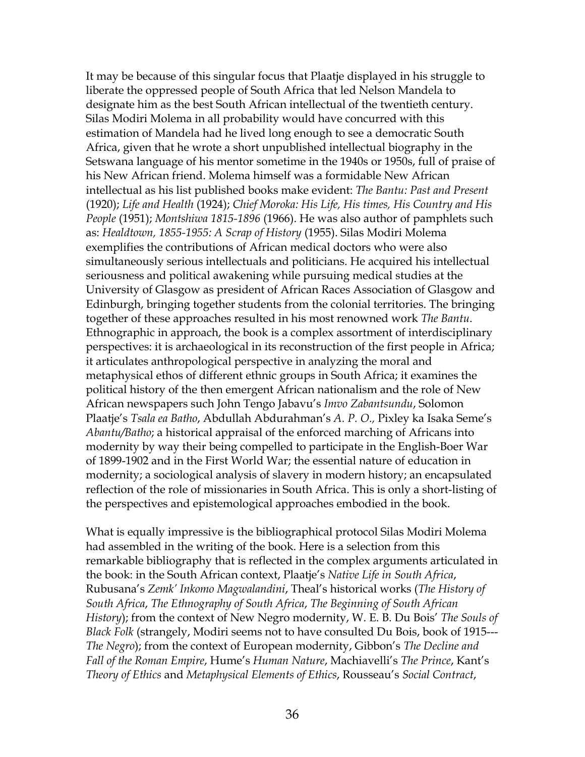It may be because of this singular focus that Plaatje displayed in his struggle to liberate the oppressed people of South Africa that led Nelson Mandela to designate him as the best South African intellectual of the twentieth century. Silas Modiri Molema in all probability would have concurred with this estimation of Mandela had he lived long enough to see a democratic South Africa, given that he wrote a short unpublished intellectual biography in the Setswana language of his mentor sometime in the 1940s or 1950s, full of praise of his New African friend. Molema himself was a formidable New African intellectual as his list published books make evident: *The Bantu: Past and Present* (1920); *Life and Health* (1924); *Chief Moroka: His Life, His times, His Country and His People* (1951); *Montshiwa 1815-1896* (1966). He was also author of pamphlets such as: *Healdtown, 1855-1955: A Scrap of History* (1955). Silas Modiri Molema exemplifies the contributions of African medical doctors who were also simultaneously serious intellectuals and politicians. He acquired his intellectual seriousness and political awakening while pursuing medical studies at the University of Glasgow as president of African Races Association of Glasgow and Edinburgh, bringing together students from the colonial territories. The bringing together of these approaches resulted in his most renowned work *The Bantu*. Ethnographic in approach, the book is a complex assortment of interdisciplinary perspectives: it is archaeological in its reconstruction of the first people in Africa; it articulates anthropological perspective in analyzing the moral and metaphysical ethos of different ethnic groups in South Africa; it examines the political history of the then emergent African nationalism and the role of New African newspapers such John Tengo Jabavu's *Imvo Zabantsundu*, Solomon Plaatje's *Tsala ea Batho*, Abdullah Abdurahman's *A. P. O.,* Pixley ka Isaka Seme's *Abantu/Batho*; a historical appraisal of the enforced marching of Africans into modernity by way their being compelled to participate in the English-Boer War of 1899-1902 and in the First World War; the essential nature of education in modernity; a sociological analysis of slavery in modern history; an encapsulated reflection of the role of missionaries in South Africa. This is only a short-listing of the perspectives and epistemological approaches embodied in the book.

What is equally impressive is the bibliographical protocol Silas Modiri Molema had assembled in the writing of the book. Here is a selection from this remarkable bibliography that is reflected in the complex arguments articulated in the book: in the South African context, Plaatje's *Native Life in South Africa*, Rubusana's *Zemk' Inkomo Magwalandini*, Theal's historical works (*The History of South Africa*, *The Ethnography of South Africa*, *The Beginning of South African History*); from the context of New Negro modernity, W. E. B. Du Bois' *The Souls of Black Folk* (strangely, Modiri seems not to have consulted Du Bois, book of 1915---*The Negro*); from the context of European modernity, Gibbon's *The Decline and Fall of the Roman Empire*, Hume's *Human Nature*, Machiavelli's *The Prince*, Kant's *Theory of Ethics* and *Metaphysical Elements of Ethics*, Rousseau's *Social Contract*,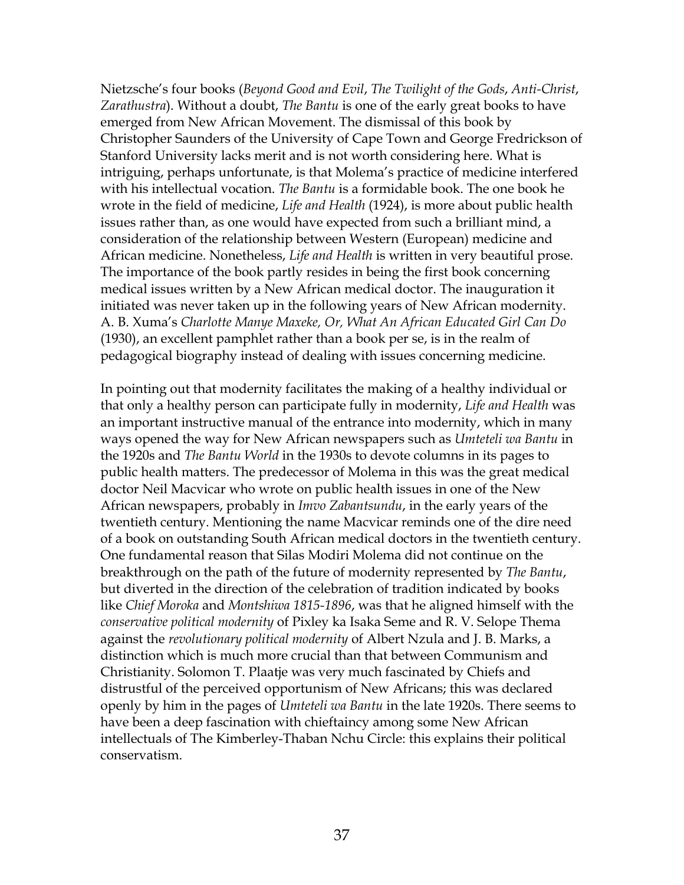Nietzsche's four books (*Beyond Good and Evil*, *The Twilight of the Gods*, *Anti-Christ*, *Zarathustra*). Without a doubt, *The Bantu* is one of the early great books to have emerged from New African Movement. The dismissal of this book by Christopher Saunders of the University of Cape Town and George Fredrickson of Stanford University lacks merit and is not worth considering here. What is intriguing, perhaps unfortunate, is that Molema's practice of medicine interfered with his intellectual vocation. *The Bantu* is a formidable book. The one book he wrote in the field of medicine, *Life and Health* (1924), is more about public health issues rather than, as one would have expected from such a brilliant mind, a consideration of the relationship between Western (European) medicine and African medicine. Nonetheless, *Life and Health* is written in very beautiful prose. The importance of the book partly resides in being the first book concerning medical issues written by a New African medical doctor. The inauguration it initiated was never taken up in the following years of New African modernity. A. B. Xuma's *Charlotte Manye Maxeke, Or, What An African Educated Girl Can Do* (1930), an excellent pamphlet rather than a book per se, is in the realm of pedagogical biography instead of dealing with issues concerning medicine.

In pointing out that modernity facilitates the making of a healthy individual or that only a healthy person can participate fully in modernity, *Life and Health* was an important instructive manual of the entrance into modernity, which in many ways opened the way for New African newspapers such as *Umteteli wa Bantu* in the 1920s and *The Bantu World* in the 1930s to devote columns in its pages to public health matters. The predecessor of Molema in this was the great medical doctor Neil Macvicar who wrote on public health issues in one of the New African newspapers, probably in *Imvo Zabantsundu*, in the early years of the twentieth century. Mentioning the name Macvicar reminds one of the dire need of a book on outstanding South African medical doctors in the twentieth century. One fundamental reason that Silas Modiri Molema did not continue on the breakthrough on the path of the future of modernity represented by *The Bantu*, but diverted in the direction of the celebration of tradition indicated by books like *Chief Moroka* and *Montshiwa 1815-1896*, was that he aligned himself with the *conservative political modernity* of Pixley ka Isaka Seme and R. V. Selope Thema against the *revolutionary political modernity* of Albert Nzula and J. B. Marks, a distinction which is much more crucial than that between Communism and Christianity. Solomon T. Plaatje was very much fascinated by Chiefs and distrustful of the perceived opportunism of New Africans; this was declared openly by him in the pages of *Umteteli wa Bantu* in the late 1920s. There seems to have been a deep fascination with chieftaincy among some New African intellectuals of The Kimberley-Thaban Nchu Circle: this explains their political conservatism.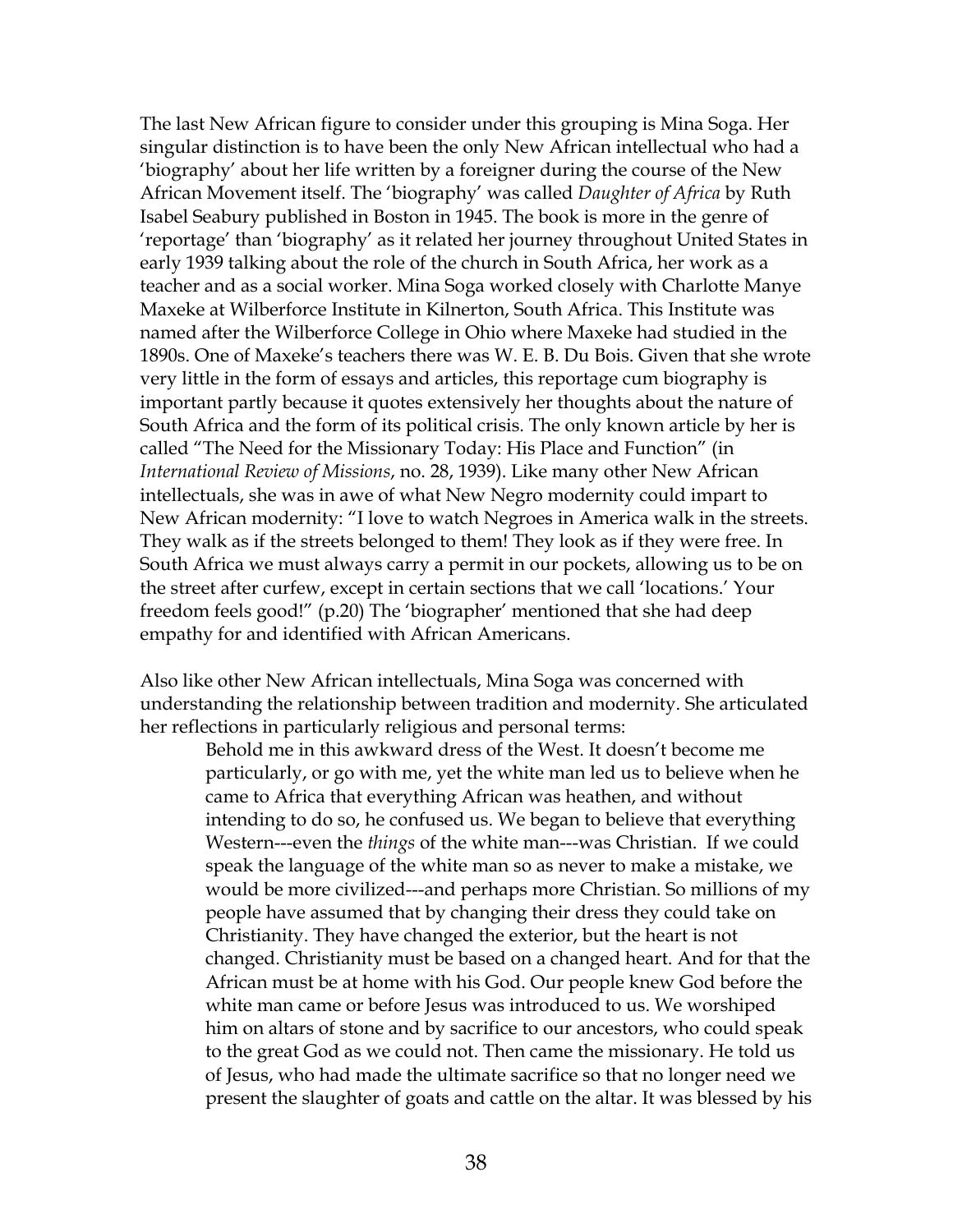The last New African figure to consider under this grouping is Mina Soga. Her singular distinction is to have been the only New African intellectual who had a 'biography' about her life written by a foreigner during the course of the New African Movement itself. The 'biography' was called *Daughter of Africa* by Ruth Isabel Seabury published in Boston in 1945. The book is more in the genre of 'reportage' than 'biography' as it related her journey throughout United States in early 1939 talking about the role of the church in South Africa, her work as a teacher and as a social worker. Mina Soga worked closely with Charlotte Manye Maxeke at Wilberforce Institute in Kilnerton, South Africa. This Institute was named after the Wilberforce College in Ohio where Maxeke had studied in the 1890s. One of Maxeke's teachers there was W. E. B. Du Bois. Given that she wrote very little in the form of essays and articles, this reportage cum biography is important partly because it quotes extensively her thoughts about the nature of South Africa and the form of its political crisis. The only known article by her is called "The Need for the Missionary Today: His Place and Function" (in *International Review of Missions*, no. 28, 1939). Like many other New African intellectuals, she was in awe of what New Negro modernity could impart to New African modernity: "I love to watch Negroes in America walk in the streets. They walk as if the streets belonged to them! They look as if they were free. In South Africa we must always carry a permit in our pockets, allowing us to be on the street after curfew, except in certain sections that we call 'locations.' Your freedom feels good!" (p.20) The 'biographer' mentioned that she had deep empathy for and identified with African Americans.

Also like other New African intellectuals, Mina Soga was concerned with understanding the relationship between tradition and modernity. She articulated her reflections in particularly religious and personal terms:

> Behold me in this awkward dress of the West. It doesn't become me particularly, or go with me, yet the white man led us to believe when he came to Africa that everything African was heathen, and without intending to do so, he confused us. We began to believe that everything Western---even the *things* of the white man---was Christian. If we could speak the language of the white man so as never to make a mistake, we would be more civilized---and perhaps more Christian. So millions of my people have assumed that by changing their dress they could take on Christianity. They have changed the exterior, but the heart is not changed. Christianity must be based on a changed heart. And for that the African must be at home with his God. Our people knew God before the white man came or before Jesus was introduced to us. We worshiped him on altars of stone and by sacrifice to our ancestors, who could speak to the great God as we could not. Then came the missionary. He told us of Jesus, who had made the ultimate sacrifice so that no longer need we present the slaughter of goats and cattle on the altar. It was blessed by his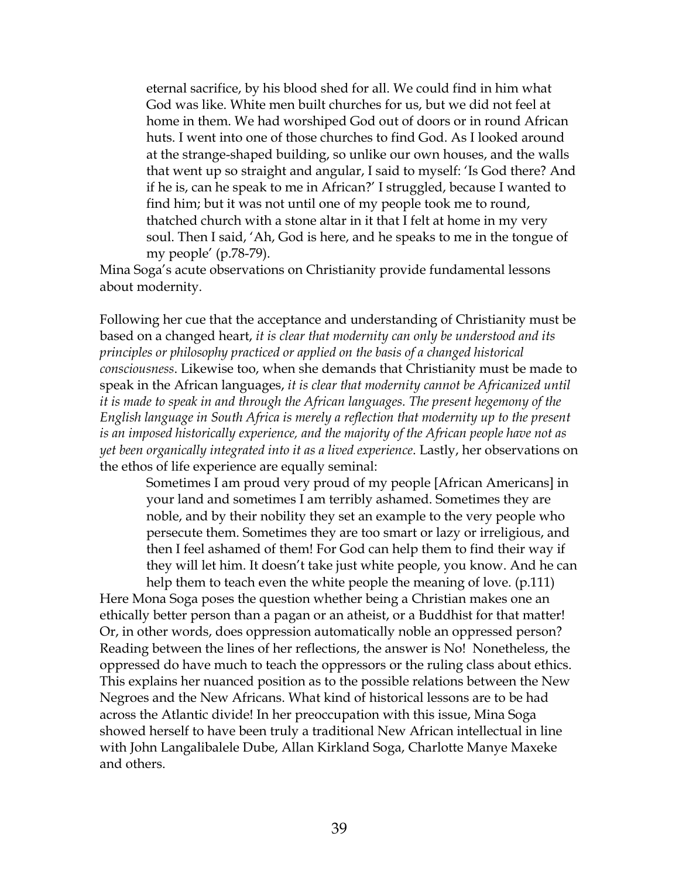> eternal sacrifice, by his blood shed for all. We could find in him what God was like. White men built churches for us, but we did not feel at home in them. We had worshiped God out of doors or in round African huts. I went into one of those churches to find God. As I looked around at the strange-shaped building, so unlike our own houses, and the walls that went up so straight and angular, I said to myself: 'Is God there? And if he is, can he speak to me in African?' I struggled, because I wanted to find him; but it was not until one of my people took me to round, thatched church with a stone altar in it that I felt at home in my very soul. Then I said, 'Ah, God is here, and he speaks to me in the tongue of my people' (p.78-79).

Mina Soga's acute observations on Christianity provide fundamental lessons about modernity.

Following her cue that the acceptance and understanding of Christianity must be based on a changed heart, *it is clear that modernity can only be understood and its principles or philosophy practiced or applied on the basis of a changed historical consciousness*. Likewise too, when she demands that Christianity must be made to speak in the African languages, *it is clear that modernity cannot be Africanized until it is made to speak in and through the African languages. The present hegemony of the English language in South Africa is merely a reflection that modernity up to the present is an imposed historically experience, and the majority of the African people have not as yet been organically integrated into it as a lived experience*. Lastly, her observations on the ethos of life experience are equally seminal:

> Sometimes I am proud very proud of my people [African Americans] in your land and sometimes I am terribly ashamed. Sometimes they are noble, and by their nobility they set an example to the very people who persecute them. Sometimes they are too smart or lazy or irreligious, and then I feel ashamed of them! For God can help them to find their way if they will let him. It doesn't take just white people, you know. And he can help them to teach even the white people the meaning of love. (p.111)

Here Mona Soga poses the question whether being a Christian makes one an ethically better person than a pagan or an atheist, or a Buddhist for that matter! Or, in other words, does oppression automatically noble an oppressed person? Reading between the lines of her reflections, the answer is No! Nonetheless, the oppressed do have much to teach the oppressors or the ruling class about ethics. This explains her nuanced position as to the possible relations between the New Negroes and the New Africans. What kind of historical lessons are to be had across the Atlantic divide! In her preoccupation with this issue, Mina Soga showed herself to have been truly a traditional New African intellectual in line with John Langalibalele Dube, Allan Kirkland Soga, Charlotte Manye Maxeke and others.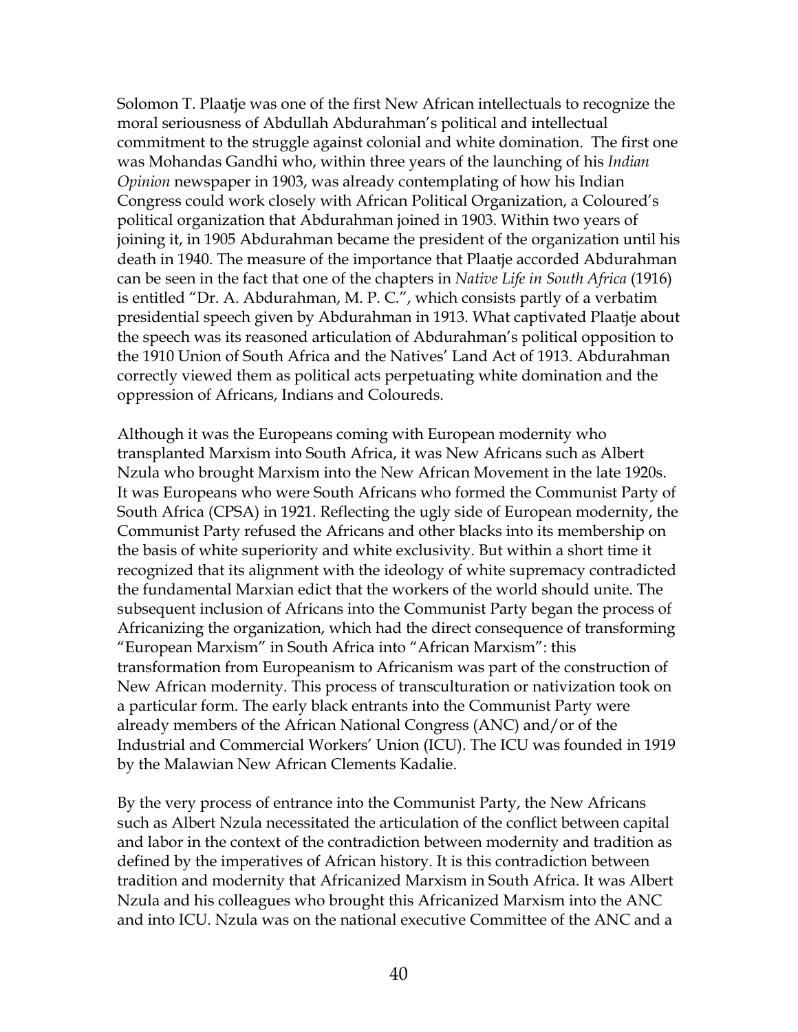Solomon T. Plaatje was one of the first New African intellectuals to recognize the moral seriousness of Abdullah Abdurahman's political and intellectual commitment to the struggle against colonial and white domination. The first one was Mohandas Gandhi who, within three years of the launching of his *Indian Opinion* newspaper in 1903, was already contemplating of how his Indian Congress could work closely with African Political Organization, a Coloured's political organization that Abdurahman joined in 1903. Within two years of joining it, in 1905 Abdurahman became the president of the organization until his death in 1940. The measure of the importance that Plaatje accorded Abdurahman can be seen in the fact that one of the chapters in *Native Life in South Africa* (1916) is entitled "Dr. A. Abdurahman, M. P. C.", which consists partly of a verbatim presidential speech given by Abdurahman in 1913. What captivated Plaatje about the speech was its reasoned articulation of Abdurahman's political opposition to the 1910 Union of South Africa and the Natives' Land Act of 1913. Abdurahman correctly viewed them as political acts perpetuating white domination and the oppression of Africans, Indians and Coloureds.

Although it was the Europeans coming with European modernity who transplanted Marxism into South Africa, it was New Africans such as Albert Nzula who brought Marxism into the New African Movement in the late 1920s. It was Europeans who were South Africans who formed the Communist Party of South Africa (CPSA) in 1921. Reflecting the ugly side of European modernity, the Communist Party refused the Africans and other blacks into its membership on the basis of white superiority and white exclusivity. But within a short time it recognized that its alignment with the ideology of white supremacy contradicted the fundamental Marxian edict that the workers of the world should unite. The subsequent inclusion of Africans into the Communist Party began the process of Africanizing the organization, which had the direct consequence of transforming "European Marxism" in South Africa into "African Marxism": this transformation from Europeanism to Africanism was part of the construction of New African modernity. This process of transculturation or nativization took on a particular form. The early black entrants into the Communist Party were already members of the African National Congress (ANC) and/or of the Industrial and Commercial Workers' Union (ICU). The ICU was founded in 1919 by the Malawian New African Clements Kadalie.

By the very process of entrance into the Communist Party, the New Africans such as Albert Nzula necessitated the articulation of the conflict between capital and labor in the context of the contradiction between modernity and tradition as defined by the imperatives of African history. It is this contradiction between tradition and modernity that Africanized Marxism in South Africa. It was Albert Nzula and his colleagues who brought this Africanized Marxism into the ANC and into ICU. Nzula was on the national executive Committee of the ANC and a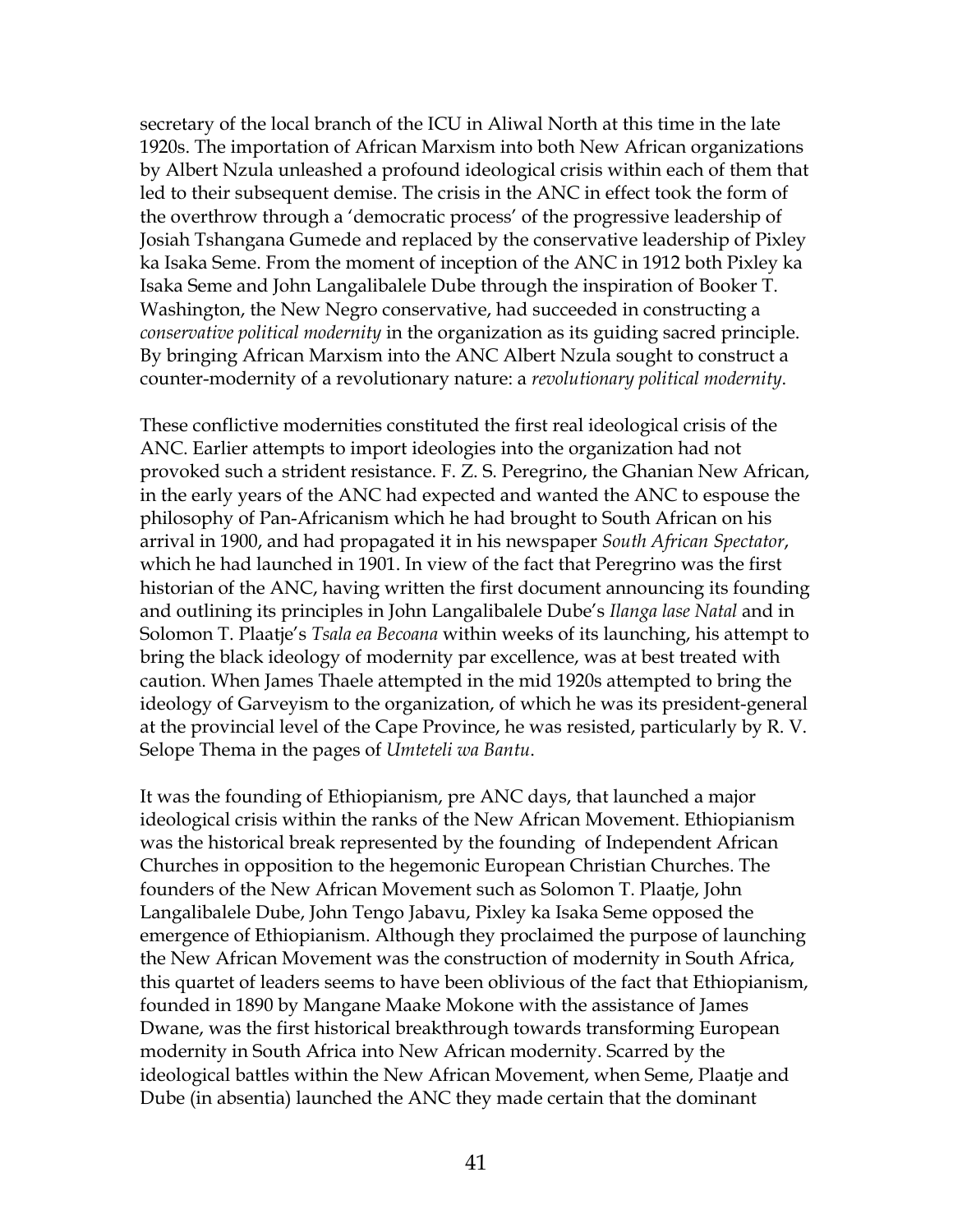secretary of the local branch of the ICU in Aliwal North at this time in the late 1920s. The importation of African Marxism into both New African organizations by Albert Nzula unleashed a profound ideological crisis within each of them that led to their subsequent demise. The crisis in the ANC in effect took the form of the overthrow through a 'democratic process' of the progressive leadership of Josiah Tshangana Gumede and replaced by the conservative leadership of Pixley ka Isaka Seme. From the moment of inception of the ANC in 1912 both Pixley ka Isaka Seme and John Langalibalele Dube through the inspiration of Booker T. Washington, the New Negro conservative, had succeeded in constructing a *conservative political modernity* in the organization as its guiding sacred principle. By bringing African Marxism into the ANC Albert Nzula sought to construct a counter-modernity of a revolutionary nature: a *revolutionary political modernity*.

These conflictive modernities constituted the first real ideological crisis of the ANC. Earlier attempts to import ideologies into the organization had not provoked such a strident resistance. F. Z. S. Peregrino, the Ghanian New African, in the early years of the ANC had expected and wanted the ANC to espouse the philosophy of Pan-Africanism which he had brought to South African on his arrival in 1900, and had propagated it in his newspaper *South African Spectator*, which he had launched in 1901. In view of the fact that Peregrino was the first historian of the ANC, having written the first document announcing its founding and outlining its principles in John Langalibalele Dube's *Ilanga lase Natal* and in Solomon T. Plaatje's *Tsala ea Becoana* within weeks of its launching, his attempt to bring the black ideology of modernity par excellence, was at best treated with caution. When James Thaele attempted in the mid 1920s attempted to bring the ideology of Garveyism to the organization, of which he was its president-general at the provincial level of the Cape Province, he was resisted, particularly by R. V. Selope Thema in the pages of *Umteteli wa Bantu*.

It was the founding of Ethiopianism, pre ANC days, that launched a major ideological crisis within the ranks of the New African Movement. Ethiopianism was the historical break represented by the founding of Independent African Churches in opposition to the hegemonic European Christian Churches. The founders of the New African Movement such as Solomon T. Plaatje, John Langalibalele Dube, John Tengo Jabavu, Pixley ka Isaka Seme opposed the emergence of Ethiopianism. Although they proclaimed the purpose of launching the New African Movement was the construction of modernity in South Africa, this quartet of leaders seems to have been oblivious of the fact that Ethiopianism, founded in 1890 by Mangane Maake Mokone with the assistance of James Dwane, was the first historical breakthrough towards transforming European modernity in South Africa into New African modernity. Scarred by the ideological battles within the New African Movement, when Seme, Plaatje and Dube (in absentia) launched the ANC they made certain that the dominant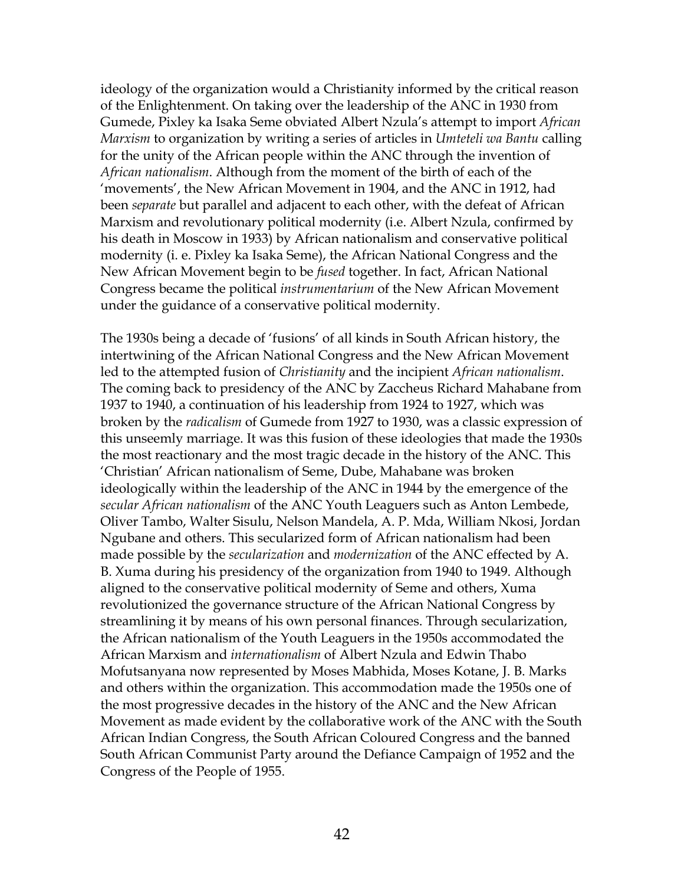ideology of the organization would a Christianity informed by the critical reason of the Enlightenment. On taking over the leadership of the ANC in 1930 from Gumede, Pixley ka Isaka Seme obviated Albert Nzula's attempt to import *African Marxism* to organization by writing a series of articles in *Umteteli wa Bantu* calling for the unity of the African people within the ANC through the invention of *African nationalism*. Although from the moment of the birth of each of the 'movements', the New African Movement in 1904, and the ANC in 1912, had been *separate* but parallel and adjacent to each other, with the defeat of African Marxism and revolutionary political modernity (i.e. Albert Nzula, confirmed by his death in Moscow in 1933) by African nationalism and conservative political modernity (i. e. Pixley ka Isaka Seme), the African National Congress and the New African Movement begin to be *fused* together. In fact, African National Congress became the political *instrumentarium* of the New African Movement under the guidance of a conservative political modernity.

The 1930s being a decade of 'fusions' of all kinds in South African history, the intertwining of the African National Congress and the New African Movement led to the attempted fusion of *Christianity* and the incipient *African nationalism*. The coming back to presidency of the ANC by Zaccheus Richard Mahabane from 1937 to 1940, a continuation of his leadership from 1924 to 1927, which was broken by the *radicalism* of Gumede from 1927 to 1930, was a classic expression of this unseemly marriage. It was this fusion of these ideologies that made the 1930s the most reactionary and the most tragic decade in the history of the ANC. This 'Christian' African nationalism of Seme, Dube, Mahabane was broken ideologically within the leadership of the ANC in 1944 by the emergence of the *secular African nationalism* of the ANC Youth Leaguers such as Anton Lembede, Oliver Tambo, Walter Sisulu, Nelson Mandela, A. P. Mda, William Nkosi, Jordan Ngubane and others. This secularized form of African nationalism had been made possible by the *secularization* and *modernization* of the ANC effected by A. B. Xuma during his presidency of the organization from 1940 to 1949. Although aligned to the conservative political modernity of Seme and others, Xuma revolutionized the governance structure of the African National Congress by streamlining it by means of his own personal finances. Through secularization, the African nationalism of the Youth Leaguers in the 1950s accommodated the African Marxism and *internationalism* of Albert Nzula and Edwin Thabo Mofutsanyana now represented by Moses Mabhida, Moses Kotane, J. B. Marks and others within the organization. This accommodation made the 1950s one of the most progressive decades in the history of the ANC and the New African Movement as made evident by the collaborative work of the ANC with the South African Indian Congress, the South African Coloured Congress and the banned South African Communist Party around the Defiance Campaign of 1952 and the Congress of the People of 1955.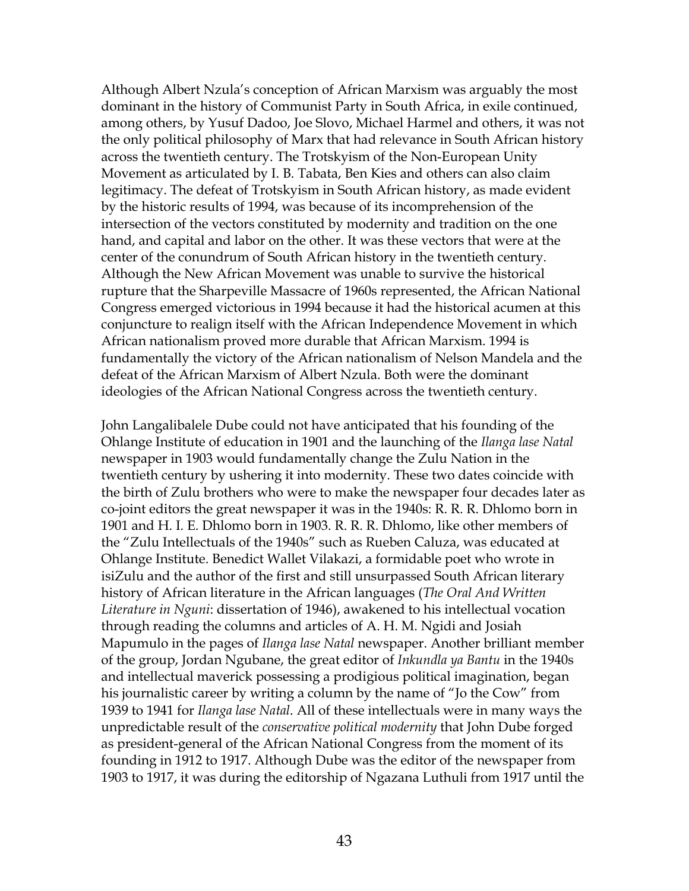Although Albert Nzula's conception of African Marxism was arguably the most dominant in the history of Communist Party in South Africa, in exile continued, among others, by Yusuf Dadoo, Joe Slovo, Michael Harmel and others, it was not the only political philosophy of Marx that had relevance in South African history across the twentieth century. The Trotskyism of the Non-European Unity Movement as articulated by I. B. Tabata, Ben Kies and others can also claim legitimacy. The defeat of Trotskyism in South African history, as made evident by the historic results of 1994, was because of its incomprehension of the intersection of the vectors constituted by modernity and tradition on the one hand, and capital and labor on the other. It was these vectors that were at the center of the conundrum of South African history in the twentieth century. Although the New African Movement was unable to survive the historical rupture that the Sharpeville Massacre of 1960s represented, the African National Congress emerged victorious in 1994 because it had the historical acumen at this conjuncture to realign itself with the African Independence Movement in which African nationalism proved more durable that African Marxism. 1994 is fundamentally the victory of the African nationalism of Nelson Mandela and the defeat of the African Marxism of Albert Nzula. Both were the dominant ideologies of the African National Congress across the twentieth century.

John Langalibalele Dube could not have anticipated that his founding of the Ohlange Institute of education in 1901 and the launching of the *Ilanga lase Natal* newspaper in 1903 would fundamentally change the Zulu Nation in the twentieth century by ushering it into modernity. These two dates coincide with the birth of Zulu brothers who were to make the newspaper four decades later as co-joint editors the great newspaper it was in the 1940s: R. R. R. Dhlomo born in 1901 and H. I. E. Dhlomo born in 1903. R. R. R. Dhlomo, like other members of the "Zulu Intellectuals of the 1940s" such as Rueben Caluza, was educated at Ohlange Institute. Benedict Wallet Vilakazi, a formidable poet who wrote in isiZulu and the author of the first and still unsurpassed South African literary history of African literature in the African languages (*The Oral And Written Literature in Nguni*: dissertation of 1946), awakened to his intellectual vocation through reading the columns and articles of A. H. M. Ngidi and Josiah Mapumulo in the pages of *Ilanga lase Natal* newspaper. Another brilliant member of the group, Jordan Ngubane, the great editor of *Inkundla ya Bantu* in the 1940s and intellectual maverick possessing a prodigious political imagination, began his journalistic career by writing a column by the name of "Jo the Cow" from 1939 to 1941 for *Ilanga lase Natal*. All of these intellectuals were in many ways the unpredictable result of the *conservative political modernity* that John Dube forged as president-general of the African National Congress from the moment of its founding in 1912 to 1917. Although Dube was the editor of the newspaper from 1903 to 1917, it was during the editorship of Ngazana Luthuli from 1917 until the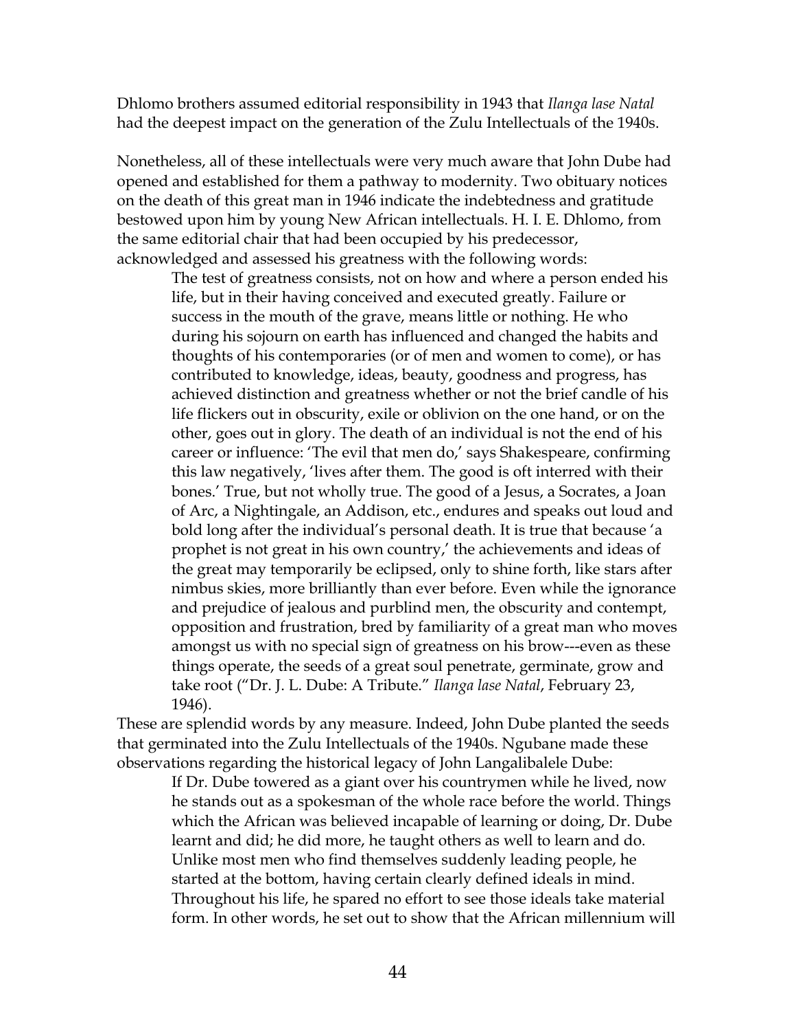Dhlomo brothers assumed editorial responsibility in 1943 that *Ilanga lase Natal* had the deepest impact on the generation of the Zulu Intellectuals of the 1940s.

Nonetheless, all of these intellectuals were very much aware that John Dube had opened and established for them a pathway to modernity. Two obituary notices on the death of this great man in 1946 indicate the indebtedness and gratitude bestowed upon him by young New African intellectuals. H. I. E. Dhlomo, from the same editorial chair that had been occupied by his predecessor, acknowledged and assessed his greatness with the following words:

> The test of greatness consists, not on how and where a person ended his life, but in their having conceived and executed greatly. Failure or success in the mouth of the grave, means little or nothing. He who during his sojourn on earth has influenced and changed the habits and thoughts of his contemporaries (or of men and women to come), or has contributed to knowledge, ideas, beauty, goodness and progress, has achieved distinction and greatness whether or not the brief candle of his life flickers out in obscurity, exile or oblivion on the one hand, or on the other, goes out in glory. The death of an individual is not the end of his career or influence: 'The evil that men do,' says Shakespeare, confirming this law negatively, 'lives after them. The good is oft interred with their bones.' True, but not wholly true. The good of a Jesus, a Socrates, a Joan of Arc, a Nightingale, an Addison, etc., endures and speaks out loud and bold long after the individual's personal death. It is true that because 'a prophet is not great in his own country,' the achievements and ideas of the great may temporarily be eclipsed, only to shine forth, like stars after nimbus skies, more brilliantly than ever before. Even while the ignorance and prejudice of jealous and purblind men, the obscurity and contempt, opposition and frustration, bred by familiarity of a great man who moves amongst us with no special sign of greatness on his brow---even as these things operate, the seeds of a great soul penetrate, germinate, grow and take root ("Dr. J. L. Dube: A Tribute." *Ilanga lase Natal*, February 23, 1946).

These are splendid words by any measure. Indeed, John Dube planted the seeds that germinated into the Zulu Intellectuals of the 1940s. Ngubane made these observations regarding the historical legacy of John Langalibalele Dube:

> If Dr. Dube towered as a giant over his countrymen while he lived, now he stands out as a spokesman of the whole race before the world. Things which the African was believed incapable of learning or doing, Dr. Dube learnt and did; he did more, he taught others as well to learn and do. Unlike most men who find themselves suddenly leading people, he started at the bottom, having certain clearly defined ideals in mind. Throughout his life, he spared no effort to see those ideals take material form. In other words, he set out to show that the African millennium will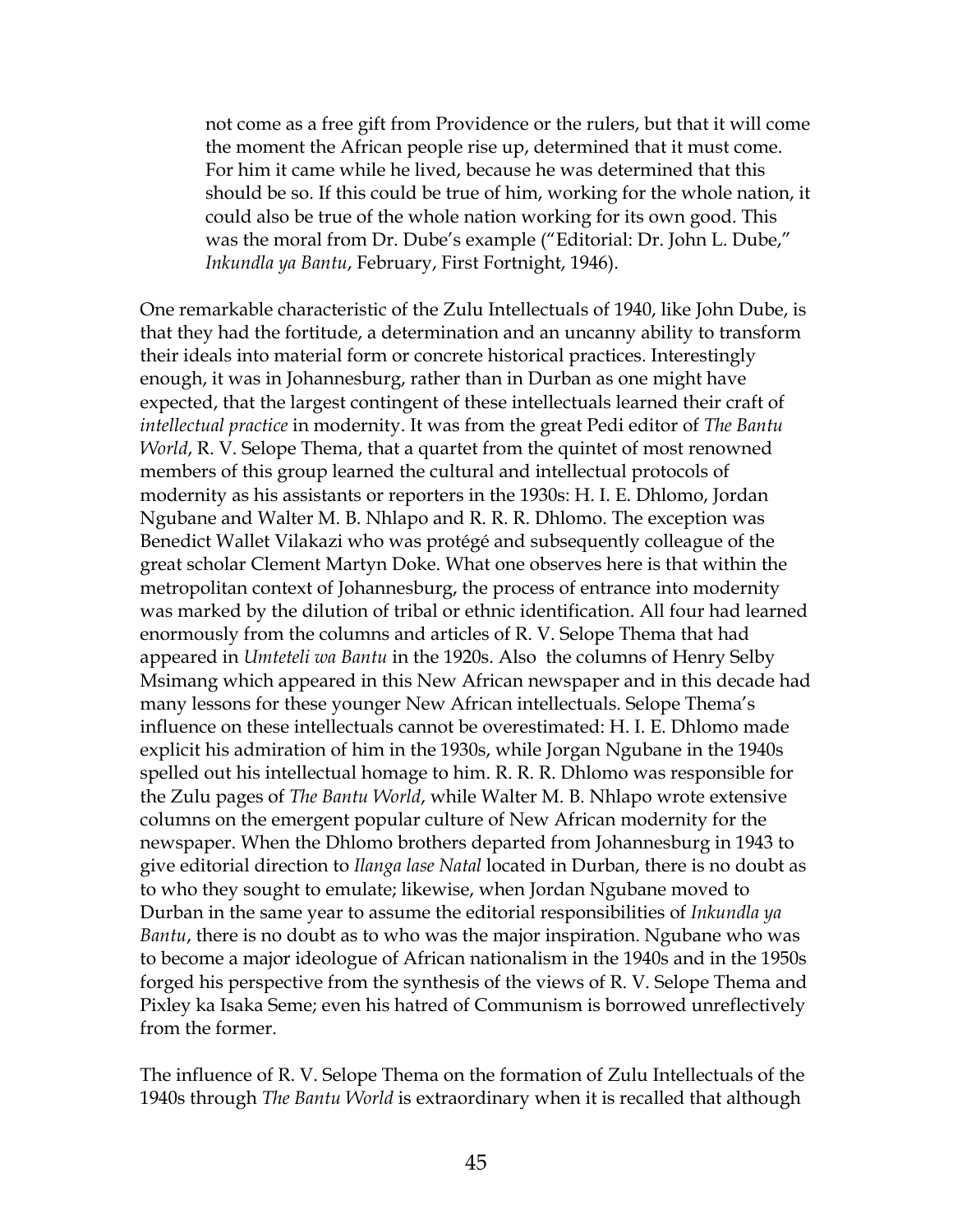> not come as a free gift from Providence or the rulers, but that it will come the moment the African people rise up, determined that it must come. For him it came while he lived, because he was determined that this should be so. If this could be true of him, working for the whole nation, it could also be true of the whole nation working for its own good. This was the moral from Dr. Dube's example ("Editorial: Dr. John L. Dube," *Inkundla ya Bantu*, February, First Fortnight, 1946).

One remarkable characteristic of the Zulu Intellectuals of 1940, like John Dube, is that they had the fortitude, a determination and an uncanny ability to transform their ideals into material form or concrete historical practices. Interestingly enough, it was in Johannesburg, rather than in Durban as one might have expected, that the largest contingent of these intellectuals learned their craft of *intellectual practice* in modernity. It was from the great Pedi editor of *The Bantu World*, R. V. Selope Thema, that a quartet from the quintet of most renowned members of this group learned the cultural and intellectual protocols of modernity as his assistants or reporters in the 1930s: H. I. E. Dhlomo, Jordan Ngubane and Walter M. B. Nhlapo and R. R. R. Dhlomo. The exception was Benedict Wallet Vilakazi who was protégé and subsequently colleague of the great scholar Clement Martyn Doke. What one observes here is that within the metropolitan context of Johannesburg, the process of entrance into modernity was marked by the dilution of tribal or ethnic identification. All four had learned enormously from the columns and articles of R. V. Selope Thema that had appeared in *Umteteli wa Bantu* in the 1920s. Also the columns of Henry Selby Msimang which appeared in this New African newspaper and in this decade had many lessons for these younger New African intellectuals. Selope Thema's influence on these intellectuals cannot be overestimated: H. I. E. Dhlomo made explicit his admiration of him in the 1930s, while Jorgan Ngubane in the 1940s spelled out his intellectual homage to him. R. R. R. Dhlomo was responsible for the Zulu pages of *The Bantu World*, while Walter M. B. Nhlapo wrote extensive columns on the emergent popular culture of New African modernity for the newspaper. When the Dhlomo brothers departed from Johannesburg in 1943 to give editorial direction to *Ilanga lase Natal* located in Durban, there is no doubt as to who they sought to emulate; likewise, when Jordan Ngubane moved to Durban in the same year to assume the editorial responsibilities of *Inkundla ya Bantu*, there is no doubt as to who was the major inspiration. Ngubane who was to become a major ideologue of African nationalism in the 1940s and in the 1950s forged his perspective from the synthesis of the views of R. V. Selope Thema and Pixley ka Isaka Seme; even his hatred of Communism is borrowed unreflectively from the former.

The influence of R. V. Selope Thema on the formation of Zulu Intellectuals of the 1940s through *The Bantu World* is extraordinary when it is recalled that although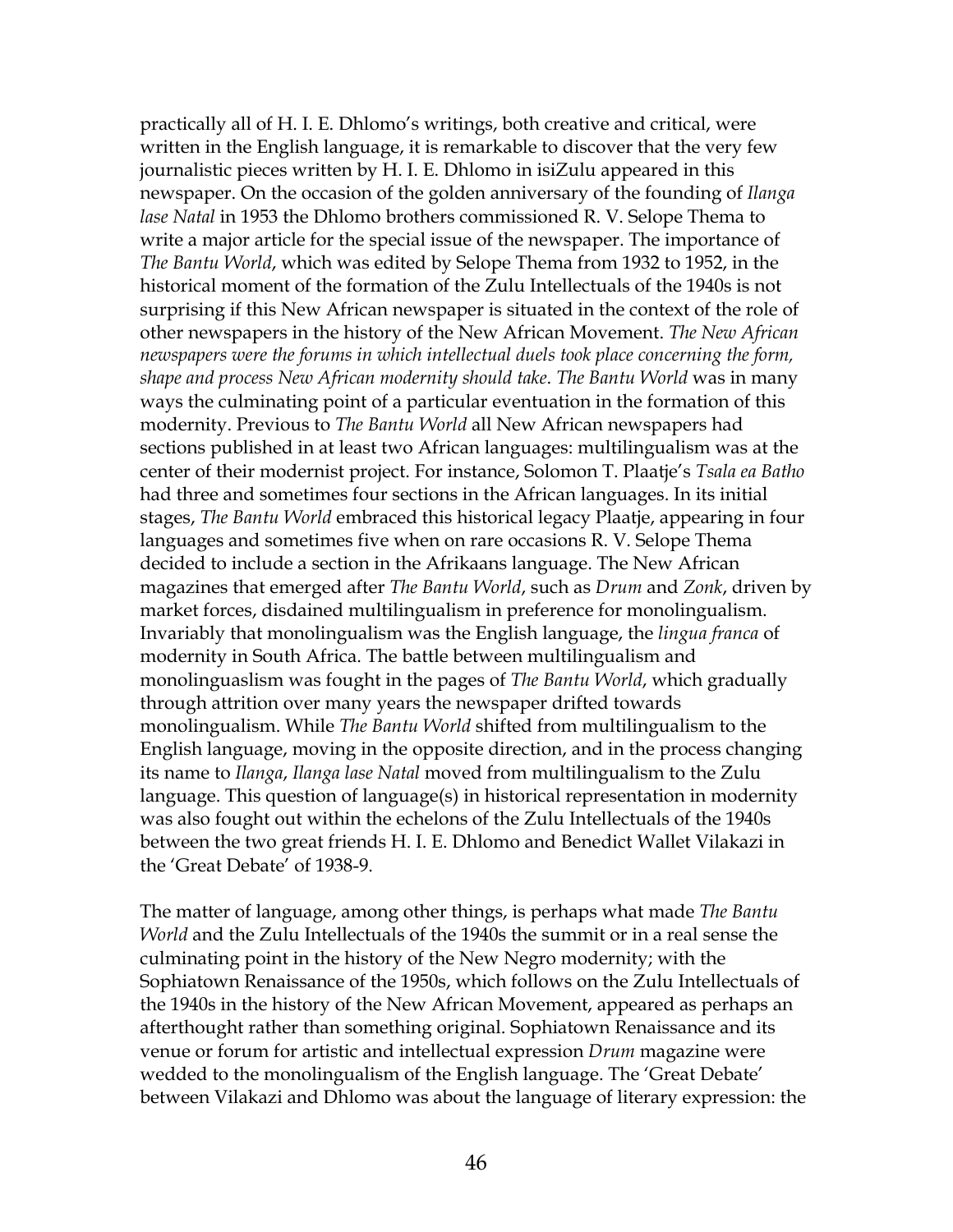practically all of H. I. E. Dhlomo's writings, both creative and critical, were written in the English language, it is remarkable to discover that the very few journalistic pieces written by H. I. E. Dhlomo in isiZulu appeared in this newspaper. On the occasion of the golden anniversary of the founding of *Ilanga lase Natal* in 1953 the Dhlomo brothers commissioned R. V. Selope Thema to write a major article for the special issue of the newspaper. The importance of *The Bantu World*, which was edited by Selope Thema from 1932 to 1952, in the historical moment of the formation of the Zulu Intellectuals of the 1940s is not surprising if this New African newspaper is situated in the context of the role of other newspapers in the history of the New African Movement. *The New African newspapers were the forums in which intellectual duels took place concerning the form, shape and process New African modernity should take*. *The Bantu World* was in many ways the culminating point of a particular eventuation in the formation of this modernity. Previous to *The Bantu World* all New African newspapers had sections published in at least two African languages: multilingualism was at the center of their modernist project. For instance, Solomon T. Plaatje's *Tsala ea Batho* had three and sometimes four sections in the African languages. In its initial stages, *The Bantu World* embraced this historical legacy Plaatje, appearing in four languages and sometimes five when on rare occasions R. V. Selope Thema decided to include a section in the Afrikaans language. The New African magazines that emerged after *The Bantu World*, such as *Drum* and *Zonk*, driven by market forces, disdained multilingualism in preference for monolingualism. Invariably that monolingualism was the English language, the *lingua franca* of modernity in South Africa. The battle between multilingualism and monolinguaslism was fought in the pages of *The Bantu World*, which gradually through attrition over many years the newspaper drifted towards monolingualism. While *The Bantu World* shifted from multilingualism to the English language, moving in the opposite direction, and in the process changing its name to *Ilanga*, *Ilanga lase Natal* moved from multilingualism to the Zulu language. This question of language(s) in historical representation in modernity was also fought out within the echelons of the Zulu Intellectuals of the 1940s between the two great friends H. I. E. Dhlomo and Benedict Wallet Vilakazi in the 'Great Debate' of 1938-9.

The matter of language, among other things, is perhaps what made *The Bantu World* and the Zulu Intellectuals of the 1940s the summit or in a real sense the culminating point in the history of the New Negro modernity; with the Sophiatown Renaissance of the 1950s, which follows on the Zulu Intellectuals of the 1940s in the history of the New African Movement, appeared as perhaps an afterthought rather than something original. Sophiatown Renaissance and its venue or forum for artistic and intellectual expression *Drum* magazine were wedded to the monolingualism of the English language. The 'Great Debate' between Vilakazi and Dhlomo was about the language of literary expression: the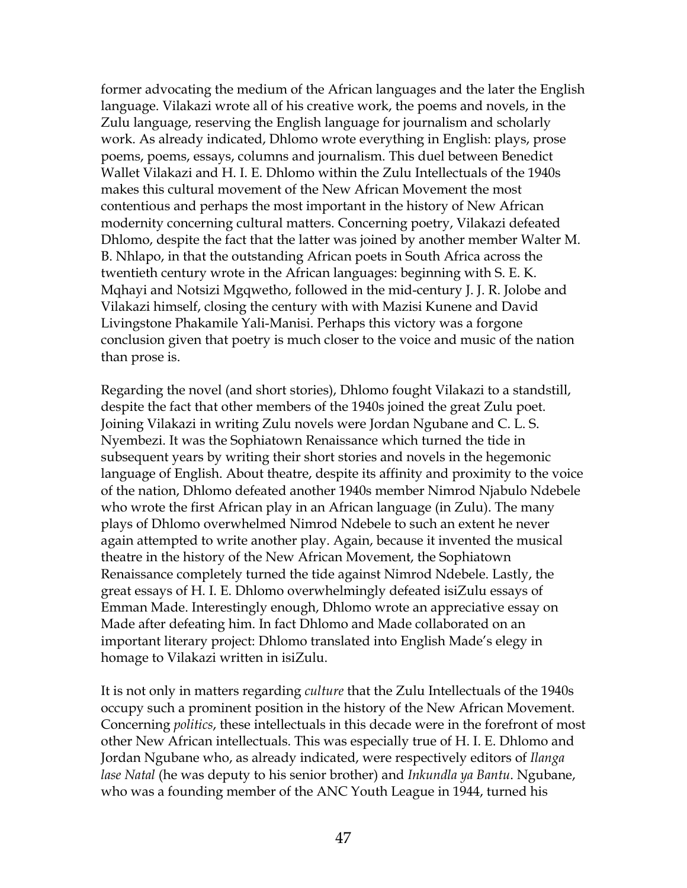former advocating the medium of the African languages and the later the English language. Vilakazi wrote all of his creative work, the poems and novels, in the Zulu language, reserving the English language for journalism and scholarly work. As already indicated, Dhlomo wrote everything in English: plays, prose poems, poems, essays, columns and journalism. This duel between Benedict Wallet Vilakazi and H. I. E. Dhlomo within the Zulu Intellectuals of the 1940s makes this cultural movement of the New African Movement the most contentious and perhaps the most important in the history of New African modernity concerning cultural matters. Concerning poetry, Vilakazi defeated Dhlomo, despite the fact that the latter was joined by another member Walter M. B. Nhlapo, in that the outstanding African poets in South Africa across the twentieth century wrote in the African languages: beginning with S. E. K. Mqhayi and Notsizi Mgqwetho, followed in the mid-century J. J. R. Jolobe and Vilakazi himself, closing the century with with Mazisi Kunene and David Livingstone Phakamile Yali-Manisi. Perhaps this victory was a forgone conclusion given that poetry is much closer to the voice and music of the nation than prose is.

Regarding the novel (and short stories), Dhlomo fought Vilakazi to a standstill, despite the fact that other members of the 1940s joined the great Zulu poet. Joining Vilakazi in writing Zulu novels were Jordan Ngubane and C. L. S. Nyembezi. It was the Sophiatown Renaissance which turned the tide in subsequent years by writing their short stories and novels in the hegemonic language of English. About theatre, despite its affinity and proximity to the voice of the nation, Dhlomo defeated another 1940s member Nimrod Njabulo Ndebele who wrote the first African play in an African language (in Zulu). The many plays of Dhlomo overwhelmed Nimrod Ndebele to such an extent he never again attempted to write another play. Again, because it invented the musical theatre in the history of the New African Movement, the Sophiatown Renaissance completely turned the tide against Nimrod Ndebele. Lastly, the great essays of H. I. E. Dhlomo overwhelmingly defeated isiZulu essays of Emman Made. Interestingly enough, Dhlomo wrote an appreciative essay on Made after defeating him. In fact Dhlomo and Made collaborated on an important literary project: Dhlomo translated into English Made's elegy in homage to Vilakazi written in isiZulu.

It is not only in matters regarding *culture* that the Zulu Intellectuals of the 1940s occupy such a prominent position in the history of the New African Movement. Concerning *politics*, these intellectuals in this decade were in the forefront of most other New African intellectuals. This was especially true of H. I. E. Dhlomo and Jordan Ngubane who, as already indicated, were respectively editors of *Ilanga lase Natal* (he was deputy to his senior brother) and *Inkundla ya Bantu*. Ngubane, who was a founding member of the ANC Youth League in 1944, turned his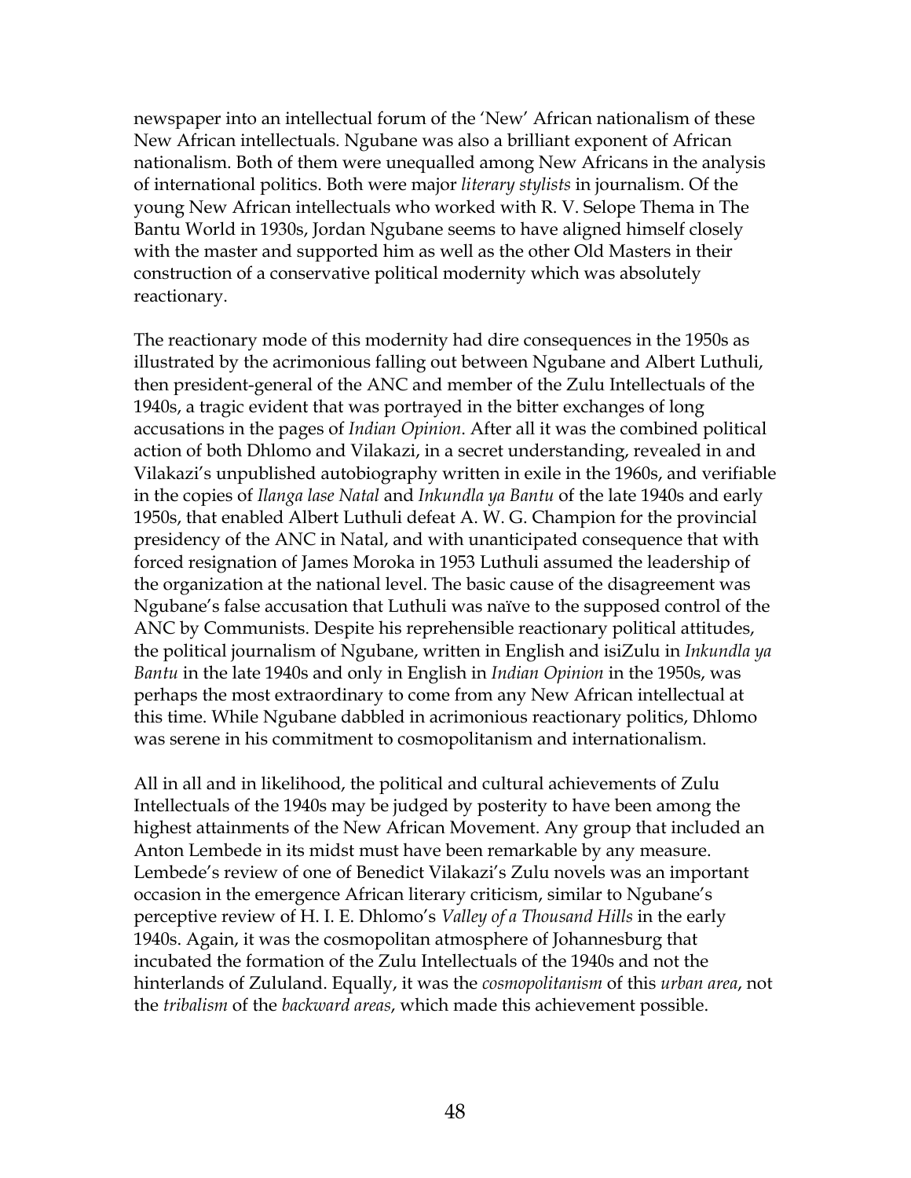newspaper into an intellectual forum of the 'New' African nationalism of these New African intellectuals. Ngubane was also a brilliant exponent of African nationalism. Both of them were unequalled among New Africans in the analysis of international politics. Both were major *literary stylists* in journalism. Of the young New African intellectuals who worked with R. V. Selope Thema in The Bantu World in 1930s, Jordan Ngubane seems to have aligned himself closely with the master and supported him as well as the other Old Masters in their construction of a conservative political modernity which was absolutely reactionary.

The reactionary mode of this modernity had dire consequences in the 1950s as illustrated by the acrimonious falling out between Ngubane and Albert Luthuli, then president-general of the ANC and member of the Zulu Intellectuals of the 1940s, a tragic evident that was portrayed in the bitter exchanges of long accusations in the pages of *Indian Opinion*. After all it was the combined political action of both Dhlomo and Vilakazi, in a secret understanding, revealed in and Vilakazi's unpublished autobiography written in exile in the 1960s, and verifiable in the copies of *Ilanga lase Natal* and *Inkundla ya Bantu* of the late 1940s and early 1950s, that enabled Albert Luthuli defeat A. W. G. Champion for the provincial presidency of the ANC in Natal, and with unanticipated consequence that with forced resignation of James Moroka in 1953 Luthuli assumed the leadership of the organization at the national level. The basic cause of the disagreement was Ngubane's false accusation that Luthuli was naïve to the supposed control of the ANC by Communists. Despite his reprehensible reactionary political attitudes, the political journalism of Ngubane, written in English and isiZulu in *Inkundla ya Bantu* in the late 1940s and only in English in *Indian Opinion* in the 1950s, was perhaps the most extraordinary to come from any New African intellectual at this time. While Ngubane dabbled in acrimonious reactionary politics, Dhlomo was serene in his commitment to cosmopolitanism and internationalism.

All in all and in likelihood, the political and cultural achievements of Zulu Intellectuals of the 1940s may be judged by posterity to have been among the highest attainments of the New African Movement. Any group that included an Anton Lembede in its midst must have been remarkable by any measure. Lembede's review of one of Benedict Vilakazi's Zulu novels was an important occasion in the emergence African literary criticism, similar to Ngubane's perceptive review of H. I. E. Dhlomo's *Valley of a Thousand Hills* in the early 1940s. Again, it was the cosmopolitan atmosphere of Johannesburg that incubated the formation of the Zulu Intellectuals of the 1940s and not the hinterlands of Zululand. Equally, it was the *cosmopolitanism* of this *urban area*, not the *tribalism* of the *backward areas*, which made this achievement possible.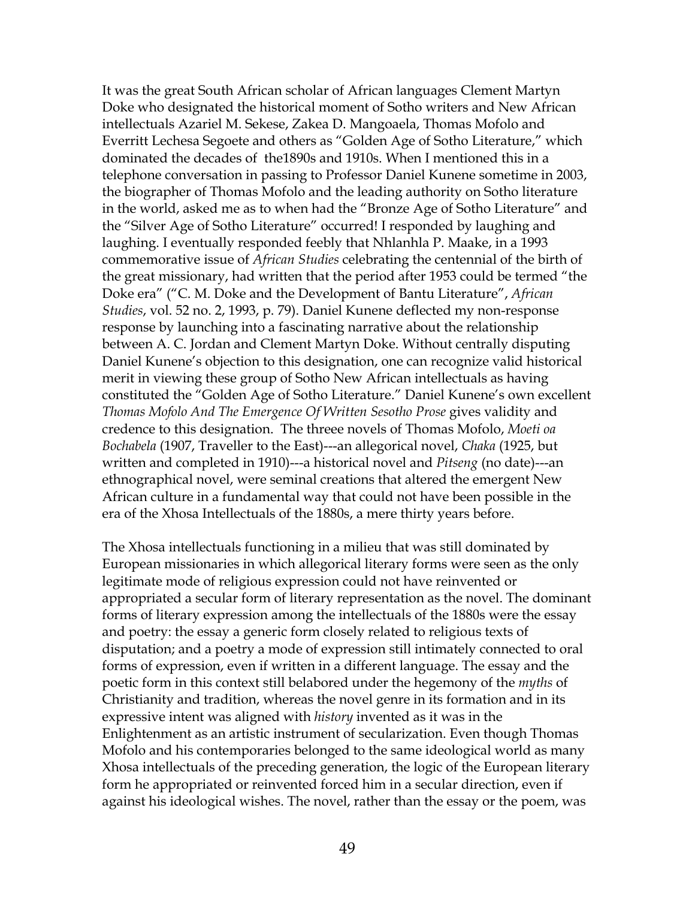It was the great South African scholar of African languages Clement Martyn Doke who designated the historical moment of Sotho writers and New African intellectuals Azariel M. Sekese, Zakea D. Mangoaela, Thomas Mofolo and Everritt Lechesa Segoete and others as "Golden Age of Sotho Literature," which dominated the decades of the1890s and 1910s. When I mentioned this in a telephone conversation in passing to Professor Daniel Kunene sometime in 2003, the biographer of Thomas Mofolo and the leading authority on Sotho literature in the world, asked me as to when had the "Bronze Age of Sotho Literature" and the "Silver Age of Sotho Literature" occurred! I responded by laughing and laughing. I eventually responded feebly that Nhlanhla P. Maake, in a 1993 commemorative issue of *African Studies* celebrating the centennial of the birth of the great missionary, had written that the period after 1953 could be termed "the Doke era" ("C. M. Doke and the Development of Bantu Literature", *African Studies*, vol. 52 no. 2, 1993, p. 79). Daniel Kunene deflected my non-response response by launching into a fascinating narrative about the relationship between A. C. Jordan and Clement Martyn Doke. Without centrally disputing Daniel Kunene's objection to this designation, one can recognize valid historical merit in viewing these group of Sotho New African intellectuals as having constituted the "Golden Age of Sotho Literature." Daniel Kunene's own excellent *Thomas Mofolo And The Emergence Of Written Sesotho Prose* gives validity and credence to this designation. The threee novels of Thomas Mofolo, *Moeti oa Bochabela* (1907, Traveller to the East)---an allegorical novel, *Chaka* (1925, but written and completed in 1910)---a historical novel and *Pitseng* (no date)---an ethnographical novel, were seminal creations that altered the emergent New African culture in a fundamental way that could not have been possible in the era of the Xhosa Intellectuals of the 1880s, a mere thirty years before.

The Xhosa intellectuals functioning in a milieu that was still dominated by European missionaries in which allegorical literary forms were seen as the only legitimate mode of religious expression could not have reinvented or appropriated a secular form of literary representation as the novel. The dominant forms of literary expression among the intellectuals of the 1880s were the essay and poetry: the essay a generic form closely related to religious texts of disputation; and a poetry a mode of expression still intimately connected to oral forms of expression, even if written in a different language. The essay and the poetic form in this context still belabored under the hegemony of the *myths* of Christianity and tradition, whereas the novel genre in its formation and in its expressive intent was aligned with *history* invented as it was in the Enlightenment as an artistic instrument of secularization. Even though Thomas Mofolo and his contemporaries belonged to the same ideological world as many Xhosa intellectuals of the preceding generation, the logic of the European literary form he appropriated or reinvented forced him in a secular direction, even if against his ideological wishes. The novel, rather than the essay or the poem, was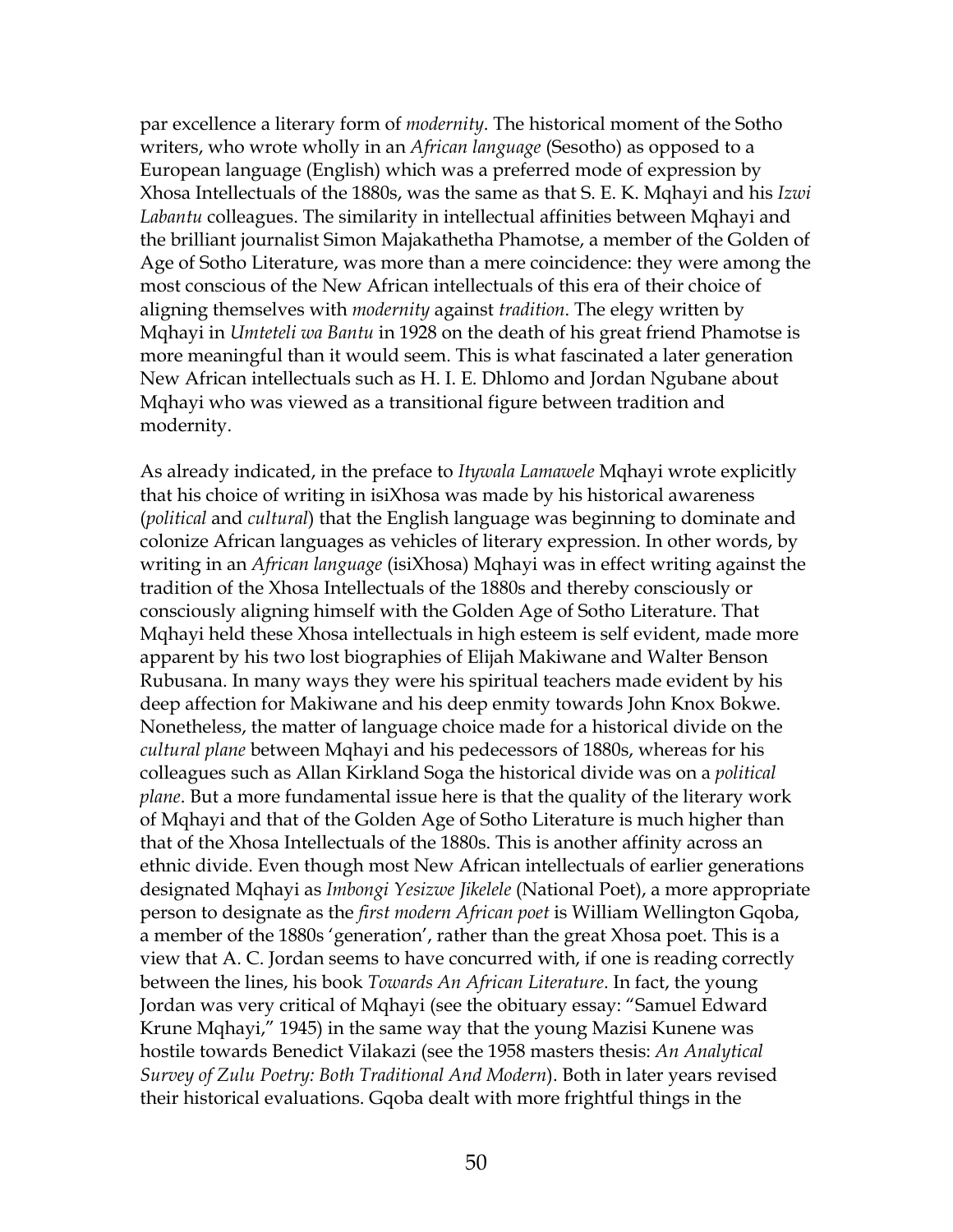par excellence a literary form of *modernity*. The historical moment of the Sotho writers, who wrote wholly in an *African language* (Sesotho) as opposed to a European language (English) which was a preferred mode of expression by Xhosa Intellectuals of the 1880s, was the same as that S. E. K. Mqhayi and his *Izwi Labantu* colleagues. The similarity in intellectual affinities between Mqhayi and the brilliant journalist Simon Majakathetha Phamotse, a member of the Golden of Age of Sotho Literature, was more than a mere coincidence: they were among the most conscious of the New African intellectuals of this era of their choice of aligning themselves with *modernity* against *tradition*. The elegy written by Mqhayi in *Umteteli wa Bantu* in 1928 on the death of his great friend Phamotse is more meaningful than it would seem. This is what fascinated a later generation New African intellectuals such as H. I. E. Dhlomo and Jordan Ngubane about Mqhayi who was viewed as a transitional figure between tradition and modernity.

As already indicated, in the preface to *Itywala Lamawele* Mqhayi wrote explicitly that his choice of writing in isiXhosa was made by his historical awareness (*political* and *cultural*) that the English language was beginning to dominate and colonize African languages as vehicles of literary expression. In other words, by writing in an *African language* (isiXhosa) Mqhayi was in effect writing against the tradition of the Xhosa Intellectuals of the 1880s and thereby consciously or consciously aligning himself with the Golden Age of Sotho Literature. That Mqhayi held these Xhosa intellectuals in high esteem is self evident, made more apparent by his two lost biographies of Elijah Makiwane and Walter Benson Rubusana. In many ways they were his spiritual teachers made evident by his deep affection for Makiwane and his deep enmity towards John Knox Bokwe. Nonetheless, the matter of language choice made for a historical divide on the *cultural plane* between Mqhayi and his pedecessors of 1880s, whereas for his colleagues such as Allan Kirkland Soga the historical divide was on a *political plane*. But a more fundamental issue here is that the quality of the literary work of Mqhayi and that of the Golden Age of Sotho Literature is much higher than that of the Xhosa Intellectuals of the 1880s. This is another affinity across an ethnic divide. Even though most New African intellectuals of earlier generations designated Mqhayi as *Imbongi Yesizwe Jikelele* (National Poet), a more appropriate person to designate as the *first modern African poet* is William Wellington Gqoba, a member of the 1880s 'generation', rather than the great Xhosa poet. This is a view that A. C. Jordan seems to have concurred with, if one is reading correctly between the lines, his book *Towards An African Literature*. In fact, the young Jordan was very critical of Mqhayi (see the obituary essay: "Samuel Edward Krune Mqhayi," 1945) in the same way that the young Mazisi Kunene was hostile towards Benedict Vilakazi (see the 1958 masters thesis: *An Analytical Survey of Zulu Poetry: Both Traditional And Modern*). Both in later years revised their historical evaluations. Gqoba dealt with more frightful things in the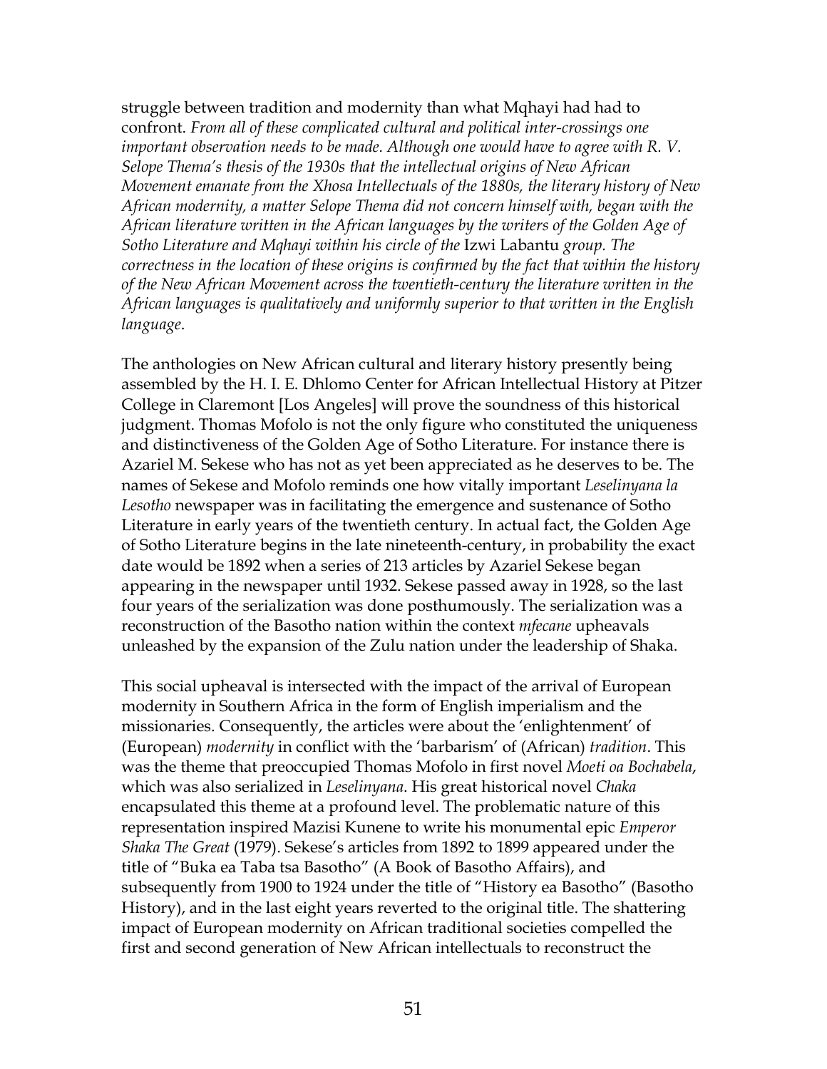struggle between tradition and modernity than what Mqhayi had had to confront. *From all of these complicated cultural and political inter-crossings one important observation needs to be made. Although one would have to agree with R. V. Selope Thema's thesis of the 1930s that the intellectual origins of New African Movement emanate from the Xhosa Intellectuals of the 1880s, the literary history of New African modernity, a matter Selope Thema did not concern himself with, began with the African literature written in the African languages by the writers of the Golden Age of Sotho Literature and Mqhayi within his circle of the* Izwi Labantu *group. The correctness in the location of these origins is confirmed by the fact that within the history of the New African Movement across the twentieth-century the literature written in the African languages is qualitatively and uniformly superior to that written in the English language*.

The anthologies on New African cultural and literary history presently being assembled by the H. I. E. Dhlomo Center for African Intellectual History at Pitzer College in Claremont [Los Angeles] will prove the soundness of this historical judgment. Thomas Mofolo is not the only figure who constituted the uniqueness and distinctiveness of the Golden Age of Sotho Literature. For instance there is Azariel M. Sekese who has not as yet been appreciated as he deserves to be. The names of Sekese and Mofolo reminds one how vitally important *Leselinyana la Lesotho* newspaper was in facilitating the emergence and sustenance of Sotho Literature in early years of the twentieth century. In actual fact, the Golden Age of Sotho Literature begins in the late nineteenth-century, in probability the exact date would be 1892 when a series of 213 articles by Azariel Sekese began appearing in the newspaper until 1932. Sekese passed away in 1928, so the last four years of the serialization was done posthumously. The serialization was a reconstruction of the Basotho nation within the context *mfecane* upheavals unleashed by the expansion of the Zulu nation under the leadership of Shaka.

This social upheaval is intersected with the impact of the arrival of European modernity in Southern Africa in the form of English imperialism and the missionaries. Consequently, the articles were about the 'enlightenment' of (European) *modernity* in conflict with the 'barbarism' of (African) *tradition*. This was the theme that preoccupied Thomas Mofolo in first novel *Moeti oa Bochabela*, which was also serialized in *Leselinyana*. His great historical novel *Chaka* encapsulated this theme at a profound level. The problematic nature of this representation inspired Mazisi Kunene to write his monumental epic *Emperor Shaka The Great* (1979). Sekese's articles from 1892 to 1899 appeared under the title of "Buka ea Taba tsa Basotho" (A Book of Basotho Affairs), and subsequently from 1900 to 1924 under the title of "History ea Basotho" (Basotho History), and in the last eight years reverted to the original title. The shattering impact of European modernity on African traditional societies compelled the first and second generation of New African intellectuals to reconstruct the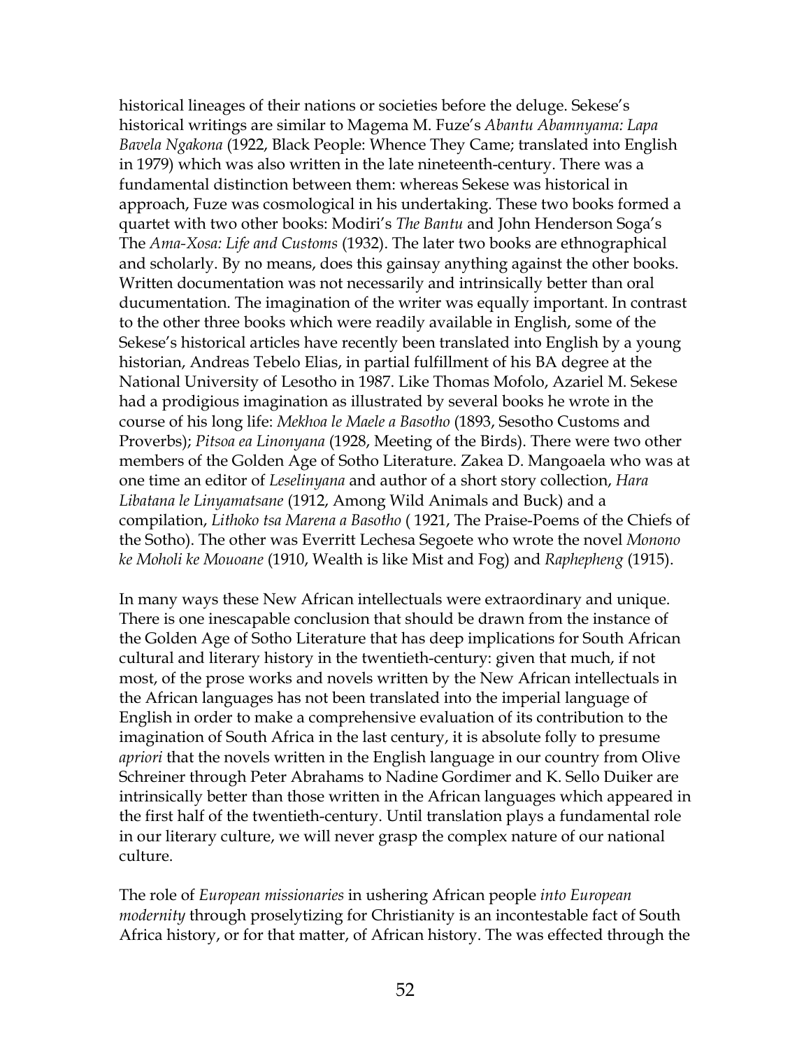historical lineages of their nations or societies before the deluge. Sekese's historical writings are similar to Magema M. Fuze's *Abantu Abamnyama: Lapa Bavela Ngakona* (1922, Black People: Whence They Came; translated into English in 1979) which was also written in the late nineteenth-century. There was a fundamental distinction between them: whereas Sekese was historical in approach, Fuze was cosmological in his undertaking. These two books formed a quartet with two other books: Modiri's *The Bantu* and John Henderson Soga's The *Ama-Xosa: Life and Customs* (1932). The later two books are ethnographical and scholarly. By no means, does this gainsay anything against the other books. Written documentation was not necessarily and intrinsically better than oral ducumentation. The imagination of the writer was equally important. In contrast to the other three books which were readily available in English, some of the Sekese's historical articles have recently been translated into English by a young historian, Andreas Tebelo Elias, in partial fulfillment of his BA degree at the National University of Lesotho in 1987. Like Thomas Mofolo, Azariel M. Sekese had a prodigious imagination as illustrated by several books he wrote in the course of his long life: *Mekhoa le Maele a Basotho* (1893, Sesotho Customs and Proverbs); *Pitsoa ea Linonyana* (1928, Meeting of the Birds). There were two other members of the Golden Age of Sotho Literature. Zakea D. Mangoaela who was at one time an editor of *Leselinyana* and author of a short story collection, *Hara Libatana le Linyamatsane* (1912, Among Wild Animals and Buck) and a compilation, *Lithoko tsa Marena a Basotho* ( 1921, The Praise-Poems of the Chiefs of the Sotho). The other was Everritt Lechesa Segoete who wrote the novel *Monono ke Moholi ke Mouoane* (1910, Wealth is like Mist and Fog) and *Raphepheng* (1915).

In many ways these New African intellectuals were extraordinary and unique. There is one inescapable conclusion that should be drawn from the instance of the Golden Age of Sotho Literature that has deep implications for South African cultural and literary history in the twentieth-century: given that much, if not most, of the prose works and novels written by the New African intellectuals in the African languages has not been translated into the imperial language of English in order to make a comprehensive evaluation of its contribution to the imagination of South Africa in the last century, it is absolute folly to presume *apriori* that the novels written in the English language in our country from Olive Schreiner through Peter Abrahams to Nadine Gordimer and K. Sello Duiker are intrinsically better than those written in the African languages which appeared in the first half of the twentieth-century. Until translation plays a fundamental role in our literary culture, we will never grasp the complex nature of our national culture.

The role of *European missionaries* in ushering African people *into European modernity* through proselytizing for Christianity is an incontestable fact of South Africa history, or for that matter, of African history. The was effected through the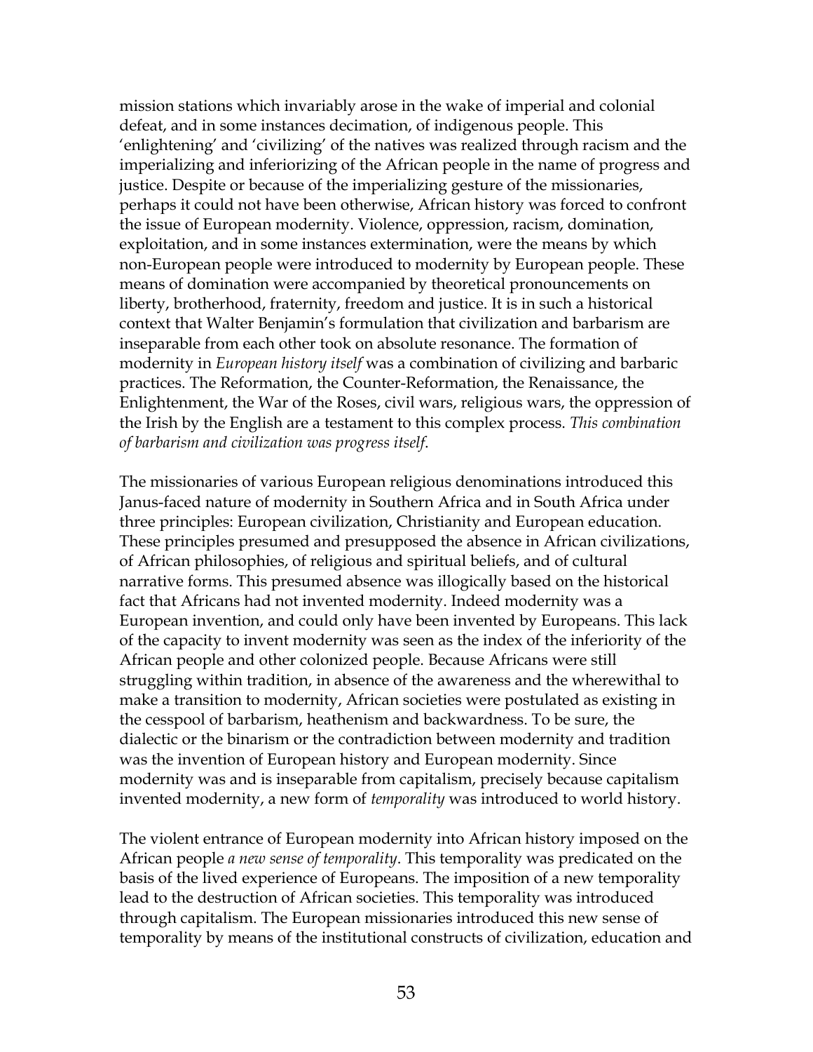mission stations which invariably arose in the wake of imperial and colonial defeat, and in some instances decimation, of indigenous people. This 'enlightening' and 'civilizing' of the natives was realized through racism and the imperializing and inferiorizing of the African people in the name of progress and justice. Despite or because of the imperializing gesture of the missionaries, perhaps it could not have been otherwise, African history was forced to confront the issue of European modernity. Violence, oppression, racism, domination, exploitation, and in some instances extermination, were the means by which non-European people were introduced to modernity by European people. These means of domination were accompanied by theoretical pronouncements on liberty, brotherhood, fraternity, freedom and justice. It is in such a historical context that Walter Benjamin's formulation that civilization and barbarism are inseparable from each other took on absolute resonance. The formation of modernity in *European history itself* was a combination of civilizing and barbaric practices. The Reformation, the Counter-Reformation, the Renaissance, the Enlightenment, the War of the Roses, civil wars, religious wars, the oppression of the Irish by the English are a testament to this complex process. *This combination of barbarism and civilization was progress itself*.

The missionaries of various European religious denominations introduced this Janus-faced nature of modernity in Southern Africa and in South Africa under three principles: European civilization, Christianity and European education. These principles presumed and presupposed the absence in African civilizations, of African philosophies, of religious and spiritual beliefs, and of cultural narrative forms. This presumed absence was illogically based on the historical fact that Africans had not invented modernity. Indeed modernity was a European invention, and could only have been invented by Europeans. This lack of the capacity to invent modernity was seen as the index of the inferiority of the African people and other colonized people. Because Africans were still struggling within tradition, in absence of the awareness and the wherewithal to make a transition to modernity, African societies were postulated as existing in the cesspool of barbarism, heathenism and backwardness. To be sure, the dialectic or the binarism or the contradiction between modernity and tradition was the invention of European history and European modernity. Since modernity was and is inseparable from capitalism, precisely because capitalism invented modernity, a new form of *temporality* was introduced to world history.

The violent entrance of European modernity into African history imposed on the African people *a new sense of temporality*. This temporality was predicated on the basis of the lived experience of Europeans. The imposition of a new temporality lead to the destruction of African societies. This temporality was introduced through capitalism. The European missionaries introduced this new sense of temporality by means of the institutional constructs of civilization, education and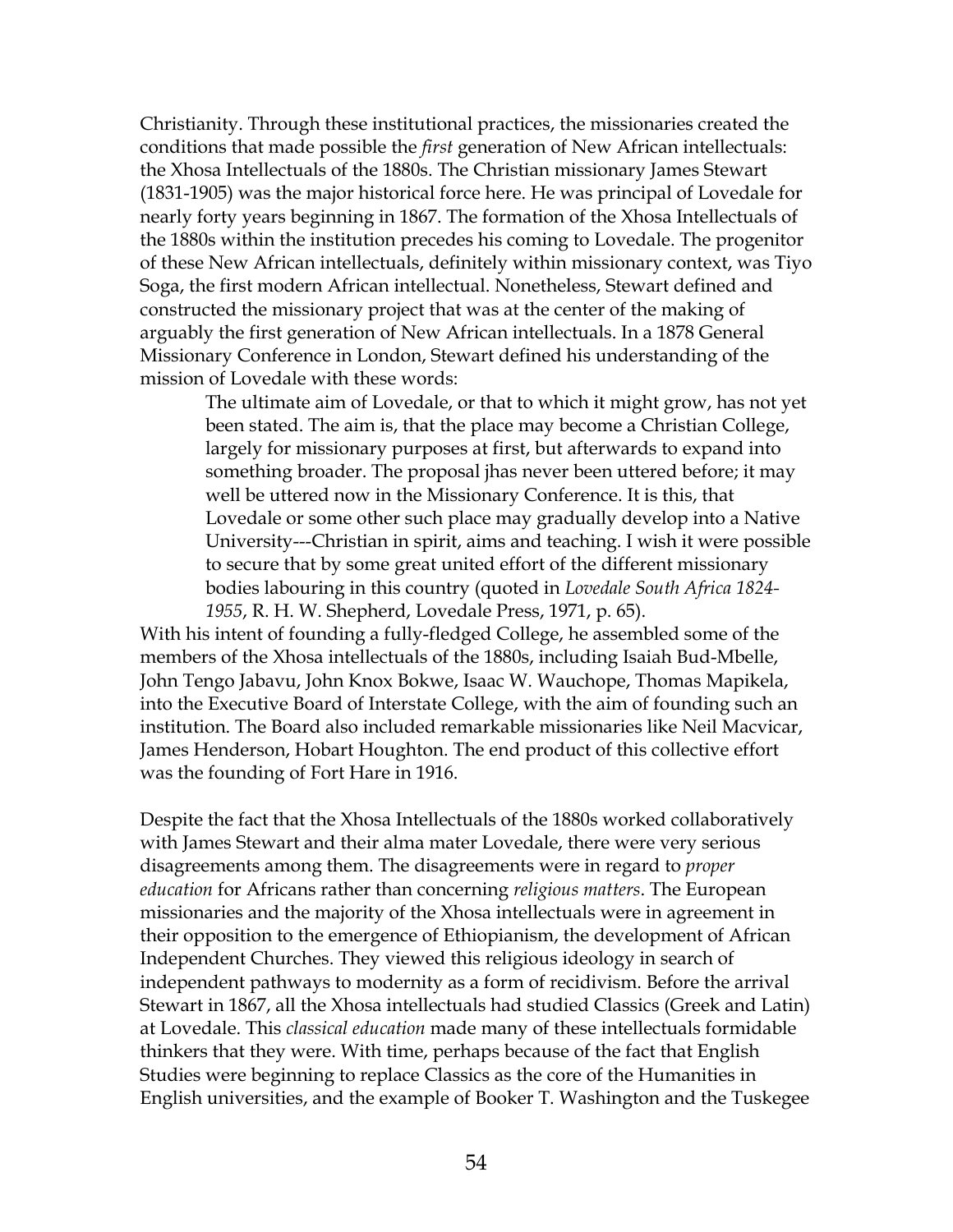Christianity. Through these institutional practices, the missionaries created the conditions that made possible the *first* generation of New African intellectuals: the Xhosa Intellectuals of the 1880s. The Christian missionary James Stewart (1831-1905) was the major historical force here. He was principal of Lovedale for nearly forty years beginning in 1867. The formation of the Xhosa Intellectuals of the 1880s within the institution precedes his coming to Lovedale. The progenitor of these New African intellectuals, definitely within missionary context, was Tiyo Soga, the first modern African intellectual. Nonetheless, Stewart defined and constructed the missionary project that was at the center of the making of arguably the first generation of New African intellectuals. In a 1878 General Missionary Conference in London, Stewart defined his understanding of the mission of Lovedale with these words:

> The ultimate aim of Lovedale, or that to which it might grow, has not yet been stated. The aim is, that the place may become a Christian College, largely for missionary purposes at first, but afterwards to expand into something broader. The proposal jhas never been uttered before; it may well be uttered now in the Missionary Conference. It is this, that Lovedale or some other such place may gradually develop into a Native University---Christian in spirit, aims and teaching. I wish it were possible to secure that by some great united effort of the different missionary bodies labouring in this country (quoted in *Lovedale South Africa 1824-1955*, R. H. W. Shepherd, Lovedale Press, 1971, p. 65).

With his intent of founding a fully-fledged College, he assembled some of the members of the Xhosa intellectuals of the 1880s, including Isaiah Bud-Mbelle, John Tengo Jabavu, John Knox Bokwe, Isaac W. Wauchope, Thomas Mapikela, into the Executive Board of Interstate College, with the aim of founding such an institution. The Board also included remarkable missionaries like Neil Macvicar, James Henderson, Hobart Houghton. The end product of this collective effort was the founding of Fort Hare in 1916.

Despite the fact that the Xhosa Intellectuals of the 1880s worked collaboratively with James Stewart and their alma mater Lovedale, there were very serious disagreements among them. The disagreements were in regard to *proper education* for Africans rather than concerning *religious matters*. The European missionaries and the majority of the Xhosa intellectuals were in agreement in their opposition to the emergence of Ethiopianism, the development of African Independent Churches. They viewed this religious ideology in search of independent pathways to modernity as a form of recidivism. Before the arrival Stewart in 1867, all the Xhosa intellectuals had studied Classics (Greek and Latin) at Lovedale. This *classical education* made many of these intellectuals formidable thinkers that they were. With time, perhaps because of the fact that English Studies were beginning to replace Classics as the core of the Humanities in English universities, and the example of Booker T. Washington and the Tuskegee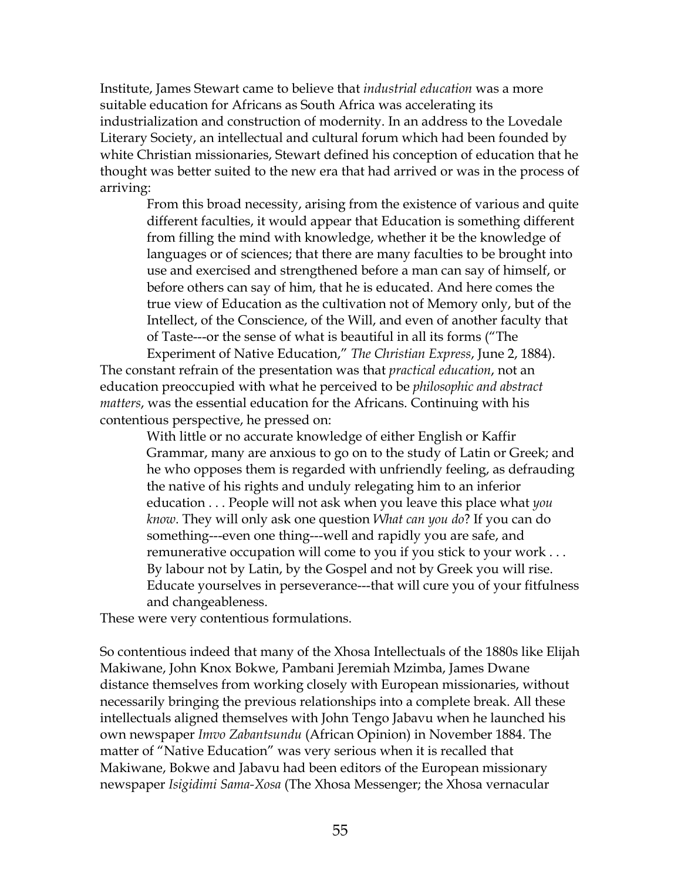Institute, James Stewart came to believe that *industrial education* was a more suitable education for Africans as South Africa was accelerating its industrialization and construction of modernity. In an address to the Lovedale Literary Society, an intellectual and cultural forum which had been founded by white Christian missionaries, Stewart defined his conception of education that he thought was better suited to the new era that had arrived or was in the process of arriving:

> From this broad necessity, arising from the existence of various and quite different faculties, it would appear that Education is something different from filling the mind with knowledge, whether it be the knowledge of languages or of sciences; that there are many faculties to be brought into use and exercised and strengthened before a man can say of himself, or before others can say of him, that he is educated. And here comes the true view of Education as the cultivation not of Memory only, but of the Intellect, of the Conscience, of the Will, and even of another faculty that of Taste---or the sense of what is beautiful in all its forms ("The Experiment of Native Education," *The Christian Express*, June 2, 1884).

The constant refrain of the presentation was that *practical education*, not an education preoccupied with what he perceived to be *philosophic and abstract matters*, was the essential education for the Africans. Continuing with his contentious perspective, he pressed on:

> With little or no accurate knowledge of either English or Kaffir Grammar, many are anxious to go on to the study of Latin or Greek; and he who opposes them is regarded with unfriendly feeling, as defrauding the native of his rights and unduly relegating him to an inferior education . . . People will not ask when you leave this place what *you know*. They will only ask one question *What can you do*? If you can do something---even one thing---well and rapidly you are safe, and remunerative occupation will come to you if you stick to your work . . . By labour not by Latin, by the Gospel and not by Greek you will rise. Educate yourselves in perseverance---that will cure you of your fitfulness and changeableness.

These were very contentious formulations.

So contentious indeed that many of the Xhosa Intellectuals of the 1880s like Elijah Makiwane, John Knox Bokwe, Pambani Jeremiah Mzimba, James Dwane distance themselves from working closely with European missionaries, without necessarily bringing the previous relationships into a complete break. All these intellectuals aligned themselves with John Tengo Jabavu when he launched his own newspaper *Imvo Zabantsundu* (African Opinion) in November 1884. The matter of "Native Education" was very serious when it is recalled that Makiwane, Bokwe and Jabavu had been editors of the European missionary newspaper *Isigidimi Sama-Xosa* (The Xhosa Messenger; the Xhosa vernacular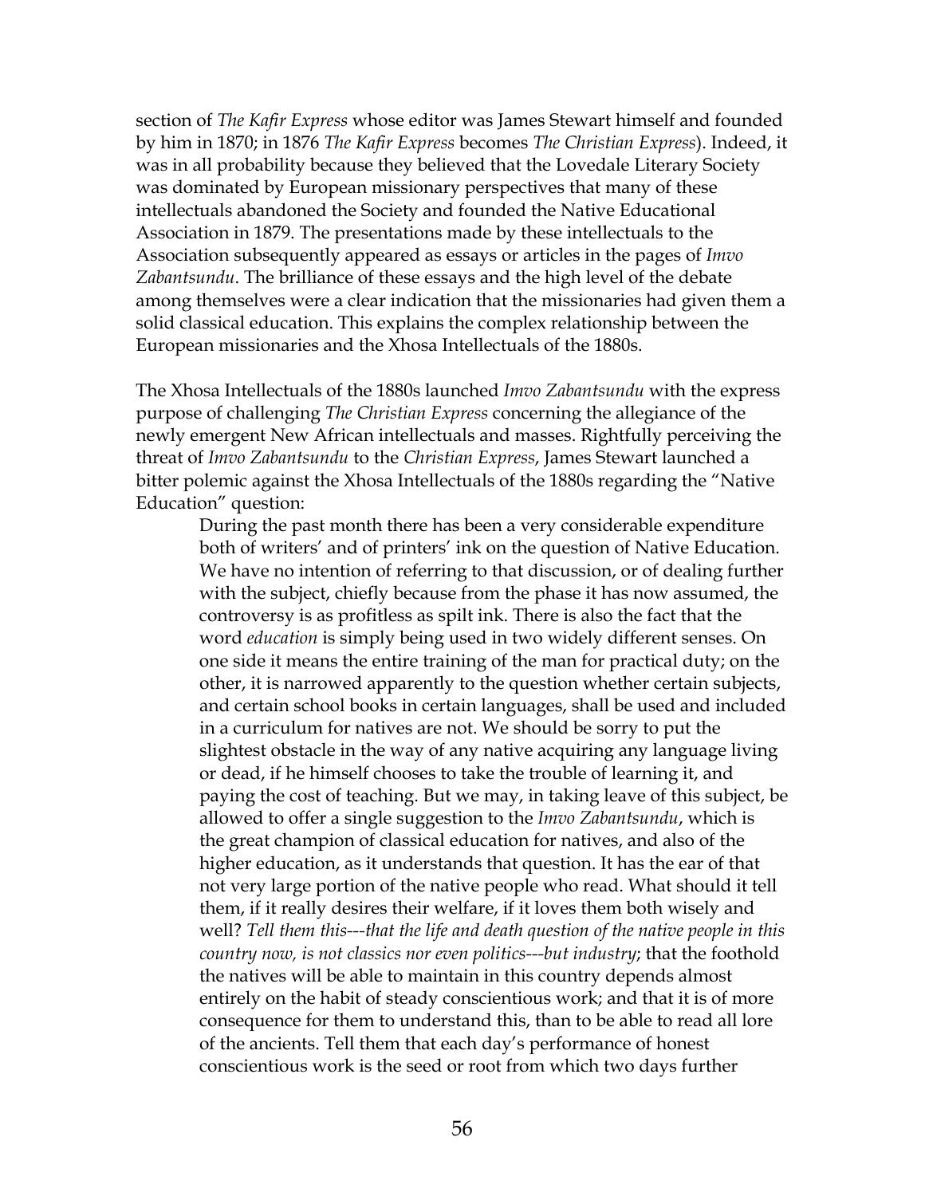section of *The Kafir Express* whose editor was James Stewart himself and founded by him in 1870; in 1876 *The Kafir Express* becomes *The Christian Express*). Indeed, it was in all probability because they believed that the Lovedale Literary Society was dominated by European missionary perspectives that many of these intellectuals abandoned the Society and founded the Native Educational Association in 1879. The presentations made by these intellectuals to the Association subsequently appeared as essays or articles in the pages of *Imvo Zabantsundu*. The brilliance of these essays and the high level of the debate among themselves were a clear indication that the missionaries had given them a solid classical education. This explains the complex relationship between the European missionaries and the Xhosa Intellectuals of the 1880s.

The Xhosa Intellectuals of the 1880s launched *Imvo Zabantsundu* with the express purpose of challenging *The Christian Express* concerning the allegiance of the newly emergent New African intellectuals and masses. Rightfully perceiving the threat of *Imvo Zabantsundu* to the *Christian Express*, James Stewart launched a bitter polemic against the Xhosa Intellectuals of the 1880s regarding the "Native Education" question:

> During the past month there has been a very considerable expenditure both of writers' and of printers' ink on the question of Native Education. We have no intention of referring to that discussion, or of dealing further with the subject, chiefly because from the phase it has now assumed, the controversy is as profitless as spilt ink. There is also the fact that the word *education* is simply being used in two widely different senses. On one side it means the entire training of the man for practical duty; on the other, it is narrowed apparently to the question whether certain subjects, and certain school books in certain languages, shall be used and included in a curriculum for natives are not. We should be sorry to put the slightest obstacle in the way of any native acquiring any language living or dead, if he himself chooses to take the trouble of learning it, and paying the cost of teaching. But we may, in taking leave of this subject, be allowed to offer a single suggestion to the *Imvo Zabantsundu*, which is the great champion of classical education for natives, and also of the higher education, as it understands that question. It has the ear of that not very large portion of the native people who read. What should it tell them, if it really desires their welfare, if it loves them both wisely and well? *Tell them this---that the life and death question of the native people in this country now, is not classics nor even politics---but industry*; that the foothold the natives will be able to maintain in this country depends almost entirely on the habit of steady conscientious work; and that it is of more consequence for them to understand this, than to be able to read all lore of the ancients. Tell them that each day's performance of honest conscientious work is the seed or root from which two days further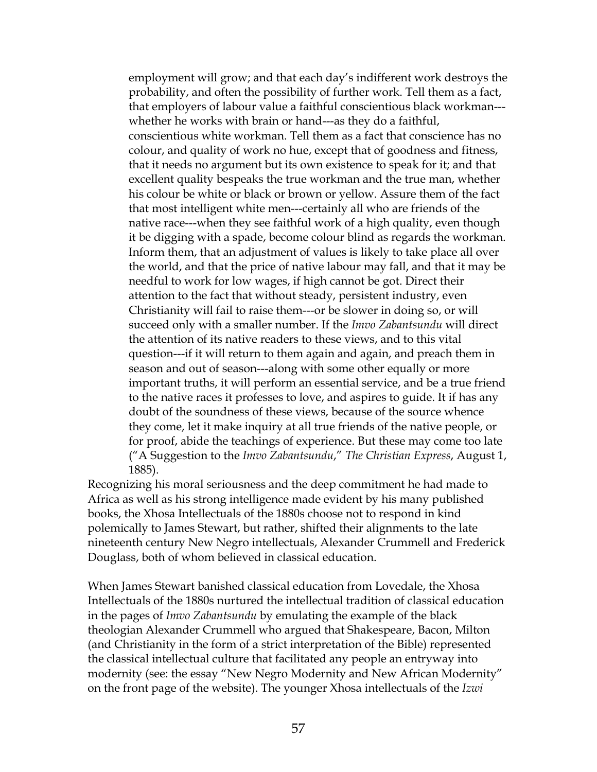> employment will grow; and that each day's indifferent work destroys the probability, and often the possibility of further work. Tell them as a fact, that employers of labour value a faithful conscientious black workman---whether he works with brain or hand---as they do a faithful, conscientious white workman. Tell them as a fact that conscience has no colour, and quality of work no hue, except that of goodness and fitness, that it needs no argument but its own existence to speak for it; and that excellent quality bespeaks the true workman and the true man, whether his colour be white or black or brown or yellow. Assure them of the fact that most intelligent white men---certainly all who are friends of the native race---when they see faithful work of a high quality, even though it be digging with a spade, become colour blind as regards the workman. Inform them, that an adjustment of values is likely to take place all over the world, and that the price of native labour may fall, and that it may be needful to work for low wages, if high cannot be got. Direct their attention to the fact that without steady, persistent industry, even Christianity will fail to raise them---or be slower in doing so, or will succeed only with a smaller number. If the *Imvo Zabantsundu* will direct the attention of its native readers to these views, and to this vital question---if it will return to them again and again, and preach them in season and out of season---along with some other equally or more important truths, it will perform an essential service, and be a true friend to the native races it professes to love, and aspires to guide. It if has any doubt of the soundness of these views, because of the source whence they come, let it make inquiry at all true friends of the native people, or for proof, abide the teachings of experience. But these may come too late ("A Suggestion to the *Imvo Zabantsundu*," *The Christian Express*, August 1, 1885).

Recognizing his moral seriousness and the deep commitment he had made to Africa as well as his strong intelligence made evident by his many published books, the Xhosa Intellectuals of the 1880s choose not to respond in kind polemically to James Stewart, but rather, shifted their alignments to the late nineteenth century New Negro intellectuals, Alexander Crummell and Frederick Douglass, both of whom believed in classical education.

When James Stewart banished classical education from Lovedale, the Xhosa Intellectuals of the 1880s nurtured the intellectual tradition of classical education in the pages of *Imvo Zabantsundu* by emulating the example of the black theologian Alexander Crummell who argued that Shakespeare, Bacon, Milton (and Christianity in the form of a strict interpretation of the Bible) represented the classical intellectual culture that facilitated any people an entryway into modernity (see: the essay "New Negro Modernity and New African Modernity" on the front page of the website). The younger Xhosa intellectuals of the *Izwi*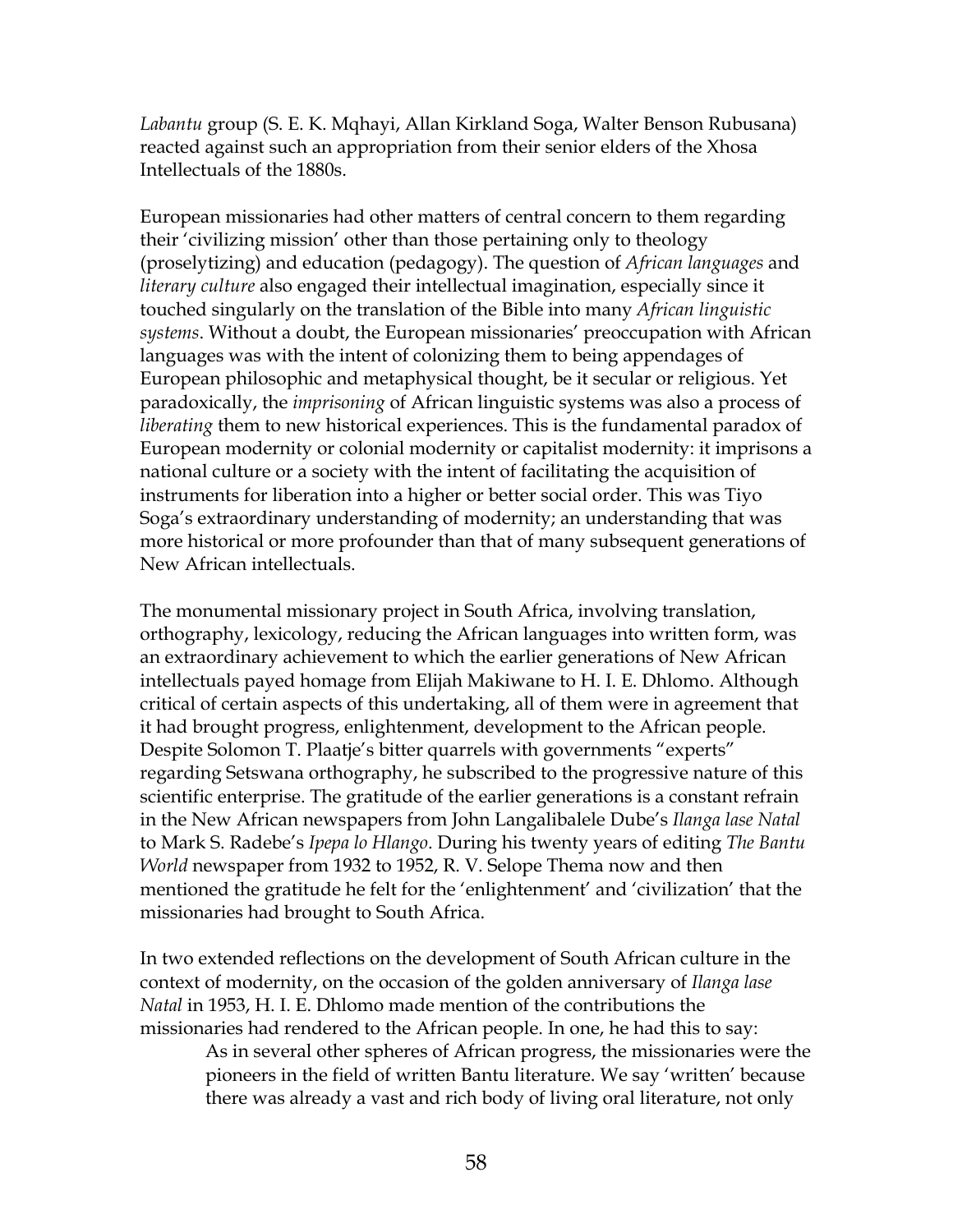*Labantu* group (S. E. K. Mqhayi, Allan Kirkland Soga, Walter Benson Rubusana) reacted against such an appropriation from their senior elders of the Xhosa Intellectuals of the 1880s.

European missionaries had other matters of central concern to them regarding their 'civilizing mission' other than those pertaining only to theology (proselytizing) and education (pedagogy). The question of *African languages* and *literary culture* also engaged their intellectual imagination, especially since it touched singularly on the translation of the Bible into many *African linguistic systems*. Without a doubt, the European missionaries' preoccupation with African languages was with the intent of colonizing them to being appendages of European philosophic and metaphysical thought, be it secular or religious. Yet paradoxically, the *imprisoning* of African linguistic systems was also a process of *liberating* them to new historical experiences. This is the fundamental paradox of European modernity or colonial modernity or capitalist modernity: it imprisons a national culture or a society with the intent of facilitating the acquisition of instruments for liberation into a higher or better social order. This was Tiyo Soga's extraordinary understanding of modernity; an understanding that was more historical or more profounder than that of many subsequent generations of New African intellectuals.

The monumental missionary project in South Africa, involving translation, orthography, lexicology, reducing the African languages into written form, was an extraordinary achievement to which the earlier generations of New African intellectuals payed homage from Elijah Makiwane to H. I. E. Dhlomo. Although critical of certain aspects of this undertaking, all of them were in agreement that it had brought progress, enlightenment, development to the African people. Despite Solomon T. Plaatje's bitter quarrels with governments "experts" regarding Setswana orthography, he subscribed to the progressive nature of this scientific enterprise. The gratitude of the earlier generations is a constant refrain in the New African newspapers from John Langalibalele Dube's *Ilanga lase Natal* to Mark S. Radebe's *Ipepa lo Hlango*. During his twenty years of editing *The Bantu World* newspaper from 1932 to 1952, R. V. Selope Thema now and then mentioned the gratitude he felt for the 'enlightenment' and 'civilization' that the missionaries had brought to South Africa.

In two extended reflections on the development of South African culture in the context of modernity, on the occasion of the golden anniversary of *Ilanga lase Natal* in 1953, H. I. E. Dhlomo made mention of the contributions the missionaries had rendered to the African people. In one, he had this to say:

> As in several other spheres of African progress, the missionaries were the pioneers in the field of written Bantu literature. We say 'written' because there was already a vast and rich body of living oral literature, not only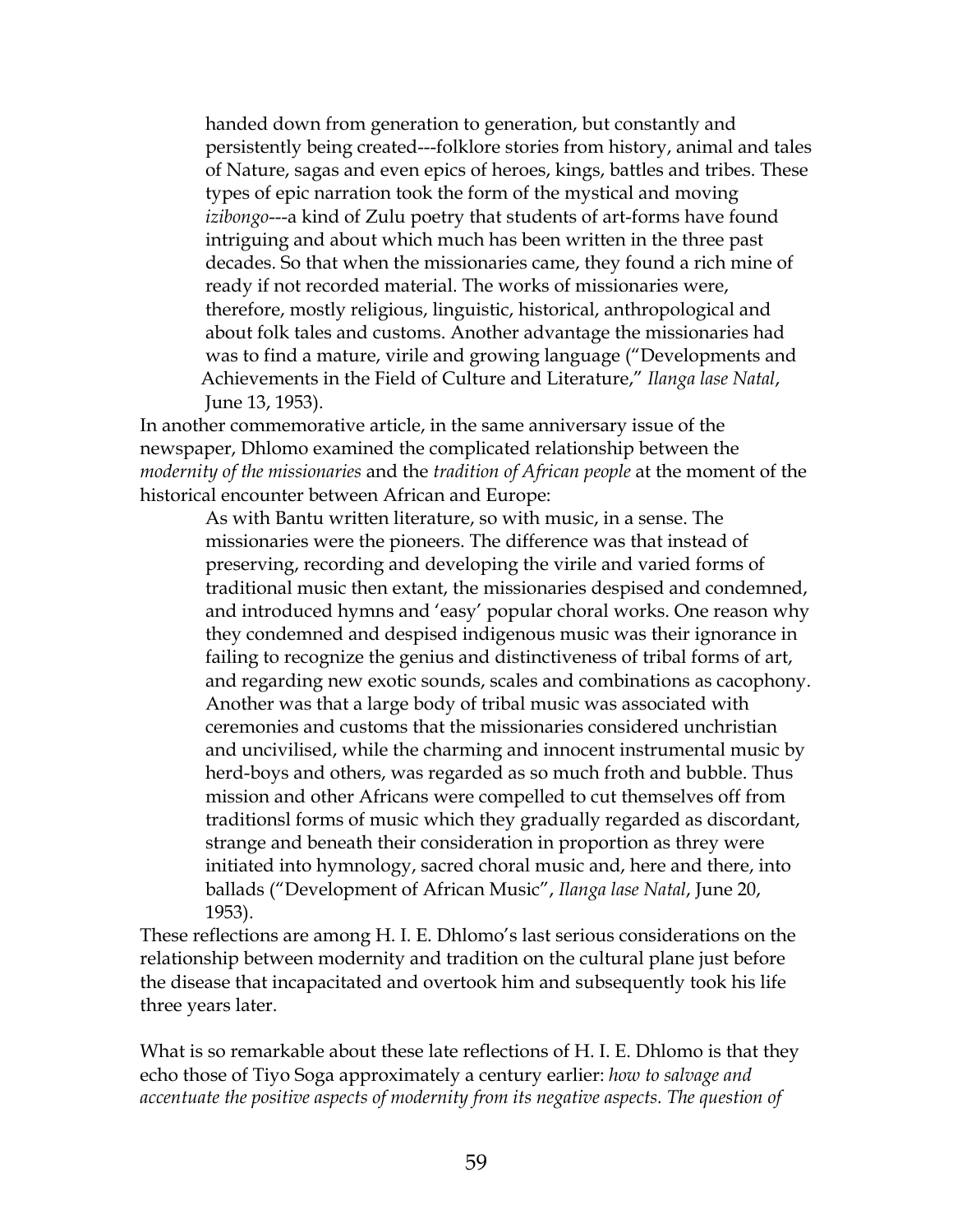> handed down from generation to generation, but constantly and persistently being created---folklore stories from history, animal and tales of Nature, sagas and even epics of heroes, kings, battles and tribes. These types of epic narration took the form of the mystical and moving *izibongo*---a kind of Zulu poetry that students of art-forms have found intriguing and about which much has been written in the three past decades. So that when the missionaries came, they found a rich mine of ready if not recorded material. The works of missionaries were, therefore, mostly religious, linguistic, historical, anthropological and about folk tales and customs. Another advantage the missionaries had was to find a mature, virile and growing language ("Developments and Achievements in the Field of Culture and Literature," *Ilanga lase Natal*, June 13, 1953).

In another commemorative article, in the same anniversary issue of the newspaper, Dhlomo examined the complicated relationship between the *modernity of the missionaries* and the *tradition of African people* at the moment of the historical encounter between African and Europe:

> As with Bantu written literature, so with music, in a sense. The missionaries were the pioneers. The difference was that instead of preserving, recording and developing the virile and varied forms of traditional music then extant, the missionaries despised and condemned, and introduced hymns and 'easy' popular choral works. One reason why they condemned and despised indigenous music was their ignorance in failing to recognize the genius and distinctiveness of tribal forms of art, and regarding new exotic sounds, scales and combinations as cacophony. Another was that a large body of tribal music was associated with ceremonies and customs that the missionaries considered unchristian and uncivilised, while the charming and innocent instrumental music by herd-boys and others, was regarded as so much froth and bubble. Thus mission and other Africans were compelled to cut themselves off from traditionsl forms of music which they gradually regarded as discordant, strange and beneath their consideration in proportion as threy were initiated into hymnology, sacred choral music and, here and there, into ballads ("Development of African Music", *Ilanga lase Natal*, June 20, 1953).

These reflections are among H. I. E. Dhlomo's last serious considerations on the relationship between modernity and tradition on the cultural plane just before the disease that incapacitated and overtook him and subsequently took his life three years later.

What is so remarkable about these late reflections of H. I. E. Dhlomo is that they echo those of Tiyo Soga approximately a century earlier: *how to salvage and accentuate the positive aspects of modernity from its negative aspects. The question of*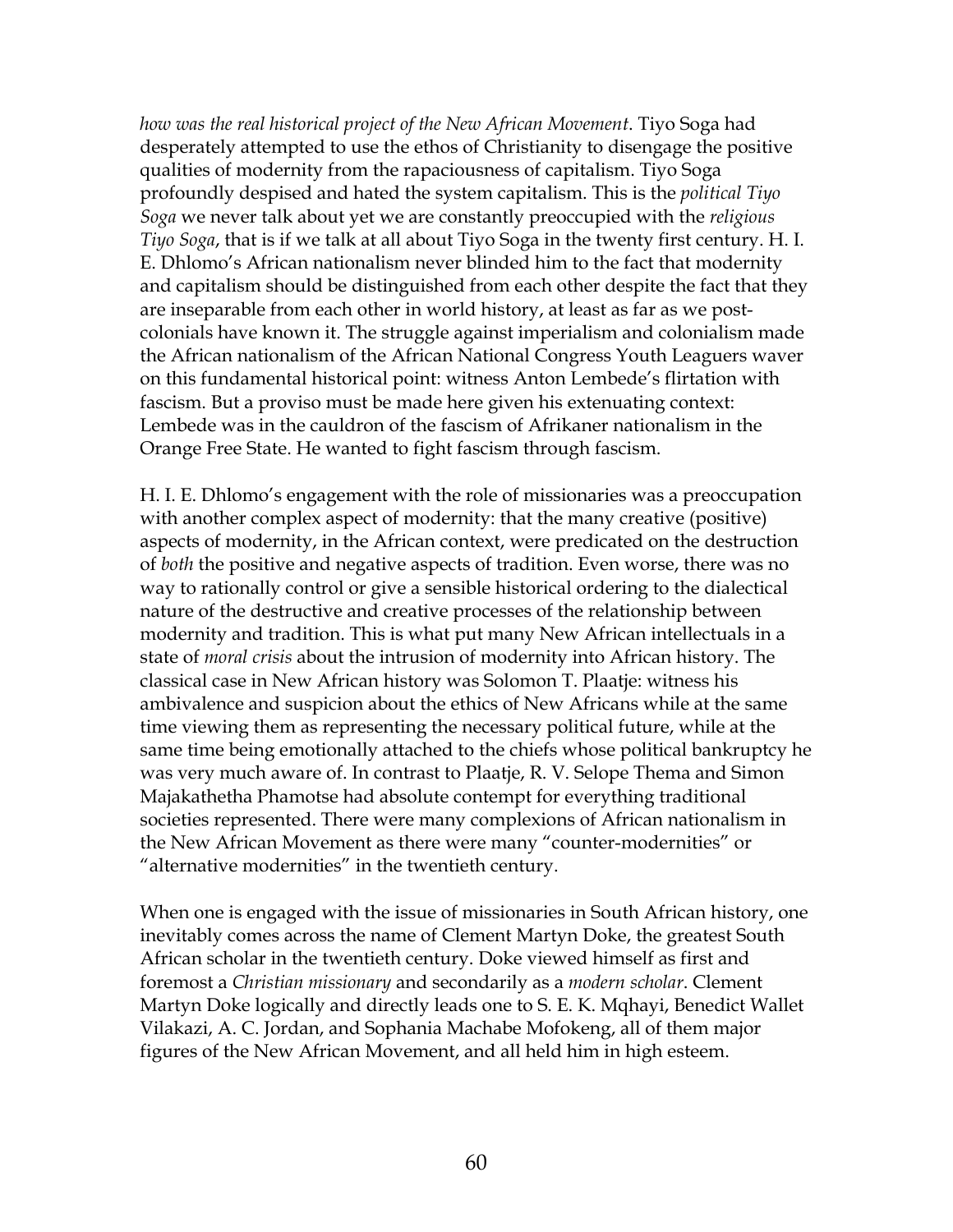*how was the real historical project of the New African Movement*. Tiyo Soga had desperately attempted to use the ethos of Christianity to disengage the positive qualities of modernity from the rapaciousness of capitalism. Tiyo Soga profoundly despised and hated the system capitalism. This is the *political Tiyo Soga* we never talk about yet we are constantly preoccupied with the *religious Tiyo Soga*, that is if we talk at all about Tiyo Soga in the twenty first century. H. I. E. Dhlomo's African nationalism never blinded him to the fact that modernity and capitalism should be distinguished from each other despite the fact that they are inseparable from each other in world history, at least as far as we post-colonials have known it. The struggle against imperialism and colonialism made the African nationalism of the African National Congress Youth Leaguers waver on this fundamental historical point: witness Anton Lembede's flirtation with fascism. But a proviso must be made here given his extenuating context: Lembede was in the cauldron of the fascism of Afrikaner nationalism in the Orange Free State. He wanted to fight fascism through fascism.

H. I. E. Dhlomo's engagement with the role of missionaries was a preoccupation with another complex aspect of modernity: that the many creative (positive) aspects of modernity, in the African context, were predicated on the destruction of *both* the positive and negative aspects of tradition. Even worse, there was no way to rationally control or give a sensible historical ordering to the dialectical nature of the destructive and creative processes of the relationship between modernity and tradition. This is what put many New African intellectuals in a state of *moral crisis* about the intrusion of modernity into African history. The classical case in New African history was Solomon T. Plaatje: witness his ambivalence and suspicion about the ethics of New Africans while at the same time viewing them as representing the necessary political future, while at the same time being emotionally attached to the chiefs whose political bankruptcy he was very much aware of. In contrast to Plaatje, R. V. Selope Thema and Simon Majakathetha Phamotse had absolute contempt for everything traditional societies represented. There were many complexions of African nationalism in the New African Movement as there were many "counter-modernities" or "alternative modernities" in the twentieth century.

When one is engaged with the issue of missionaries in South African history, one inevitably comes across the name of Clement Martyn Doke, the greatest South African scholar in the twentieth century. Doke viewed himself as first and foremost a *Christian missionary* and secondarily as a *modern scholar*. Clement Martyn Doke logically and directly leads one to S. E. K. Mqhayi, Benedict Wallet Vilakazi, A. C. Jordan, and Sophania Machabe Mofokeng, all of them major figures of the New African Movement, and all held him in high esteem.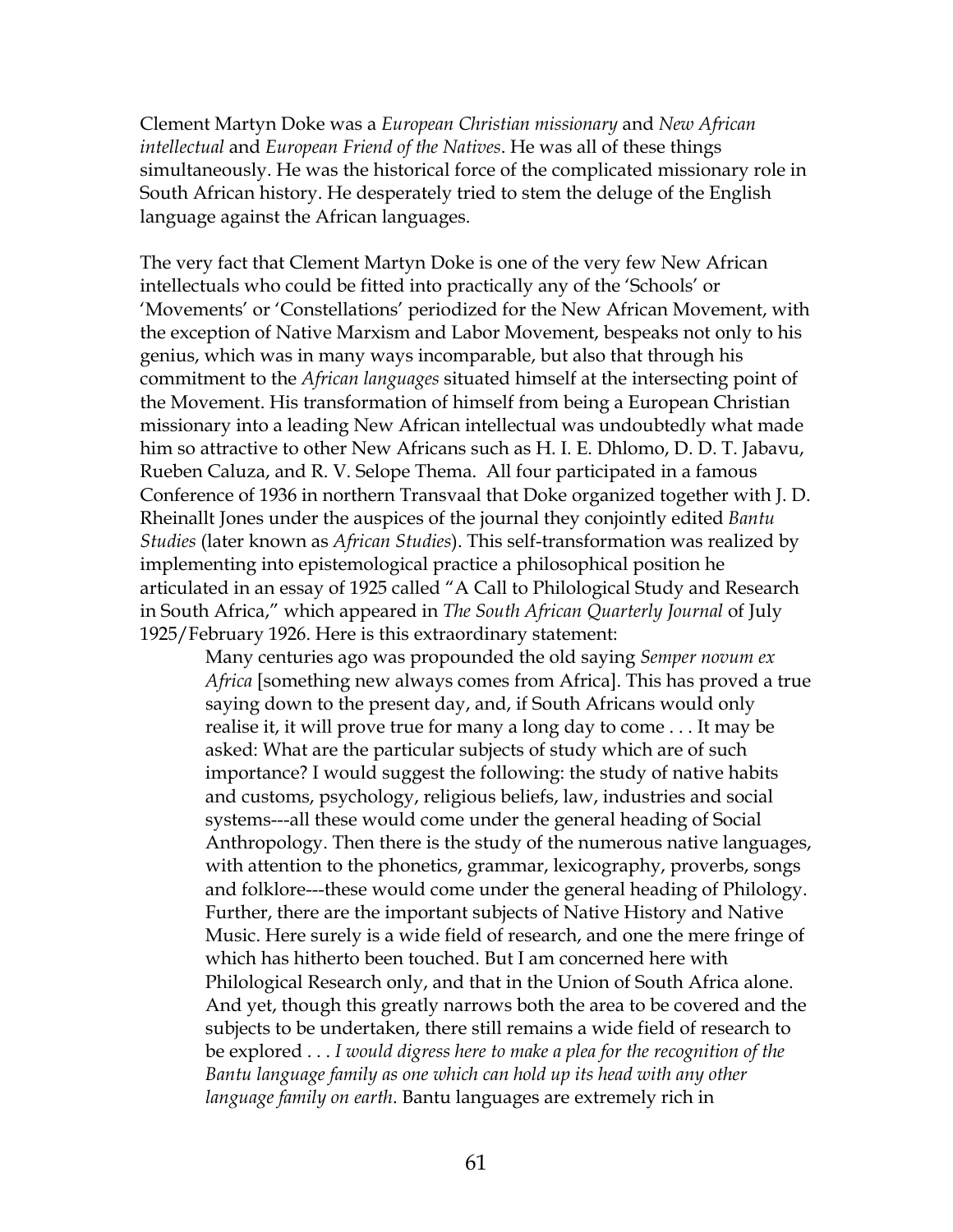Clement Martyn Doke was a *European Christian missionary* and *New African intellectual* and *European Friend of the Natives*. He was all of these things simultaneously. He was the historical force of the complicated missionary role in South African history. He desperately tried to stem the deluge of the English language against the African languages.

The very fact that Clement Martyn Doke is one of the very few New African intellectuals who could be fitted into practically any of the 'Schools' or 'Movements' or 'Constellations' periodized for the New African Movement, with the exception of Native Marxism and Labor Movement, bespeaks not only to his genius, which was in many ways incomparable, but also that through his commitment to the *African languages* situated himself at the intersecting point of the Movement. His transformation of himself from being a European Christian missionary into a leading New African intellectual was undoubtedly what made him so attractive to other New Africans such as H. I. E. Dhlomo, D. D. T. Jabavu, Rueben Caluza, and R. V. Selope Thema. All four participated in a famous Conference of 1936 in northern Transvaal that Doke organized together with J. D. Rheinallt Jones under the auspices of the journal they conjointly edited *Bantu Studies* (later known as *African Studies*). This self-transformation was realized by implementing into epistemological practice a philosophical position he articulated in an essay of 1925 called "A Call to Philological Study and Research in South Africa," which appeared in *The South African Quarterly Journal* of July 1925/February 1926. Here is this extraordinary statement:

> Many centuries ago was propounded the old saying *Semper novum ex Africa* [something new always comes from Africa]. This has proved a true saying down to the present day, and, if South Africans would only realise it, it will prove true for many a long day to come . . . It may be asked: What are the particular subjects of study which are of such importance? I would suggest the following: the study of native habits and customs, psychology, religious beliefs, law, industries and social systems---all these would come under the general heading of Social Anthropology. Then there is the study of the numerous native languages, with attention to the phonetics, grammar, lexicography, proverbs, songs and folklore---these would come under the general heading of Philology. Further, there are the important subjects of Native History and Native Music. Here surely is a wide field of research, and one the mere fringe of which has hitherto been touched. But I am concerned here with Philological Research only, and that in the Union of South Africa alone. And yet, though this greatly narrows both the area to be covered and the subjects to be undertaken, there still remains a wide field of research to be explored . . . *I would digress here to make a plea for the recognition of the Bantu language family as one which can hold up its head with any other language family on earth*. Bantu languages are extremely rich in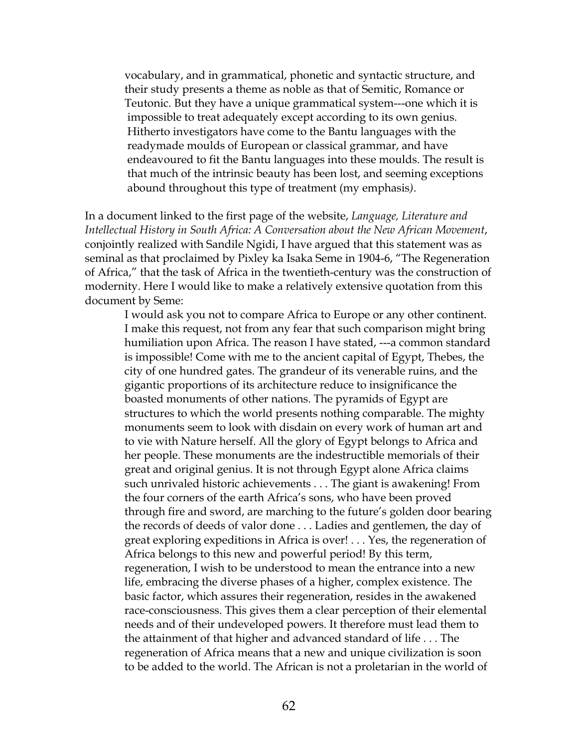> vocabulary, and in grammatical, phonetic and syntactic structure, and their study presents a theme as noble as that of Semitic, Romance or Teutonic. But they have a unique grammatical system---one which it is impossible to treat adequately except according to its own genius. Hitherto investigators have come to the Bantu languages with the readymade moulds of European or classical grammar, and have endeavoured to fit the Bantu languages into these moulds. The result is that much of the intrinsic beauty has been lost, and seeming exceptions abound throughout this type of treatment (my emphasis).

In a document linked to the first page of the website, *Language, Literature and Intellectual History in South Africa: A Conversation about the New African Movement*, conjointly realized with Sandile Ngidi, I have argued that this statement was as seminal as that proclaimed by Pixley ka Isaka Seme in 1904-6, "The Regeneration of Africa," that the task of Africa in the twentieth-century was the construction of modernity. Here I would like to make a relatively extensive quotation from this document by Seme:

> I would ask you not to compare Africa to Europe or any other continent. I make this request, not from any fear that such comparison might bring humiliation upon Africa. The reason I have stated, ---a common standard is impossible! Come with me to the ancient capital of Egypt, Thebes, the city of one hundred gates. The grandeur of its venerable ruins, and the gigantic proportions of its architecture reduce to insignificance the boasted monuments of other nations. The pyramids of Egypt are structures to which the world presents nothing comparable. The mighty monuments seem to look with disdain on every work of human art and to vie with Nature herself. All the glory of Egypt belongs to Africa and her people. These monuments are the indestructible memorials of their great and original genius. It is not through Egypt alone Africa claims such unrivaled historic achievements . . . The giant is awakening! From the four corners of the earth Africa's sons, who have been proved through fire and sword, are marching to the future's golden door bearing the records of deeds of valor done . . . Ladies and gentlemen, the day of great exploring expeditions in Africa is over! . . . Yes, the regeneration of Africa belongs to this new and powerful period! By this term, regeneration, I wish to be understood to mean the entrance into a new life, embracing the diverse phases of a higher, complex existence. The basic factor, which assures their regeneration, resides in the awakened race-consciousness. This gives them a clear perception of their elemental needs and of their undeveloped powers. It therefore must lead them to the attainment of that higher and advanced standard of life . . . The regeneration of Africa means that a new and unique civilization is soon to be added to the world. The African is not a proletarian in the world of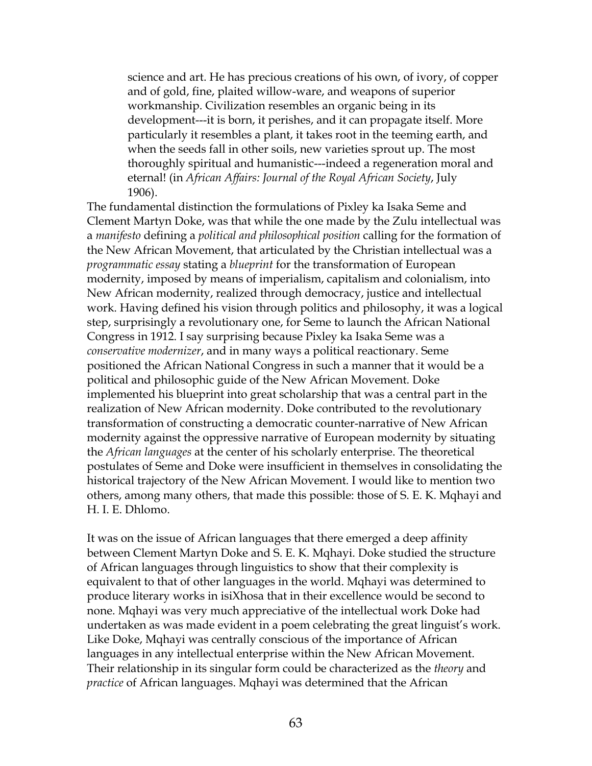> science and art. He has precious creations of his own, of ivory, of copper and of gold, fine, plaited willow-ware, and weapons of superior workmanship. Civilization resembles an organic being in its development---it is born, it perishes, and it can propagate itself. More particularly it resembles a plant, it takes root in the teeming earth, and when the seeds fall in other soils, new varieties sprout up. The most thoroughly spiritual and humanistic---indeed a regeneration moral and eternal! (in *African Affairs: Journal of the Royal African Society*, July 1906).

The fundamental distinction the formulations of Pixley ka Isaka Seme and Clement Martyn Doke, was that while the one made by the Zulu intellectual was a *manifesto* defining a *political and philosophical position* calling for the formation of the New African Movement, that articulated by the Christian intellectual was a *programmatic essay* stating a *blueprint* for the transformation of European modernity, imposed by means of imperialism, capitalism and colonialism, into New African modernity, realized through democracy, justice and intellectual work. Having defined his vision through politics and philosophy, it was a logical step, surprisingly a revolutionary one, for Seme to launch the African National Congress in 1912. I say surprising because Pixley ka Isaka Seme was a *conservative modernizer*, and in many ways a political reactionary. Seme positioned the African National Congress in such a manner that it would be a political and philosophic guide of the New African Movement. Doke implemented his blueprint into great scholarship that was a central part in the realization of New African modernity. Doke contributed to the revolutionary transformation of constructing a democratic counter-narrative of New African modernity against the oppressive narrative of European modernity by situating the *African languages* at the center of his scholarly enterprise. The theoretical postulates of Seme and Doke were insufficient in themselves in consolidating the historical trajectory of the New African Movement. I would like to mention two others, among many others, that made this possible: those of S. E. K. Mqhayi and H. I. E. Dhlomo.

It was on the issue of African languages that there emerged a deep affinity between Clement Martyn Doke and S. E. K. Mqhayi. Doke studied the structure of African languages through linguistics to show that their complexity is equivalent to that of other languages in the world. Mqhayi was determined to produce literary works in isiXhosa that in their excellence would be second to none. Mqhayi was very much appreciative of the intellectual work Doke had undertaken as was made evident in a poem celebrating the great linguist's work. Like Doke, Mqhayi was centrally conscious of the importance of African languages in any intellectual enterprise within the New African Movement. Their relationship in its singular form could be characterized as the *theory* and *practice* of African languages. Mqhayi was determined that the African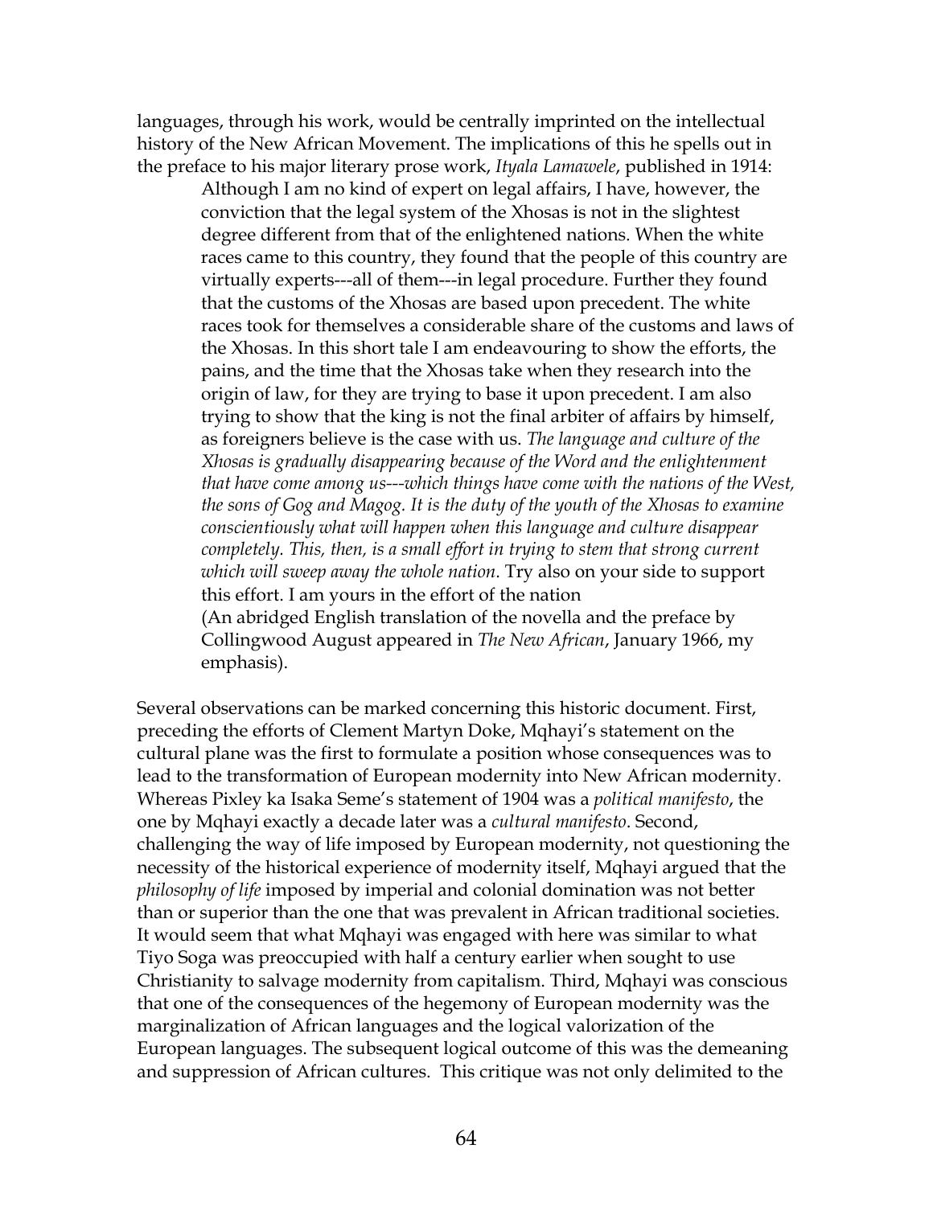languages, through his work, would be centrally imprinted on the intellectual history of the New African Movement. The implications of this he spells out in the preface to his major literary prose work, *Ityala Lamawele*, published in 1914:

> Although I am no kind of expert on legal affairs, I have, however, the conviction that the legal system of the Xhosas is not in the slightest degree different from that of the enlightened nations. When the white races came to this country, they found that the people of this country are virtually experts---all of them---in legal procedure. Further they found that the customs of the Xhosas are based upon precedent. The white races took for themselves a considerable share of the customs and laws of the Xhosas. In this short tale I am endeavouring to show the efforts, the pains, and the time that the Xhosas take when they research into the origin of law, for they are trying to base it upon precedent. I am also trying to show that the king is not the final arbiter of affairs by himself, as foreigners believe is the case with us. *The language and culture of the Xhosas is gradually disappearing because of the Word and the enlightenment that have come among us---which things have come with the nations of the West, the sons of Gog and Magog. It is the duty of the youth of the Xhosas to examine conscientiously what will happen when this language and culture disappear completely. This, then, is a small effort in trying to stem that strong current which will sweep away the whole nation*. Try also on your side to support this effort. I am yours in the effort of the nation
> (An abridged English translation of the novella and the preface by Collingwood August appeared in *The New African*, January 1966, my emphasis).

Several observations can be marked concerning this historic document. First, preceding the efforts of Clement Martyn Doke, Mqhayi's statement on the cultural plane was the first to formulate a position whose consequences was to lead to the transformation of European modernity into New African modernity. Whereas Pixley ka Isaka Seme's statement of 1904 was a *political manifesto*, the one by Mqhayi exactly a decade later was a *cultural manifesto*. Second, challenging the way of life imposed by European modernity, not questioning the necessity of the historical experience of modernity itself, Mqhayi argued that the *philosophy of life* imposed by imperial and colonial domination was not better than or superior than the one that was prevalent in African traditional societies. It would seem that what Mqhayi was engaged with here was similar to what Tiyo Soga was preoccupied with half a century earlier when sought to use Christianity to salvage modernity from capitalism. Third, Mqhayi was conscious that one of the consequences of the hegemony of European modernity was the marginalization of African languages and the logical valorization of the European languages. The subsequent logical outcome of this was the demeaning and suppression of African cultures. This critique was not only delimited to the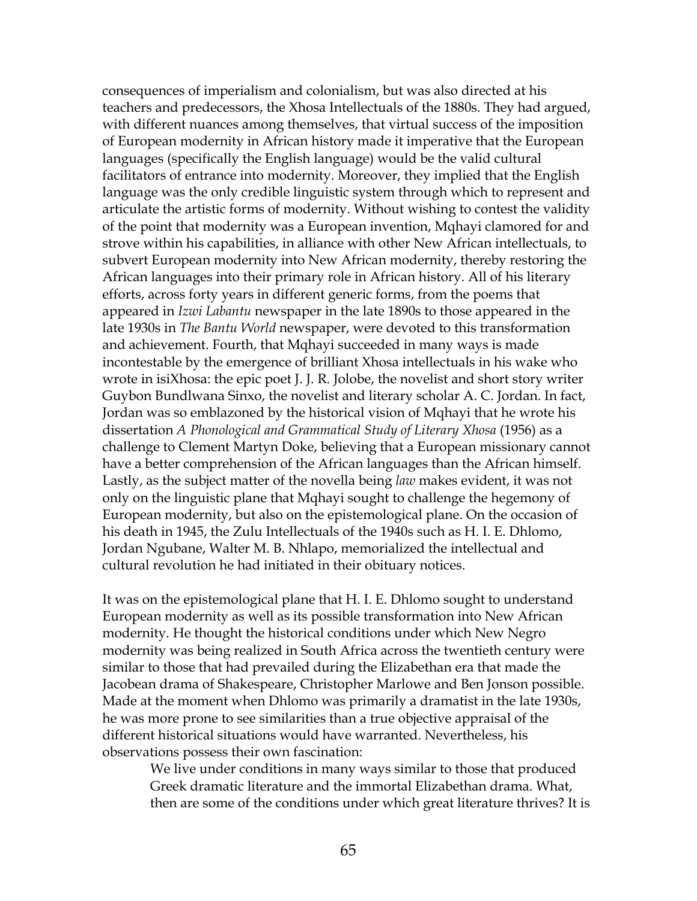consequences of imperialism and colonialism, but was also directed at his teachers and predecessors, the Xhosa Intellectuals of the 1880s. They had argued, with different nuances among themselves, that virtual success of the imposition of European modernity in African history made it imperative that the European languages (specifically the English language) would be the valid cultural facilitators of entrance into modernity. Moreover, they implied that the English language was the only credible linguistic system through which to represent and articulate the artistic forms of modernity. Without wishing to contest the validity of the point that modernity was a European invention, Mqhayi clamored for and strove within his capabilities, in alliance with other New African intellectuals, to subvert European modernity into New African modernity, thereby restoring the African languages into their primary role in African history. All of his literary efforts, across forty years in different generic forms, from the poems that appeared in *Izwi Labantu* newspaper in the late 1890s to those appeared in the late 1930s in *The Bantu World* newspaper, were devoted to this transformation and achievement. Fourth, that Mqhayi succeeded in many ways is made incontestable by the emergence of brilliant Xhosa intellectuals in his wake who wrote in isiXhosa: the epic poet J. J. R. Jolobe, the novelist and short story writer Guybon Bundlwana Sinxo, the novelist and literary scholar A. C. Jordan. In fact, Jordan was so emblazoned by the historical vision of Mqhayi that he wrote his dissertation *A Phonological and Grammatical Study of Literary Xhosa* (1956) as a challenge to Clement Martyn Doke, believing that a European missionary cannot have a better comprehension of the African languages than the African himself. Lastly, as the subject matter of the novella being *law* makes evident, it was not only on the linguistic plane that Mqhayi sought to challenge the hegemony of European modernity, but also on the epistemological plane. On the occasion of his death in 1945, the Zulu Intellectuals of the 1940s such as H. I. E. Dhlomo, Jordan Ngubane, Walter M. B. Nhlapo, memorialized the intellectual and cultural revolution he had initiated in their obituary notices.

It was on the epistemological plane that H. I. E. Dhlomo sought to understand European modernity as well as its possible transformation into New African modernity. He thought the historical conditions under which New Negro modernity was being realized in South Africa across the twentieth century were similar to those that had prevailed during the Elizabethan era that made the Jacobean drama of Shakespeare, Christopher Marlowe and Ben Jonson possible. Made at the moment when Dhlomo was primarily a dramatist in the late 1930s, he was more prone to see similarities than a true objective appraisal of the different historical situations would have warranted. Nevertheless, his observations possess their own fascination:

> We live under conditions in many ways similar to those that produced Greek dramatic literature and the immortal Elizabethan drama. What, then are some of the conditions under which great literature thrives? It is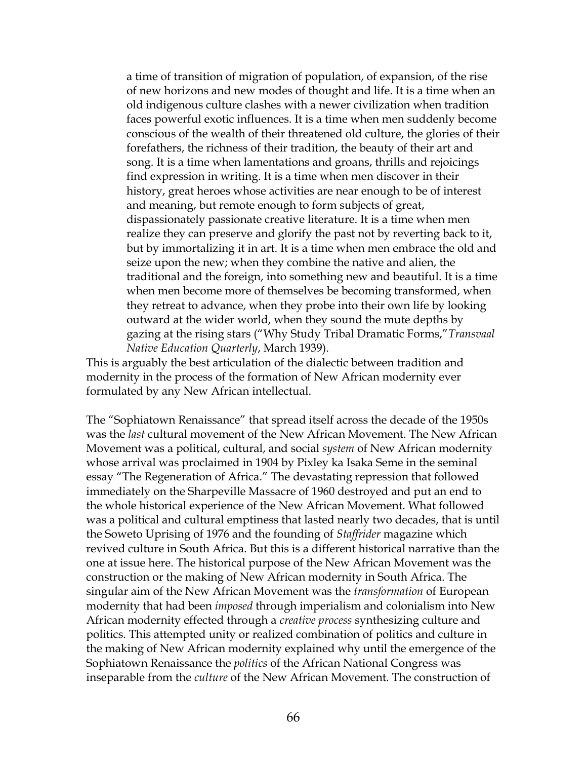> a time of transition of migration of population, of expansion, of the rise of new horizons and new modes of thought and life. It is a time when an old indigenous culture clashes with a newer civilization when tradition faces powerful exotic influences. It is a time when men suddenly become conscious of the wealth of their threatened old culture, the glories of their forefathers, the richness of their tradition, the beauty of their art and song. It is a time when lamentations and groans, thrills and rejoicings find expression in writing. It is a time when men discover in their history, great heroes whose activities are near enough to be of interest and meaning, but remote enough to form subjects of great, dispassionately passionate creative literature. It is a time when men realize they can preserve and glorify the past not by reverting back to it, but by immortalizing it in art. It is a time when men embrace the old and seize upon the new; when they combine the native and alien, the traditional and the foreign, into something new and beautiful. It is a time when men become more of themselves be becoming transformed, when they retreat to advance, when they probe into their own life by looking outward at the wider world, when they sound the mute depths by gazing at the rising stars ("Why Study Tribal Dramatic Forms,"*Transvaal Native Education Quarterly*, March 1939).

This is arguably the best articulation of the dialectic between tradition and modernity in the process of the formation of New African modernity ever formulated by any New African intellectual.

The "Sophiatown Renaissance" that spread itself across the decade of the 1950s was the *last* cultural movement of the New African Movement. The New African Movement was a political, cultural, and social *system* of New African modernity whose arrival was proclaimed in 1904 by Pixley ka Isaka Seme in the seminal essay "The Regeneration of Africa." The devastating repression that followed immediately on the Sharpeville Massacre of 1960 destroyed and put an end to the whole historical experience of the New African Movement. What followed was a political and cultural emptiness that lasted nearly two decades, that is until the Soweto Uprising of 1976 and the founding of *Staffrider* magazine which revived culture in South Africa. But this is a different historical narrative than the one at issue here. The historical purpose of the New African Movement was the construction or the making of New African modernity in South Africa. The singular aim of the New African Movement was the *transformation* of European modernity that had been *imposed* through imperialism and colonialism into New African modernity effected through a *creative process* synthesizing culture and politics. This attempted unity or realized combination of politics and culture in the making of New African modernity explained why until the emergence of the Sophiatown Renaissance the *politics* of the African National Congress was inseparable from the *culture* of the New African Movement. The construction of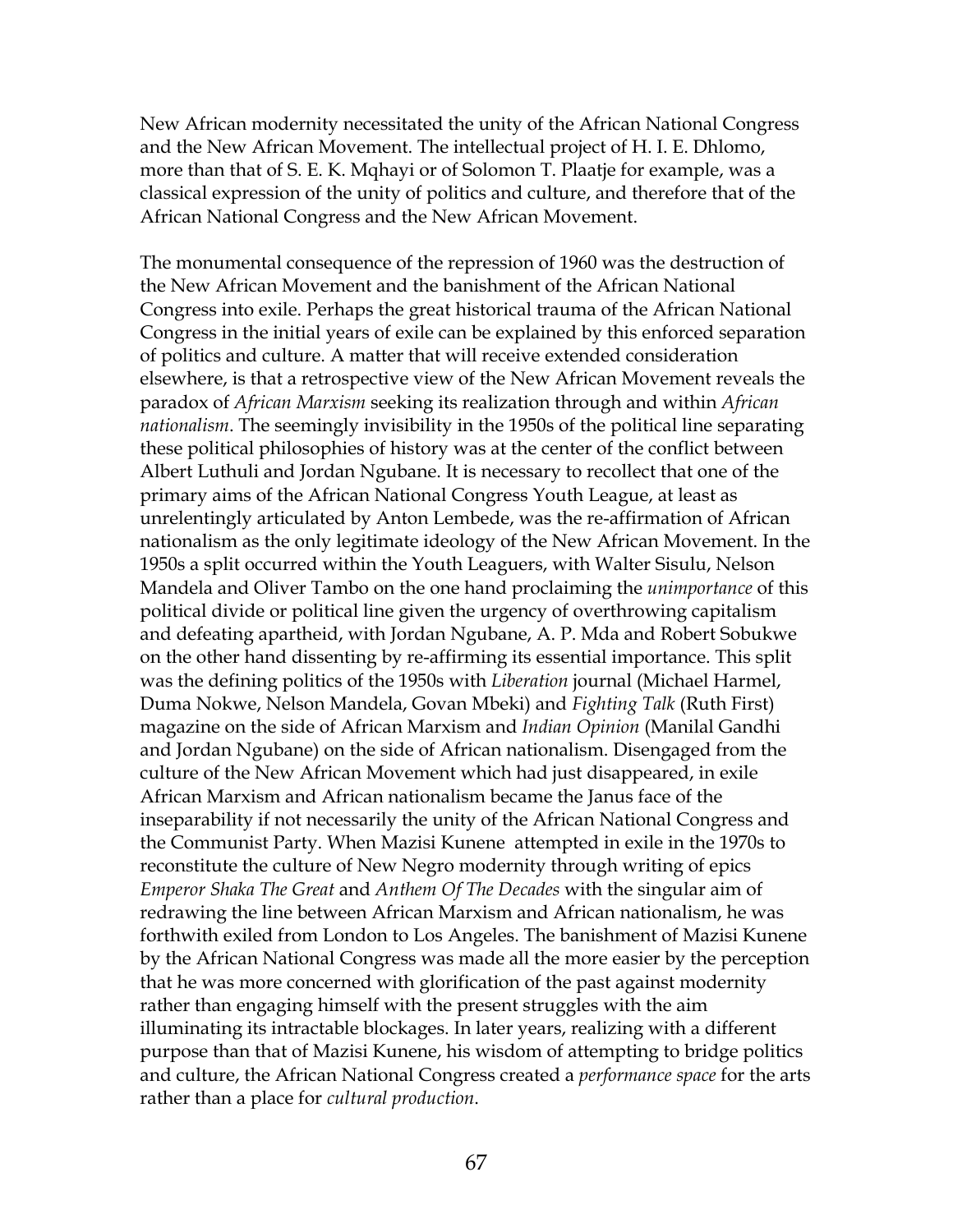New African modernity necessitated the unity of the African National Congress and the New African Movement. The intellectual project of H. I. E. Dhlomo, more than that of S. E. K. Mqhayi or of Solomon T. Plaatje for example, was a classical expression of the unity of politics and culture, and therefore that of the African National Congress and the New African Movement.

The monumental consequence of the repression of 1960 was the destruction of the New African Movement and the banishment of the African National Congress into exile. Perhaps the great historical trauma of the African National Congress in the initial years of exile can be explained by this enforced separation of politics and culture. A matter that will receive extended consideration elsewhere, is that a retrospective view of the New African Movement reveals the paradox of *African Marxism* seeking its realization through and within *African nationalism*. The seemingly invisibility in the 1950s of the political line separating these political philosophies of history was at the center of the conflict between Albert Luthuli and Jordan Ngubane. It is necessary to recollect that one of the primary aims of the African National Congress Youth League, at least as unrelentingly articulated by Anton Lembede, was the re-affirmation of African nationalism as the only legitimate ideology of the New African Movement. In the 1950s a split occurred within the Youth Leaguers, with Walter Sisulu, Nelson Mandela and Oliver Tambo on the one hand proclaiming the *unimportance* of this political divide or political line given the urgency of overthrowing capitalism and defeating apartheid, with Jordan Ngubane, A. P. Mda and Robert Sobukwe on the other hand dissenting by re-affirming its essential importance. This split was the defining politics of the 1950s with *Liberation* journal (Michael Harmel, Duma Nokwe, Nelson Mandela, Govan Mbeki) and *Fighting Talk* (Ruth First) magazine on the side of African Marxism and *Indian Opinion* (Manilal Gandhi and Jordan Ngubane) on the side of African nationalism. Disengaged from the culture of the New African Movement which had just disappeared, in exile African Marxism and African nationalism became the Janus face of the inseparability if not necessarily the unity of the African National Congress and the Communist Party. When Mazisi Kunene attempted in exile in the 1970s to reconstitute the culture of New Negro modernity through writing of epics *Emperor Shaka The Great* and *Anthem Of The Decades* with the singular aim of redrawing the line between African Marxism and African nationalism, he was forthwith exiled from London to Los Angeles. The banishment of Mazisi Kunene by the African National Congress was made all the more easier by the perception that he was more concerned with glorification of the past against modernity rather than engaging himself with the present struggles with the aim illuminating its intractable blockages. In later years, realizing with a different purpose than that of Mazisi Kunene, his wisdom of attempting to bridge politics and culture, the African National Congress created a *performance space* for the arts rather than a place for *cultural production*.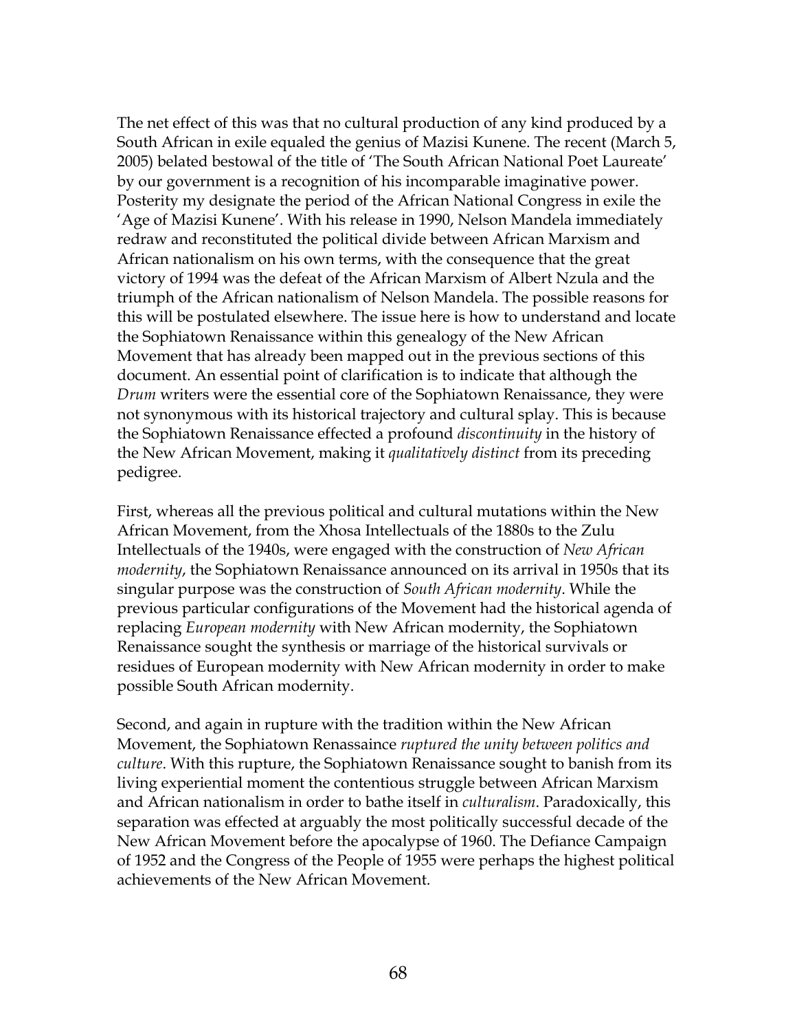The net effect of this was that no cultural production of any kind produced by a South African in exile equaled the genius of Mazisi Kunene. The recent (March 5, 2005) belated bestowal of the title of 'The South African National Poet Laureate' by our government is a recognition of his incomparable imaginative power. Posterity my designate the period of the African National Congress in exile the 'Age of Mazisi Kunene'. With his release in 1990, Nelson Mandela immediately redraw and reconstituted the political divide between African Marxism and African nationalism on his own terms, with the consequence that the great victory of 1994 was the defeat of the African Marxism of Albert Nzula and the triumph of the African nationalism of Nelson Mandela. The possible reasons for this will be postulated elsewhere. The issue here is how to understand and locate the Sophiatown Renaissance within this genealogy of the New African Movement that has already been mapped out in the previous sections of this document. An essential point of clarification is to indicate that although the *Drum* writers were the essential core of the Sophiatown Renaissance, they were not synonymous with its historical trajectory and cultural splay. This is because the Sophiatown Renaissance effected a profound *discontinuity* in the history of the New African Movement, making it *qualitatively distinct* from its preceding pedigree.

First, whereas all the previous political and cultural mutations within the New African Movement, from the Xhosa Intellectuals of the 1880s to the Zulu Intellectuals of the 1940s, were engaged with the construction of *New African modernity*, the Sophiatown Renaissance announced on its arrival in 1950s that its singular purpose was the construction of *South African modernity*. While the previous particular configurations of the Movement had the historical agenda of replacing *European modernity* with New African modernity, the Sophiatown Renaissance sought the synthesis or marriage of the historical survivals or residues of European modernity with New African modernity in order to make possible South African modernity.

Second, and again in rupture with the tradition within the New African Movement, the Sophiatown Renassaince *ruptured the unity between politics and culture*. With this rupture, the Sophiatown Renaissance sought to banish from its living experiential moment the contentious struggle between African Marxism and African nationalism in order to bathe itself in *culturalism*. Paradoxically, this separation was effected at arguably the most politically successful decade of the New African Movement before the apocalypse of 1960. The Defiance Campaign of 1952 and the Congress of the People of 1955 were perhaps the highest political achievements of the New African Movement.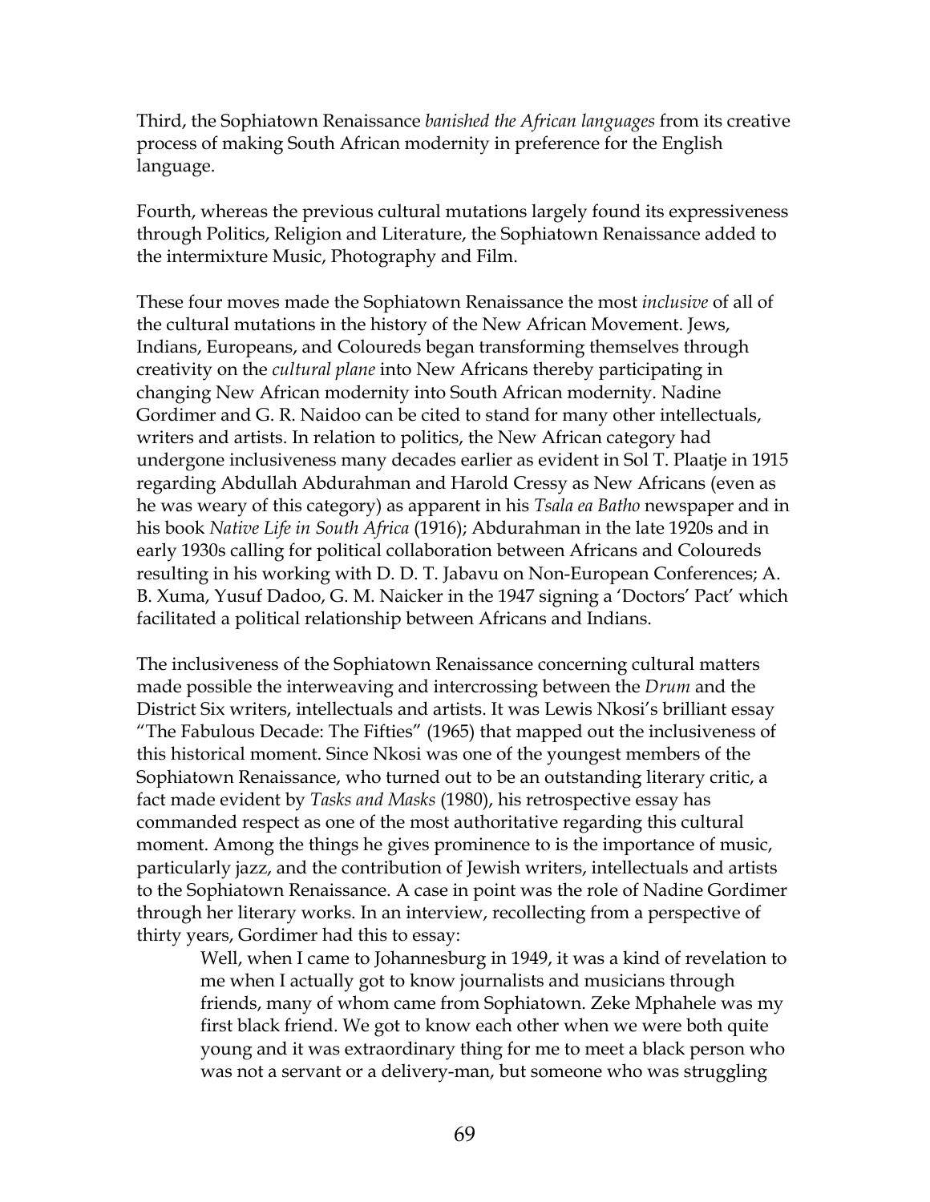Third, the Sophiatown Renaissance *banished the African languages* from its creative process of making South African modernity in preference for the English language.

Fourth, whereas the previous cultural mutations largely found its expressiveness through Politics, Religion and Literature, the Sophiatown Renaissance added to the intermixture Music, Photography and Film.

These four moves made the Sophiatown Renaissance the most *inclusive* of all of the cultural mutations in the history of the New African Movement. Jews, Indians, Europeans, and Coloureds began transforming themselves through creativity on the *cultural plane* into New Africans thereby participating in changing New African modernity into South African modernity. Nadine Gordimer and G. R. Naidoo can be cited to stand for many other intellectuals, writers and artists. In relation to politics, the New African category had undergone inclusiveness many decades earlier as evident in Sol T. Plaatje in 1915 regarding Abdullah Abdurahman and Harold Cressy as New Africans (even as he was weary of this category) as apparent in his *Tsala ea Batho* newspaper and in his book *Native Life in South Africa* (1916); Abdurahman in the late 1920s and in early 1930s calling for political collaboration between Africans and Coloureds resulting in his working with D. D. T. Jabavu on Non-European Conferences; A. B. Xuma, Yusuf Dadoo, G. M. Naicker in the 1947 signing a 'Doctors' Pact' which facilitated a political relationship between Africans and Indians.

The inclusiveness of the Sophiatown Renaissance concerning cultural matters made possible the interweaving and intercrossing between the *Drum* and the District Six writers, intellectuals and artists. It was Lewis Nkosi's brilliant essay "The Fabulous Decade: The Fifties" (1965) that mapped out the inclusiveness of this historical moment. Since Nkosi was one of the youngest members of the Sophiatown Renaissance, who turned out to be an outstanding literary critic, a fact made evident by *Tasks and Masks* (1980), his retrospective essay has commanded respect as one of the most authoritative regarding this cultural moment. Among the things he gives prominence to is the importance of music, particularly jazz, and the contribution of Jewish writers, intellectuals and artists to the Sophiatown Renaissance. A case in point was the role of Nadine Gordimer through her literary works. In an interview, recollecting from a perspective of thirty years, Gordimer had this to essay:

> Well, when I came to Johannesburg in 1949, it was a kind of revelation to me when I actually got to know journalists and musicians through friends, many of whom came from Sophiatown. Zeke Mphahele was my first black friend. We got to know each other when we were both quite young and it was extraordinary thing for me to meet a black person who was not a servant or a delivery-man, but someone who was struggling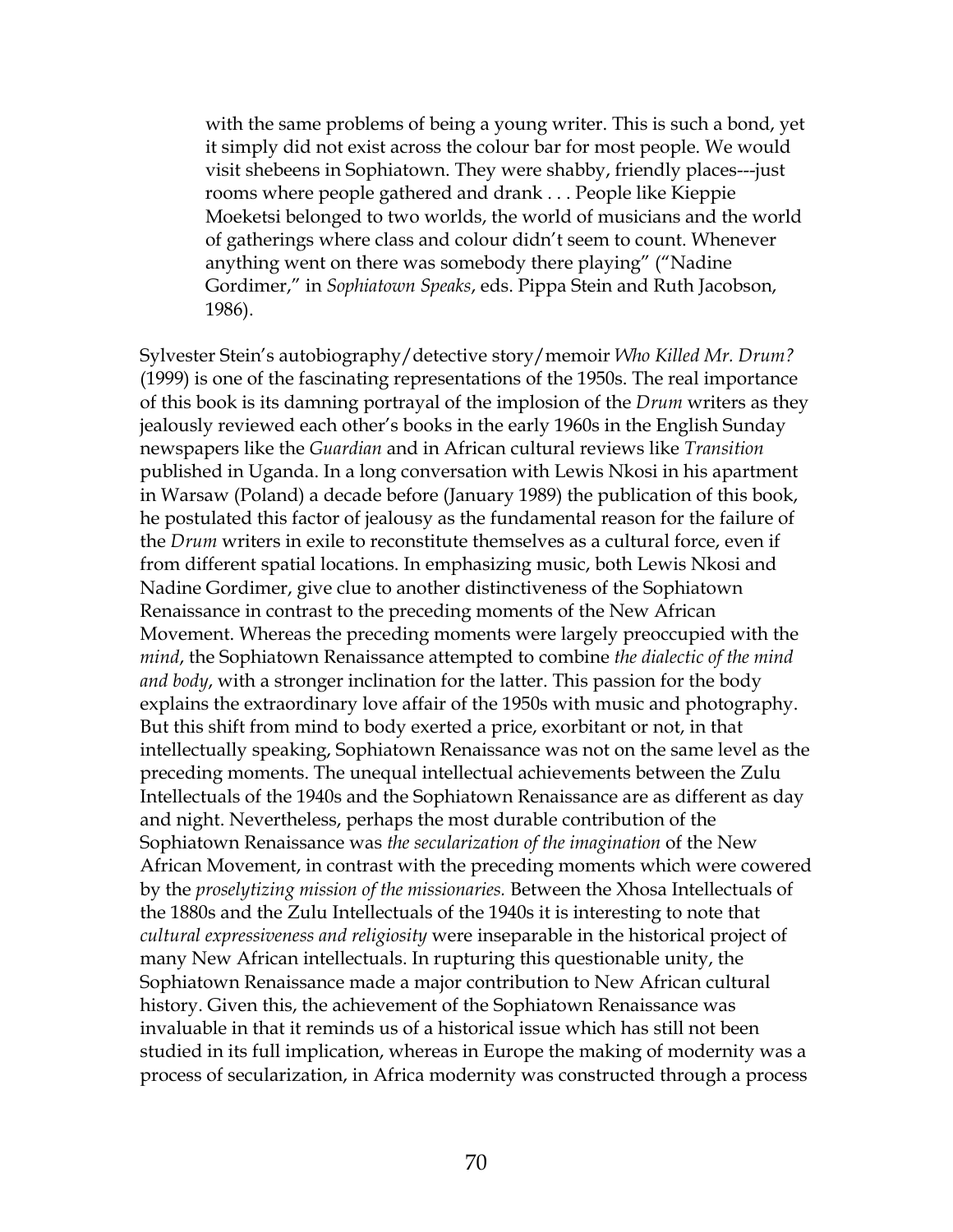> with the same problems of being a young writer. This is such a bond, yet it simply did not exist across the colour bar for most people. We would visit shebeens in Sophiatown. They were shabby, friendly places---just rooms where people gathered and drank . . . People like Kieppie Moeketsi belonged to two worlds, the world of musicians and the world of gatherings where class and colour didn't seem to count. Whenever anything went on there was somebody there playing" ("Nadine Gordimer," in *Sophiatown Speaks*, eds. Pippa Stein and Ruth Jacobson, 1986).

Sylvester Stein's autobiography/detective story/memoir *Who Killed Mr. Drum?* (1999) is one of the fascinating representations of the 1950s. The real importance of this book is its damning portrayal of the implosion of the *Drum* writers as they jealously reviewed each other's books in the early 1960s in the English Sunday newspapers like the *Guardian* and in African cultural reviews like *Transition* published in Uganda. In a long conversation with Lewis Nkosi in his apartment in Warsaw (Poland) a decade before (January 1989) the publication of this book, he postulated this factor of jealousy as the fundamental reason for the failure of the *Drum* writers in exile to reconstitute themselves as a cultural force, even if from different spatial locations. In emphasizing music, both Lewis Nkosi and Nadine Gordimer, give clue to another distinctiveness of the Sophiatown Renaissance in contrast to the preceding moments of the New African Movement. Whereas the preceding moments were largely preoccupied with the *mind*, the Sophiatown Renaissance attempted to combine *the dialectic of the mind and body*, with a stronger inclination for the latter. This passion for the body explains the extraordinary love affair of the 1950s with music and photography. But this shift from mind to body exerted a price, exorbitant or not, in that intellectually speaking, Sophiatown Renaissance was not on the same level as the preceding moments. The unequal intellectual achievements between the Zulu Intellectuals of the 1940s and the Sophiatown Renaissance are as different as day and night. Nevertheless, perhaps the most durable contribution of the Sophiatown Renaissance was *the secularization of the imagination* of the New African Movement, in contrast with the preceding moments which were cowered by the *proselytizing mission of the missionaries.* Between the Xhosa Intellectuals of the 1880s and the Zulu Intellectuals of the 1940s it is interesting to note that *cultural expressiveness and religiosity* were inseparable in the historical project of many New African intellectuals. In rupturing this questionable unity, the Sophiatown Renaissance made a major contribution to New African cultural history. Given this, the achievement of the Sophiatown Renaissance was invaluable in that it reminds us of a historical issue which has still not been studied in its full implication, whereas in Europe the making of modernity was a process of secularization, in Africa modernity was constructed through a process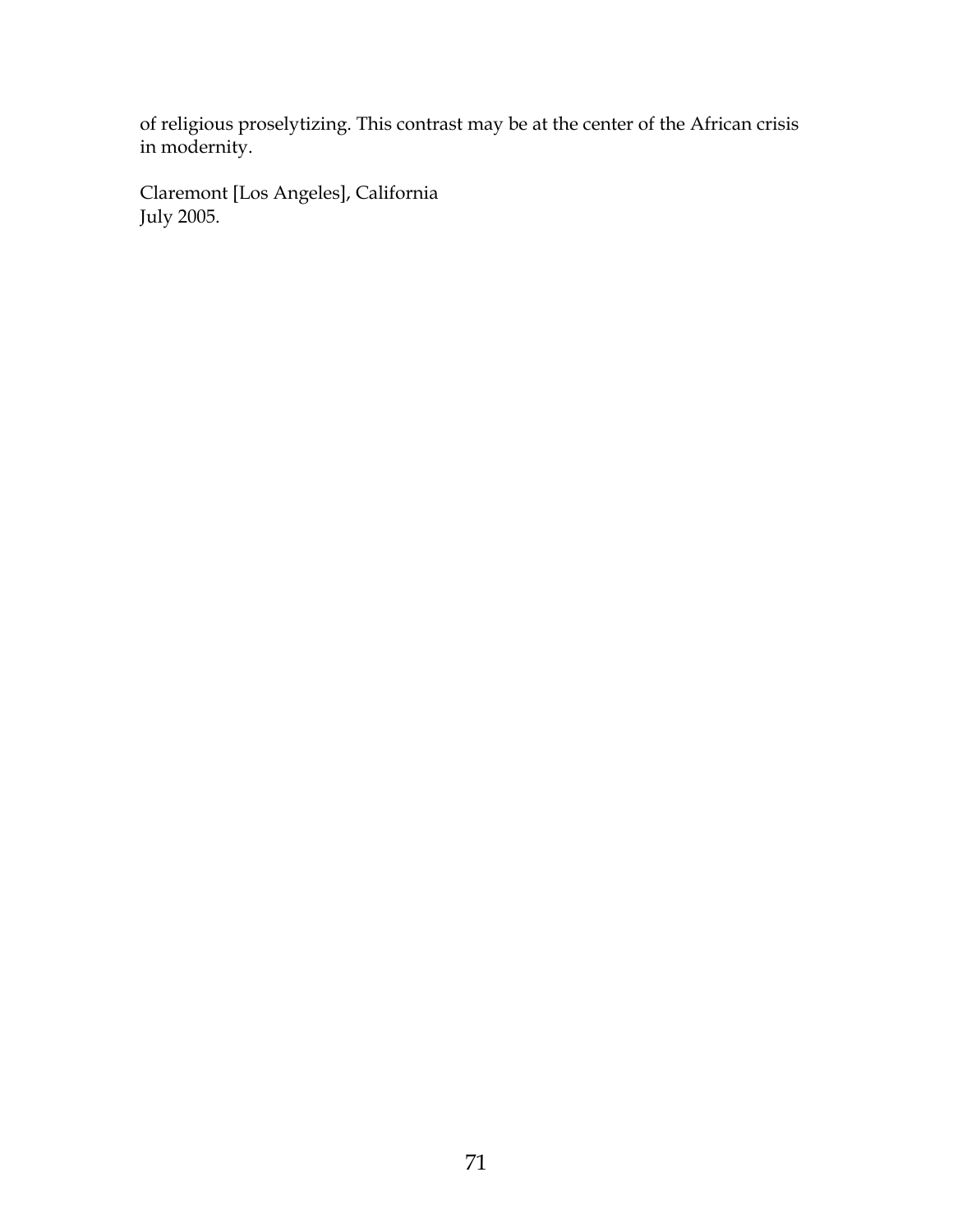of religious proselytizing. This contrast may be at the center of the African crisis in modernity.

Claremont [Los Angeles], California
July 2005.